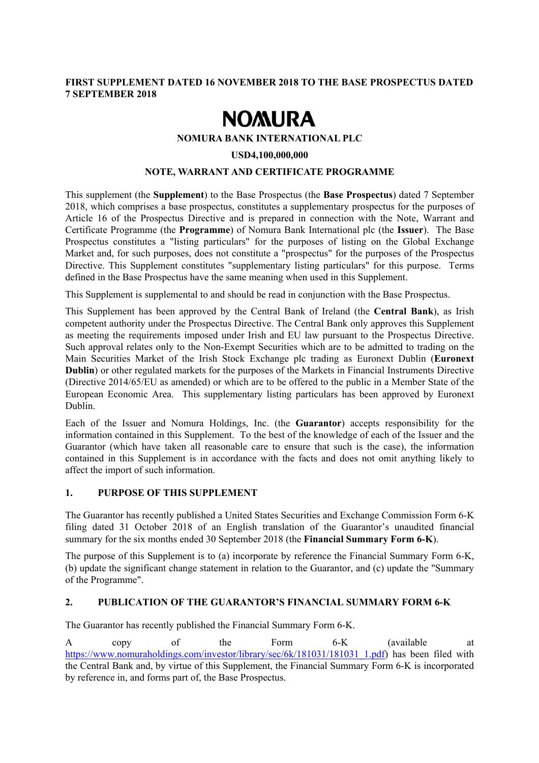**FIRST SUPPLEMENT DATED 16 NOVEMBER 2018 TO THE BASE PROSPECTUS DATED 7 SEPTEMBER 2018**

# NOMURA

**NOMURA BANK INTERNATIONAL PLC**

**USD4,100,000,000**

**NOTE, WARRANT AND CERTIFICATE PROGRAMME**

This supplement (the **Supplement**) to the Base Prospectus (the **Base Prospectus**) dated 7 September 2018, which comprises a base prospectus, constitutes a supplementary prospectus for the purposes of Article 16 of the Prospectus Directive and is prepared in connection with the Note, Warrant and Certificate Programme (the **Programme**) of Nomura Bank International plc (the **Issuer**). The Base Prospectus constitutes a "listing particulars" for the purposes of listing on the Global Exchange Market and, for such purposes, does not constitute a "prospectus" for the purposes of the Prospectus Directive. This Supplement constitutes "supplementary listing particulars" for this purpose. Terms defined in the Base Prospectus have the same meaning when used in this Supplement.

This Supplement is supplemental to and should be read in conjunction with the Base Prospectus.

This Supplement has been approved by the Central Bank of Ireland (the **Central Bank**), as Irish competent authority under the Prospectus Directive. The Central Bank only approves this Supplement as meeting the requirements imposed under Irish and EU law pursuant to the Prospectus Directive. Such approval relates only to the Non-Exempt Securities which are to be admitted to trading on the Main Securities Market of the Irish Stock Exchange plc trading as Euronext Dublin (**Euronext Dublin**) or other regulated markets for the purposes of the Markets in Financial Instruments Directive (Directive 2014/65/EU as amended) or which are to be offered to the public in a Member State of the European Economic Area. This supplementary listing particulars has been approved by Euronext Dublin.

Each of the Issuer and Nomura Holdings, Inc. (the **Guarantor**) accepts responsibility for the information contained in this Supplement. To the best of the knowledge of each of the Issuer and the Guarantor (which have taken all reasonable care to ensure that such is the case), the information contained in this Supplement is in accordance with the facts and does not omit anything likely to affect the import of such information.

## 1. PURPOSE OF THIS SUPPLEMENT

The Guarantor has recently published a United States Securities and Exchange Commission Form 6-K filing dated 31 October 2018 of an English translation of the Guarantor's unaudited financial summary for the six months ended 30 September 2018 (the **Financial Summary Form 6-K**).

The purpose of this Supplement is to (a) incorporate by reference the Financial Summary Form 6-K, (b) update the significant change statement in relation to the Guarantor, and (c) update the "Summary of the Programme".

## 2. PUBLICATION OF THE GUARANTOR'S FINANCIAL SUMMARY FORM 6-K

The Guarantor has recently published the Financial Summary Form 6-K.

A copy of the Form 6-K (available at https://www.nomuraholdings.com/investor/library/sec/6k/181031/181031_1.pdf) has been filed with the Central Bank and, by virtue of this Supplement, the Financial Summary Form 6-K is incorporated by reference in, and forms part of, the Base Prospectus.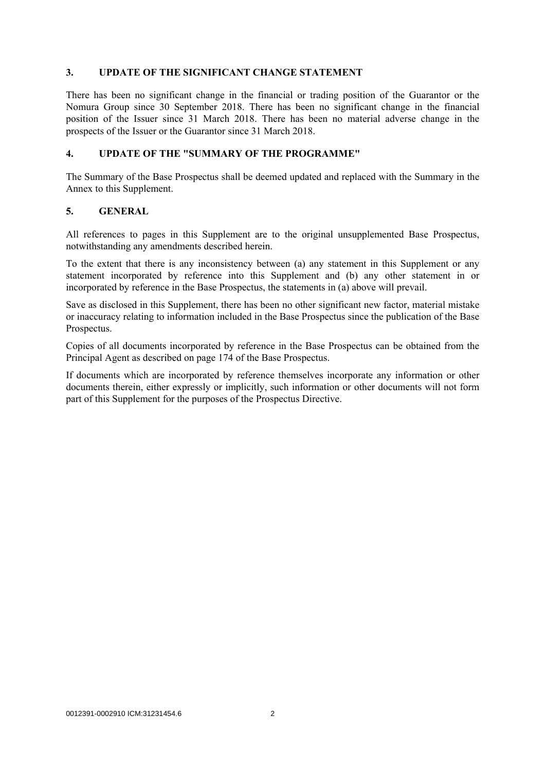## 3. UPDATE OF THE SIGNIFICANT CHANGE STATEMENT

There has been no significant change in the financial or trading position of the Guarantor or the Nomura Group since 30 September 2018. There has been no significant change in the financial position of the Issuer since 31 March 2018. There has been no material adverse change in the prospects of the Issuer or the Guarantor since 31 March 2018.

## 4. UPDATE OF THE "SUMMARY OF THE PROGRAMME"

The Summary of the Base Prospectus shall be deemed updated and replaced with the Summary in the Annex to this Supplement.

## 5. GENERAL

All references to pages in this Supplement are to the original unsupplemented Base Prospectus, notwithstanding any amendments described herein.

To the extent that there is any inconsistency between (a) any statement in this Supplement or any statement incorporated by reference into this Supplement and (b) any other statement in or incorporated by reference in the Base Prospectus, the statements in (a) above will prevail.

Save as disclosed in this Supplement, there has been no other significant new factor, material mistake or inaccuracy relating to information included in the Base Prospectus since the publication of the Base Prospectus.

Copies of all documents incorporated by reference in the Base Prospectus can be obtained from the Principal Agent as described on page 174 of the Base Prospectus.

If documents which are incorporated by reference themselves incorporate any information or other documents therein, either expressly or implicitly, such information or other documents will not form part of this Supplement for the purposes of the Prospectus Directive.

0012391-0002910 ICM:31231454.6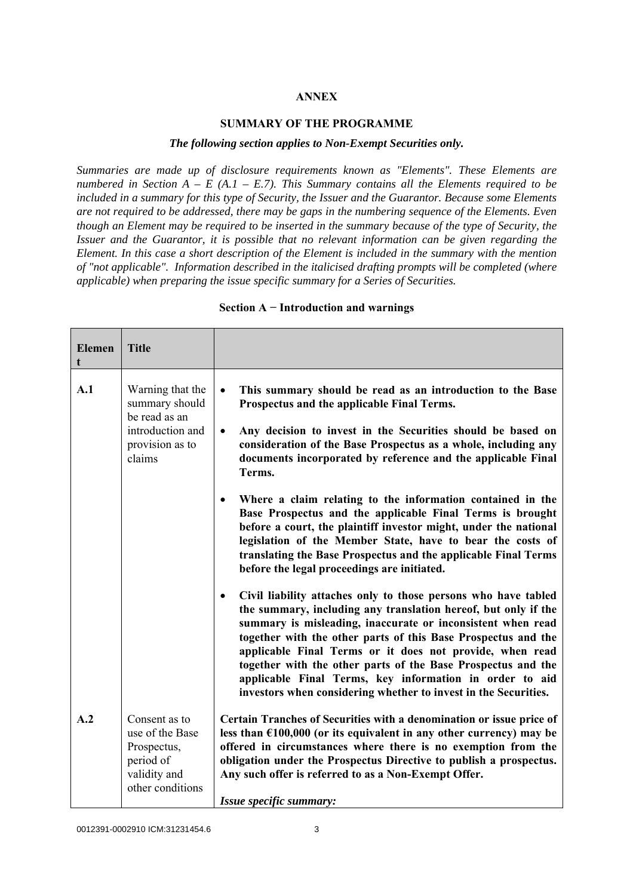# ANNEX

## SUMMARY OF THE PROGRAMME

***The following section applies to Non-Exempt Securities only.***

*Summaries are made up of disclosure requirements known as "Elements". These Elements are numbered in Section A – E (A.1 – E.7). This Summary contains all the Elements required to be included in a summary for this type of Security, the Issuer and the Guarantor. Because some Elements are not required to be addressed, there may be gaps in the numbering sequence of the Elements. Even though an Element may be required to be inserted in the summary because of the type of Security, the Issuer and the Guarantor, it is possible that no relevant information can be given regarding the Element. In this case a short description of the Element is included in the summary with the mention of "not applicable". Information described in the italicised drafting prompts will be completed (where applicable) when preparing the issue specific summary for a Series of Securities.*

### Section A − Introduction and warnings

| Element | Title | |
|---|---|---|
| **A.1** | Warning that the summary should be read as an introduction and provision as to claims | • **This summary should be read as an introduction to the Base Prospectus and the applicable Final Terms.**<br><br>• **Any decision to invest in the Securities should be based on consideration of the Base Prospectus as a whole, including any documents incorporated by reference and the applicable Final Terms.**<br><br>• **Where a claim relating to the information contained in the Base Prospectus and the applicable Final Terms is brought before a court, the plaintiff investor might, under the national legislation of the Member State, have to bear the costs of translating the Base Prospectus and the applicable Final Terms before the legal proceedings are initiated.**<br><br>• **Civil liability attaches only to those persons who have tabled the summary, including any translation hereof, but only if the summary is misleading, inaccurate or inconsistent when read together with the other parts of this Base Prospectus and the applicable Final Terms or it does not provide, when read together with the other parts of the Base Prospectus and the applicable Final Terms, key information in order to aid investors when considering whether to invest in the Securities.** |
| **A.2** | Consent as to use of the Base Prospectus, period of validity and other conditions | **Certain Tranches of Securities with a denomination or issue price of less than €100,000 (or its equivalent in any other currency) may be offered in circumstances where there is no exemption from the obligation under the Prospectus Directive to publish a prospectus. Any such offer is referred to as a Non-Exempt Offer.**<br><br>***Issue specific summary:*** |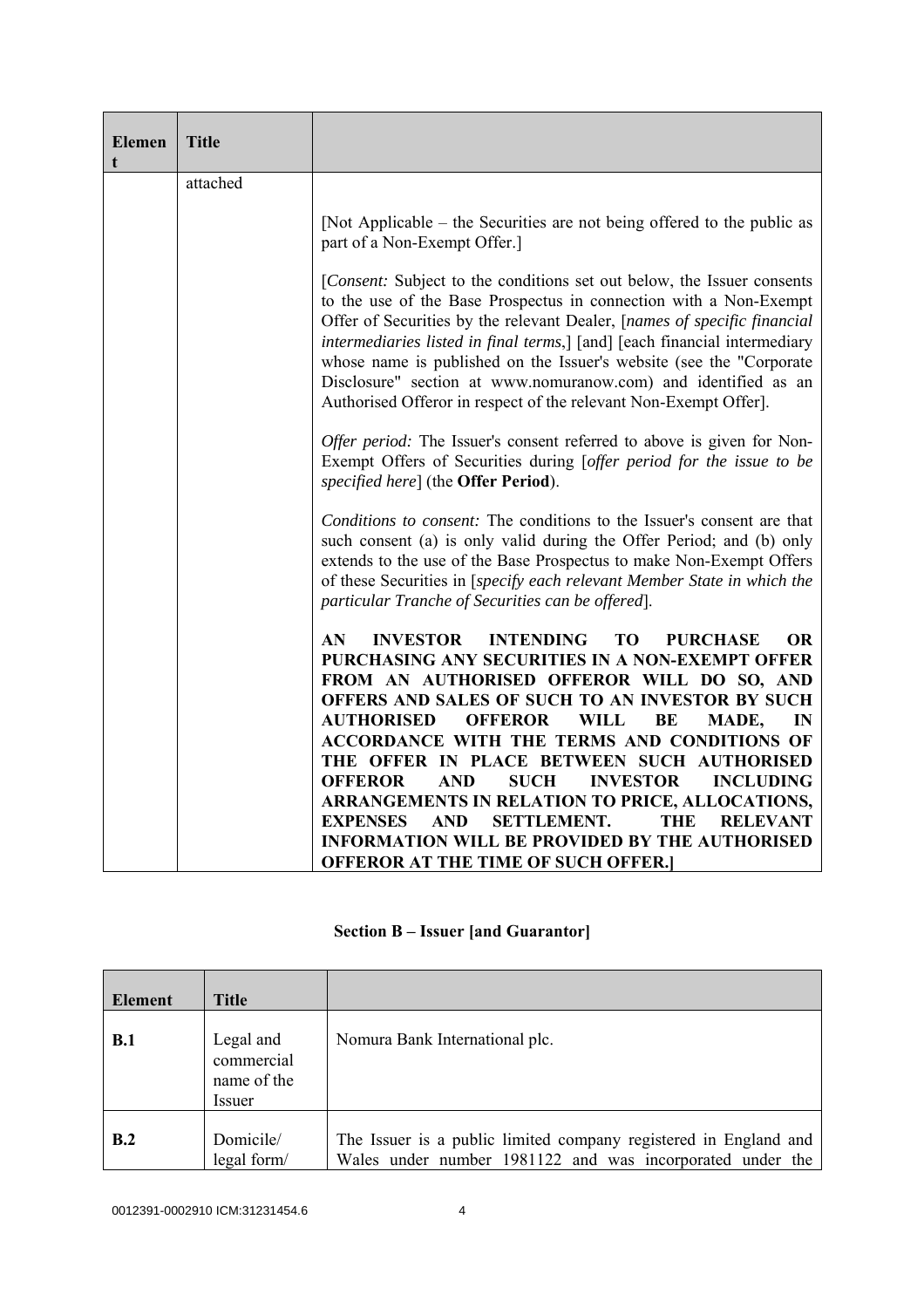| Element | Title | |
|---|---|---|
| | attached | [Not Applicable – the Securities are not being offered to the public as part of a Non-Exempt Offer.]<br><br>[*Consent:* Subject to the conditions set out below, the Issuer consents to the use of the Base Prospectus in connection with a Non-Exempt Offer of Securities by the relevant Dealer, [*names of specific financial intermediaries listed in final terms*,] [and] [each financial intermediary whose name is published on the Issuer's website (see the "Corporate Disclosure" section at www.nomuranow.com) and identified as an Authorised Offeror in respect of the relevant Non-Exempt Offer].<br><br>*Offer period:* The Issuer's consent referred to above is given for Non-Exempt Offers of Securities during [*offer period for the issue to be specified here*] (the **Offer Period**).<br><br>*Conditions to consent:* The conditions to the Issuer's consent are that such consent (a) is only valid during the Offer Period; and (b) only extends to the use of the Base Prospectus to make Non-Exempt Offers of these Securities in [*specify each relevant Member State in which the particular Tranche of Securities can be offered*].<br><br>**AN INVESTOR INTENDING TO PURCHASE OR PURCHASING ANY SECURITIES IN A NON-EXEMPT OFFER FROM AN AUTHORISED OFFEROR WILL DO SO, AND OFFERS AND SALES OF SUCH TO AN INVESTOR BY SUCH AUTHORISED OFFEROR WILL BE MADE, IN ACCORDANCE WITH THE TERMS AND CONDITIONS OF THE OFFER IN PLACE BETWEEN SUCH AUTHORISED OFFEROR AND SUCH INVESTOR INCLUDING ARRANGEMENTS IN RELATION TO PRICE, ALLOCATIONS, EXPENSES AND SETTLEMENT. THE RELEVANT INFORMATION WILL BE PROVIDED BY THE AUTHORISED OFFEROR AT THE TIME OF SUCH OFFER.]** |

## Section B – Issuer [and Guarantor]

| Element | Title | |
|---|---|---|
| **B.1** | Legal and commercial name of the Issuer | Nomura Bank International plc. |
| **B.2** | Domicile/ legal form/ | The Issuer is a public limited company registered in England and Wales under number 1981122 and was incorporated under the |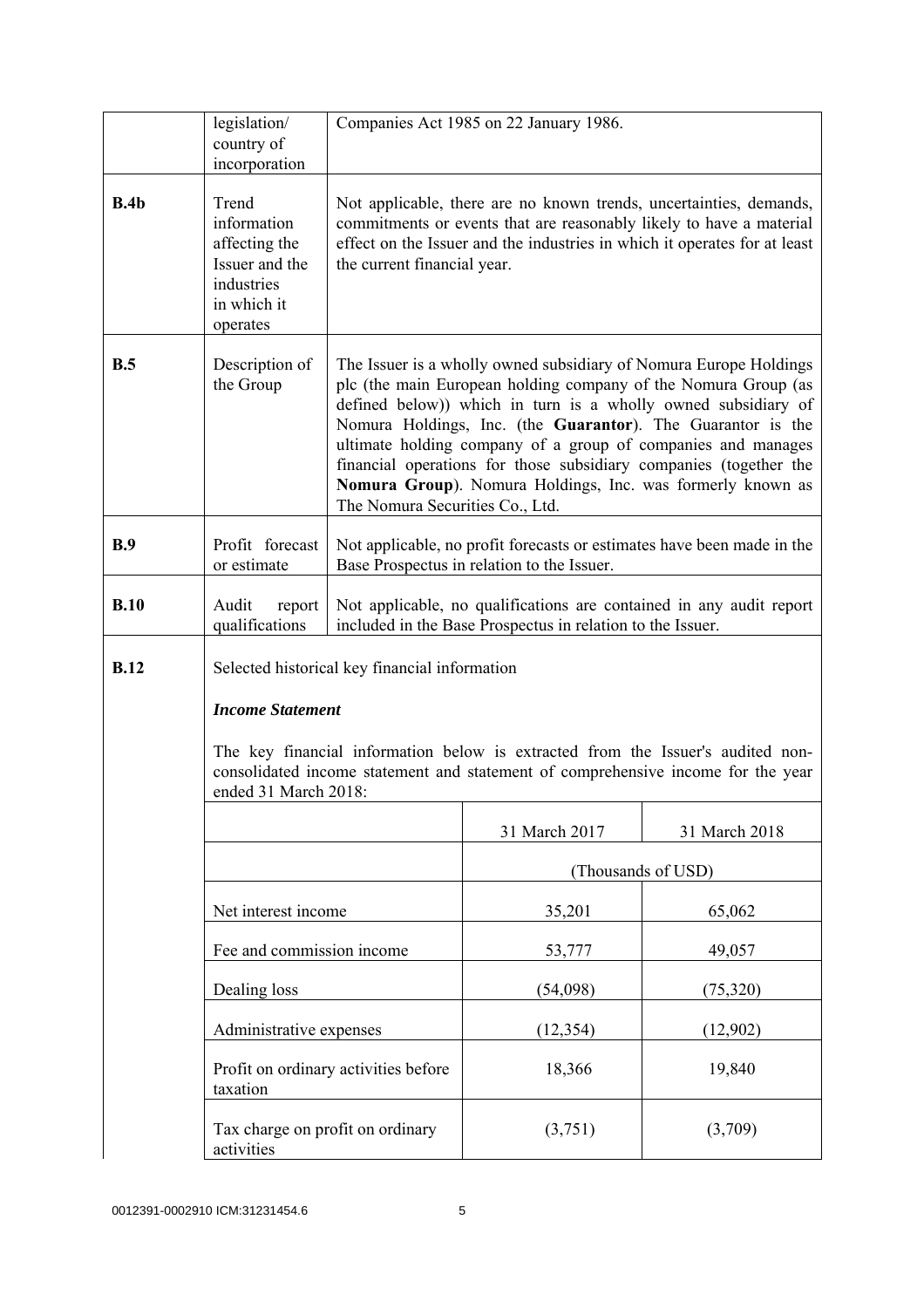| | | |
|---|---|---|
| | legislation/ country of incorporation | Companies Act 1985 on 22 January 1986. |
| **B.4b** | Trend information affecting the Issuer and the industries in which it operates | Not applicable, there are no known trends, uncertainties, demands, commitments or events that are reasonably likely to have a material effect on the Issuer and the industries in which it operates for at least the current financial year. |
| **B.5** | Description of the Group | The Issuer is a wholly owned subsidiary of Nomura Europe Holdings plc (the main European holding company of the Nomura Group (as defined below)) which in turn is a wholly owned subsidiary of Nomura Holdings, Inc. (the **Guarantor**). The Guarantor is the ultimate holding company of a group of companies and manages financial operations for those subsidiary companies (together the **Nomura Group**). Nomura Holdings, Inc. was formerly known as The Nomura Securities Co., Ltd. |
| **B.9** | Profit forecast or estimate | Not applicable, no profit forecasts or estimates have been made in the Base Prospectus in relation to the Issuer. |
| **B.10** | Audit report qualifications | Not applicable, no qualifications are contained in any audit report included in the Base Prospectus in relation to the Issuer. |
| **B.12** | Selected historical key financial information | |

***Income Statement***

The key financial information below is extracted from the Issuer's audited non-consolidated income statement and statement of comprehensive income for the year ended 31 March 2018:

| | 31 March 2017 | 31 March 2018 |
|---|---|---|
| | (Thousands of USD) | |
| Net interest income | 35,201 | 65,062 |
| Fee and commission income | 53,777 | 49,057 |
| Dealing loss | (54,098) | (75,320) |
| Administrative expenses | (12,354) | (12,902) |
| Profit on ordinary activities before taxation | 18,366 | 19,840 |
| Tax charge on profit on ordinary activities | (3,751) | (3,709) |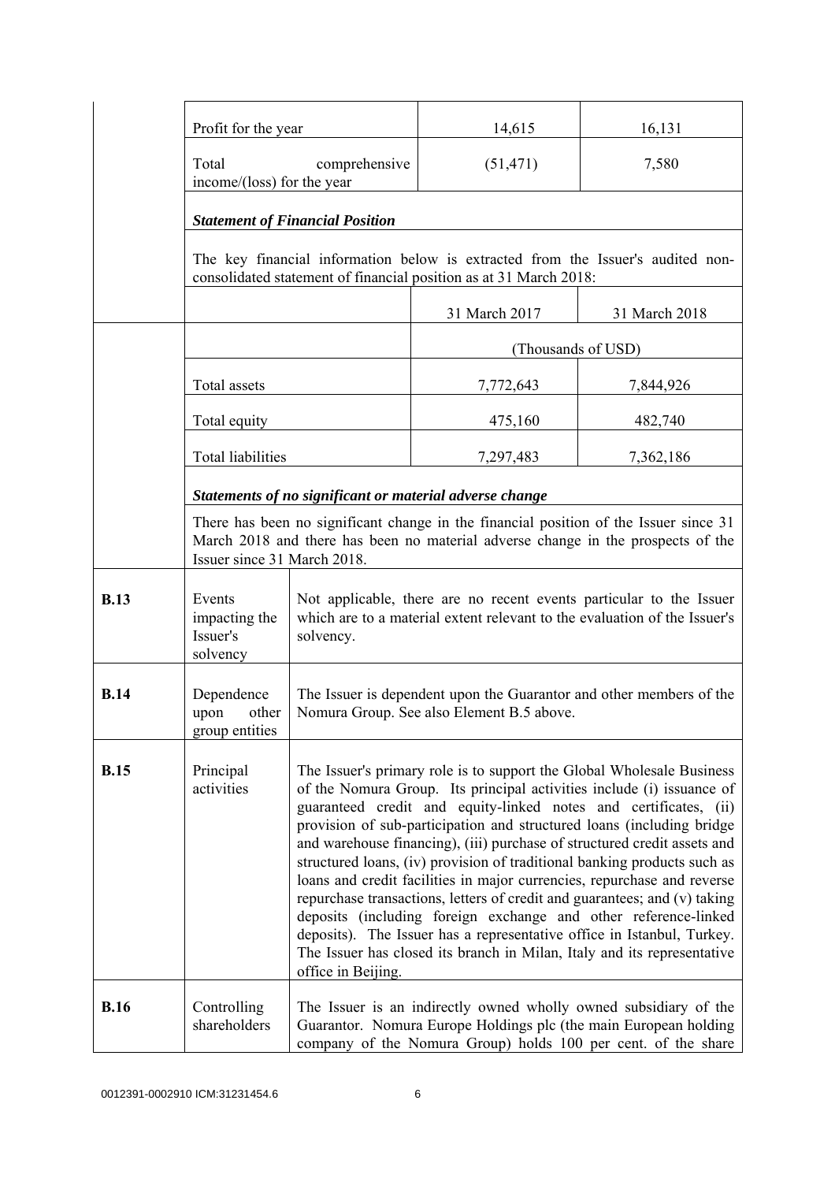| | | | |
|---|---|---|---|
| | Profit for the year | 14,615 | 16,131 |
| | Total comprehensive income/(loss) for the year | (51,471) | 7,580 |

***Statement of Financial Position***

The key financial information below is extracted from the Issuer's audited non-consolidated statement of financial position as at 31 March 2018:

| | 31 March 2017 | 31 March 2018 |
|---|---|---|
| | (Thousands of USD) | |
| Total assets | 7,772,643 | 7,844,926 |
| Total equity | 475,160 | 482,740 |
| Total liabilities | 7,297,483 | 7,362,186 |

***Statements of no significant or material adverse change***

There has been no significant change in the financial position of the Issuer since 31 March 2018 and there has been no material adverse change in the prospects of the Issuer since 31 March 2018.

| | | |
|---|---|---|
| **B.13** | Events impacting the Issuer's solvency | Not applicable, there are no recent events particular to the Issuer which are to a material extent relevant to the evaluation of the Issuer's solvency. |
| **B.14** | Dependence upon other group entities | The Issuer is dependent upon the Guarantor and other members of the Nomura Group. See also Element B.5 above. |
| **B.15** | Principal activities | The Issuer's primary role is to support the Global Wholesale Business of the Nomura Group. Its principal activities include (i) issuance of guaranteed credit and equity-linked notes and certificates, (ii) provision of sub-participation and structured loans (including bridge and warehouse financing), (iii) purchase of structured credit assets and structured loans, (iv) provision of traditional banking products such as loans and credit facilities in major currencies, repurchase and reverse repurchase transactions, letters of credit and guarantees; and (v) taking deposits (including foreign exchange and other reference-linked deposits). The Issuer has a representative office in Istanbul, Turkey. The Issuer has closed its branch in Milan, Italy and its representative office in Beijing. |
| **B.16** | Controlling shareholders | The Issuer is an indirectly owned wholly owned subsidiary of the Guarantor. Nomura Europe Holdings plc (the main European holding company of the Nomura Group) holds 100 per cent. of the share |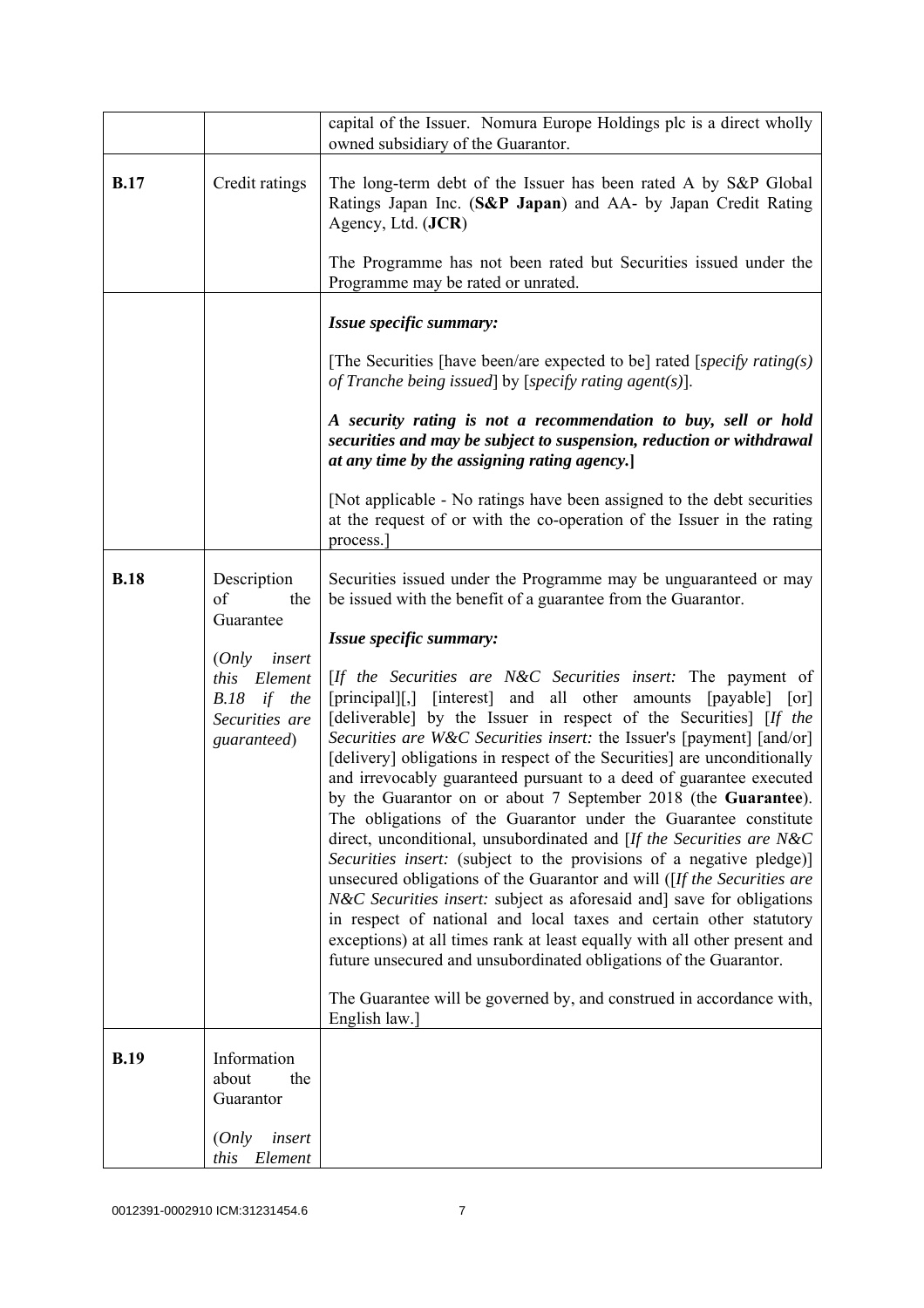| | | |
|---|---|---|
| | | capital of the Issuer. Nomura Europe Holdings plc is a direct wholly owned subsidiary of the Guarantor. |
| **B.17** | Credit ratings | The long-term debt of the Issuer has been rated A by S&P Global Ratings Japan Inc. (**S&P Japan**) and AA- by Japan Credit Rating Agency, Ltd. (**JCR**)<br><br>The Programme has not been rated but Securities issued under the Programme may be rated or unrated. |
| | | ***Issue specific summary:***<br><br>[The Securities [have been/are expected to be] rated [*specify rating(s) of Tranche being issued*] by [*specify rating agent(s)*].<br><br>***A security rating is not a recommendation to buy, sell or hold securities and may be subject to suspension, reduction or withdrawal at any time by the assigning rating agency.*]**<br><br>[Not applicable - No ratings have been assigned to the debt securities at the request of or with the co-operation of the Issuer in the rating process.] |
| **B.18** | Description of the Guarantee<br><br>(*Only insert this Element B.18 if the Securities are guaranteed*) | Securities issued under the Programme may be unguaranteed or may be issued with the benefit of a guarantee from the Guarantor.<br><br>***Issue specific summary:***<br><br>[*If the Securities are N&C Securities insert:* The payment of [principal][,] [interest] and all other amounts [payable] [or] [deliverable] by the Issuer in respect of the Securities] [*If the Securities are W&C Securities insert:* the Issuer's [payment] [and/or] [delivery] obligations in respect of the Securities] are unconditionally and irrevocably guaranteed pursuant to a deed of guarantee executed by the Guarantor on or about 7 September 2018 (the **Guarantee**). The obligations of the Guarantor under the Guarantee constitute direct, unconditional, unsubordinated and [*If the Securities are N&C Securities insert:* (subject to the provisions of a negative pledge)] unsecured obligations of the Guarantor and will ([*If the Securities are N&C Securities insert:* subject as aforesaid and] save for obligations in respect of national and local taxes and certain other statutory exceptions) at all times rank at least equally with all other present and future unsecured and unsubordinated obligations of the Guarantor.<br><br>The Guarantee will be governed by, and construed in accordance with, English law.] |
| **B.19** | Information about the Guarantor<br><br>(*Only insert this Element* | |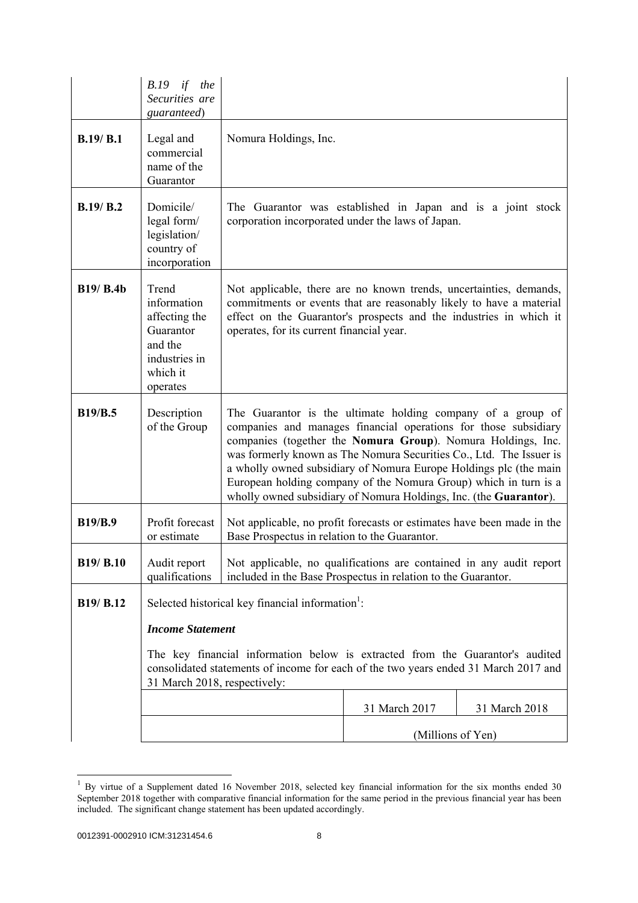| | | |
|---|---|---|
| | *B.19 if the Securities are guaranteed*) | |
| **B.19/ B.1** | Legal and commercial name of the Guarantor | Nomura Holdings, Inc. |
| **B.19/ B.2** | Domicile/ legal form/ legislation/ country of incorporation | The Guarantor was established in Japan and is a joint stock corporation incorporated under the laws of Japan. |
| **B19/ B.4b** | Trend information affecting the Guarantor and the industries in which it operates | Not applicable, there are no known trends, uncertainties, demands, commitments or events that are reasonably likely to have a material effect on the Guarantor's prospects and the industries in which it operates, for its current financial year. |
| **B19/B.5** | Description of the Group | The Guarantor is the ultimate holding company of a group of companies and manages financial operations for those subsidiary companies (together the **Nomura Group**). Nomura Holdings, Inc. was formerly known as The Nomura Securities Co., Ltd. The Issuer is a wholly owned subsidiary of Nomura Europe Holdings plc (the main European holding company of the Nomura Group) which in turn is a wholly owned subsidiary of Nomura Holdings, Inc. (the **Guarantor**). |
| **B19/B.9** | Profit forecast or estimate | Not applicable, no profit forecasts or estimates have been made in the Base Prospectus in relation to the Guarantor. |
| **B19/ B.10** | Audit report qualifications | Not applicable, no qualifications are contained in any audit report included in the Base Prospectus in relation to the Guarantor. |
| **B19/ B.12** | Selected historical key financial information[1]: | |

***Income Statement***

The key financial information below is extracted from the Guarantor's audited consolidated statements of income for each of the two years ended 31 March 2017 and 31 March 2018, respectively:

| | 31 March 2017 | 31 March 2018 |
|---|---|---|
| | (Millions of Yen) | |

[1] By virtue of a Supplement dated 16 November 2018, selected key financial information for the six months ended 30 September 2018 together with comparative financial information for the same period in the previous financial year has been included. The significant change statement has been updated accordingly.

0012391-0002910 ICM:31231454.6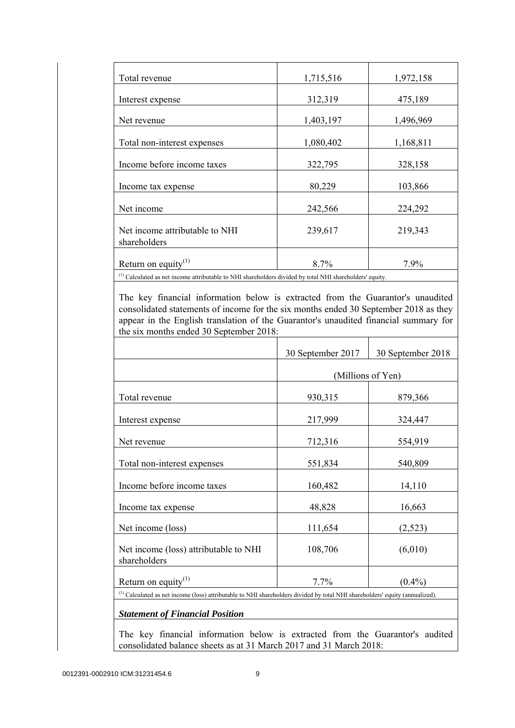| | | |
|---|---|---|
| Total revenue | 1,715,516 | 1,972,158 |
| Interest expense | 312,319 | 475,189 |
| Net revenue | 1,403,197 | 1,496,969 |
| Total non-interest expenses | 1,080,402 | 1,168,811 |
| Income before income taxes | 322,795 | 328,158 |
| Income tax expense | 80,229 | 103,866 |
| Net income | 242,566 | 224,292 |
| Net income attributable to NHI shareholders | 239,617 | 219,343 |
| Return on equity[(1)] | 8.7% | 7.9% |

[(1)] Calculated as net income attributable to NHI shareholders divided by total NHI shareholders' equity.

The key financial information below is extracted from the Guarantor's unaudited consolidated statements of income for the six months ended 30 September 2018 as they appear in the English translation of the Guarantor's unaudited financial summary for the six months ended 30 September 2018:

| | 30 September 2017 | 30 September 2018 |
|---|---|---|
| | (Millions of Yen) | |
| Total revenue | 930,315 | 879,366 |
| Interest expense | 217,999 | 324,447 |
| Net revenue | 712,316 | 554,919 |
| Total non-interest expenses | 551,834 | 540,809 |
| Income before income taxes | 160,482 | 14,110 |
| Income tax expense | 48,828 | 16,663 |
| Net income (loss) | 111,654 | (2,523) |
| Net income (loss) attributable to NHI shareholders | 108,706 | (6,010) |
| Return on equity[(1)] | 7.7% | (0.4%) |

[(1)] Calculated as net income (loss) attributable to NHI shareholders divided by total NHI shareholders' equity (annualized).

***Statement of Financial Position***

The key financial information below is extracted from the Guarantor's audited consolidated balance sheets as at 31 March 2017 and 31 March 2018: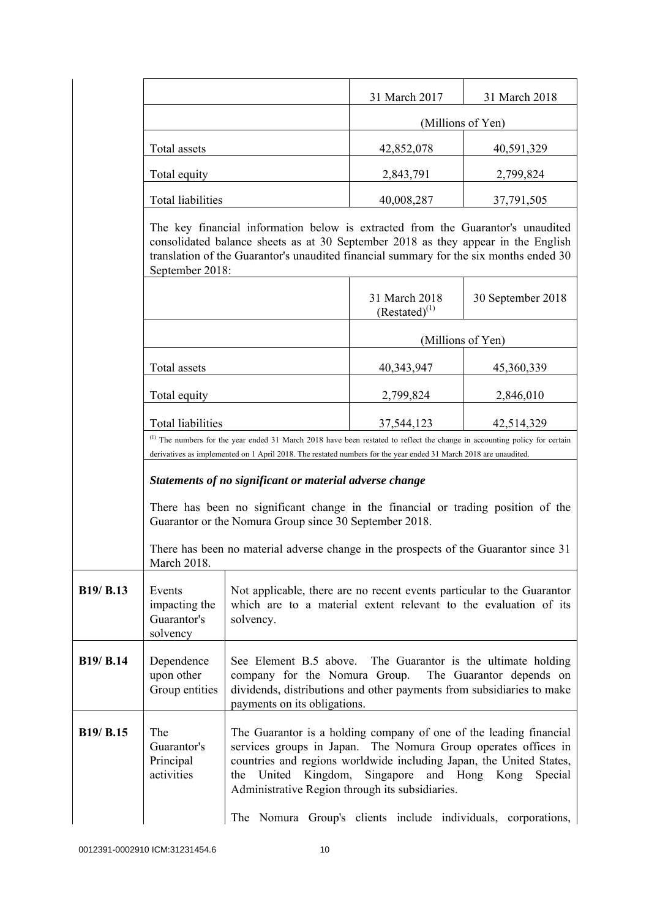| | 31 March 2017 | 31 March 2018 |
|---|---|---|
| | (Millions of Yen) | |
| Total assets | 42,852,078 | 40,591,329 |
| Total equity | 2,843,791 | 2,799,824 |
| Total liabilities | 40,008,287 | 37,791,505 |

The key financial information below is extracted from the Guarantor's unaudited consolidated balance sheets as at 30 September 2018 as they appear in the English translation of the Guarantor's unaudited financial summary for the six months ended 30 September 2018:

| | 31 March 2018 (Restated)[1] | 30 September 2018 |
|---|---|---|
| | (Millions of Yen) | |
| Total assets | 40,343,947 | 45,360,339 |
| Total equity | 2,799,824 | 2,846,010 |
| Total liabilities | 37,544,123 | 42,514,329 |

[1] The numbers for the year ended 31 March 2018 have been restated to reflect the change in accounting policy for certain derivatives as implemented on 1 April 2018. The restated numbers for the year ended 31 March 2018 are unaudited.

***Statements of no significant or material adverse change***

There has been no significant change in the financial or trading position of the Guarantor or the Nomura Group since 30 September 2018.

There has been no material adverse change in the prospects of the Guarantor since 31 March 2018.

| | | |
|---|---|---|
| **B19/ B.13** | Events impacting the Guarantor's solvency | Not applicable, there are no recent events particular to the Guarantor which are to a material extent relevant to the evaluation of its solvency. |
| **B19/ B.14** | Dependence upon other Group entities | See Element B.5 above. The Guarantor is the ultimate holding company for the Nomura Group. The Guarantor depends on dividends, distributions and other payments from subsidiaries to make payments on its obligations. |
| **B19/ B.15** | The Guarantor's Principal activities | The Guarantor is a holding company of one of the leading financial services groups in Japan. The Nomura Group operates offices in countries and regions worldwide including Japan, the United States, the United Kingdom, Singapore and Hong Kong Special Administrative Region through its subsidiaries.<br><br>The Nomura Group's clients include individuals, corporations, |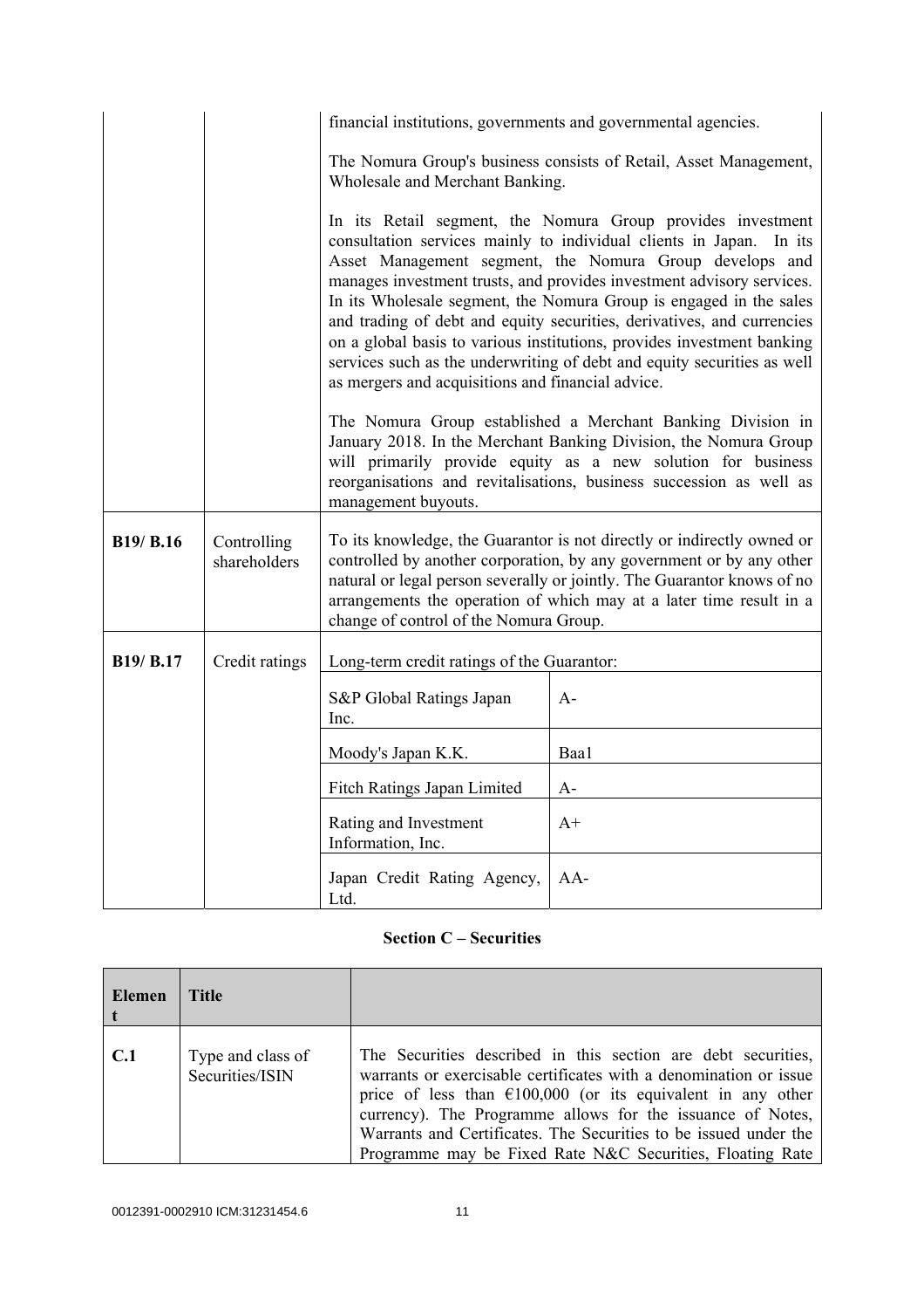| | | |
|---|---|---|
| | | financial institutions, governments and governmental agencies.<br><br>The Nomura Group's business consists of Retail, Asset Management, Wholesale and Merchant Banking.<br><br>In its Retail segment, the Nomura Group provides investment consultation services mainly to individual clients in Japan. In its Asset Management segment, the Nomura Group develops and manages investment trusts, and provides investment advisory services. In its Wholesale segment, the Nomura Group is engaged in the sales and trading of debt and equity securities, derivatives, and currencies on a global basis to various institutions, provides investment banking services such as the underwriting of debt and equity securities as well as mergers and acquisitions and financial advice.<br><br>The Nomura Group established a Merchant Banking Division in January 2018. In the Merchant Banking Division, the Nomura Group will primarily provide equity as a new solution for business reorganisations and revitalisations, business succession as well as management buyouts. |
| **B19/ B.16** | Controlling shareholders | To its knowledge, the Guarantor is not directly or indirectly owned or controlled by another corporation, by any government or by any other natural or legal person severally or jointly. The Guarantor knows of no arrangements the operation of which may at a later time result in a change of control of the Nomura Group. |
| **B19/ B.17** | Credit ratings | Long-term credit ratings of the Guarantor:<br><br>S&P Global Ratings Japan Inc.: A-<br>Moody's Japan K.K.: Baa1<br>Fitch Ratings Japan Limited: A-<br>Rating and Investment Information, Inc.: A+<br>Japan Credit Rating Agency, Ltd.: AA- |

## Section C – Securities

| Element | Title | |
|---|---|---|
| **C.1** | Type and class of Securities/ISIN | The Securities described in this section are debt securities, warrants or exercisable certificates with a denomination or issue price of less than €100,000 (or its equivalent in any other currency). The Programme allows for the issuance of Notes, Warrants and Certificates. The Securities to be issued under the Programme may be Fixed Rate N&C Securities, Floating Rate |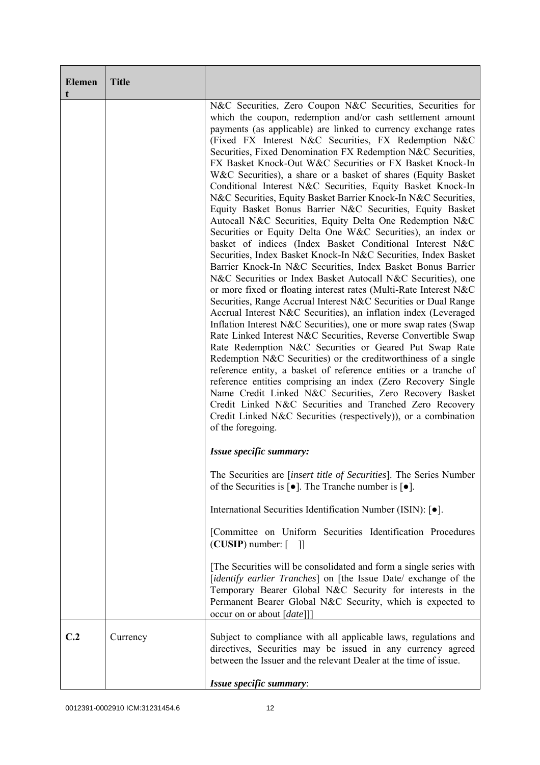| Element | Title | |
|---|---|---|
| | | N&C Securities, Zero Coupon N&C Securities, Securities for which the coupon, redemption and/or cash settlement amount payments (as applicable) are linked to currency exchange rates (Fixed FX Interest N&C Securities, FX Redemption N&C Securities, Fixed Denomination FX Redemption N&C Securities, FX Basket Knock-Out W&C Securities or FX Basket Knock-In W&C Securities), a share or a basket of shares (Equity Basket Conditional Interest N&C Securities, Equity Basket Knock-In N&C Securities, Equity Basket Barrier Knock-In N&C Securities, Equity Basket Bonus Barrier N&C Securities, Equity Basket Autocall N&C Securities, Equity Delta One Redemption N&C Securities or Equity Delta One W&C Securities), an index or basket of indices (Index Basket Conditional Interest N&C Securities, Index Basket Knock-In N&C Securities, Index Basket Barrier Knock-In N&C Securities, Index Basket Bonus Barrier N&C Securities or Index Basket Autocall N&C Securities), one or more fixed or floating interest rates (Multi-Rate Interest N&C Securities, Range Accrual Interest N&C Securities or Dual Range Accrual Interest N&C Securities), an inflation index (Leveraged Inflation Interest N&C Securities), one or more swap rates (Swap Rate Linked Interest N&C Securities, Reverse Convertible Swap Rate Redemption N&C Securities or Geared Put Swap Rate Redemption N&C Securities) or the creditworthiness of a single reference entity, a basket of reference entities or a tranche of reference entities comprising an index (Zero Recovery Single Name Credit Linked N&C Securities, Zero Recovery Basket Credit Linked N&C Securities and Tranched Zero Recovery Credit Linked N&C Securities (respectively)), or a combination of the foregoing.<br><br>***Issue specific summary:***<br><br>The Securities are [*insert title of Securities*]. The Series Number of the Securities is [●]. The Tranche number is [●].<br><br>International Securities Identification Number (ISIN): [●].<br><br>[Committee on Uniform Securities Identification Procedures (**CUSIP**) number: [ ]]<br><br>[The Securities will be consolidated and form a single series with [*identify earlier Tranches*] on [the Issue Date/ exchange of the Temporary Bearer Global N&C Security for interests in the Permanent Bearer Global N&C Security, which is expected to occur on or about [*date*]]] |
| **C.2** | Currency | Subject to compliance with all applicable laws, regulations and directives, Securities may be issued in any currency agreed between the Issuer and the relevant Dealer at the time of issue.<br><br>***Issue specific summary***: |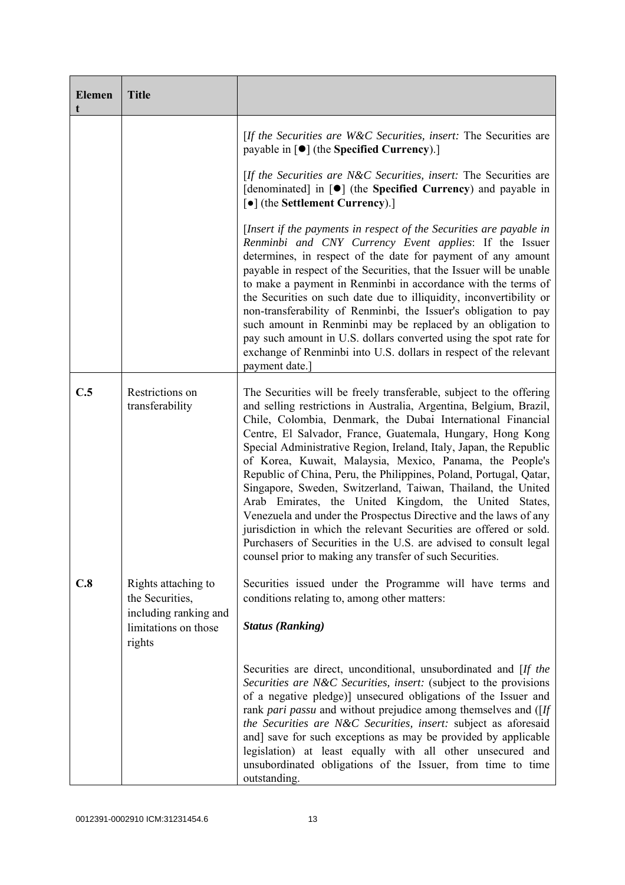| Element | Title | |
|---|---|---|
| | | [*If the Securities are W&C Securities, insert:* The Securities are payable in [●] (the **Specified Currency**).]<br><br>[*If the Securities are N&C Securities, insert:* The Securities are [denominated] in [●] (the **Specified Currency**) and payable in [●] (the **Settlement Currency**).]<br><br>[*Insert if the payments in respect of the Securities are payable in Renminbi and CNY Currency Event applies*: If the Issuer determines, in respect of the date for payment of any amount payable in respect of the Securities, that the Issuer will be unable to make a payment in Renminbi in accordance with the terms of the Securities on such date due to illiquidity, inconvertibility or non-transferability of Renminbi, the Issuer's obligation to pay such amount in Renminbi may be replaced by an obligation to pay such amount in U.S. dollars converted using the spot rate for exchange of Renminbi into U.S. dollars in respect of the relevant payment date.] |
| **C.5** | Restrictions on transferability | The Securities will be freely transferable, subject to the offering and selling restrictions in Australia, Argentina, Belgium, Brazil, Chile, Colombia, Denmark, the Dubai International Financial Centre, El Salvador, France, Guatemala, Hungary, Hong Kong Special Administrative Region, Ireland, Italy, Japan, the Republic of Korea, Kuwait, Malaysia, Mexico, Panama, the People's Republic of China, Peru, the Philippines, Poland, Portugal, Qatar, Singapore, Sweden, Switzerland, Taiwan, Thailand, the United Arab Emirates, the United Kingdom, the United States, Venezuela and under the Prospectus Directive and the laws of any jurisdiction in which the relevant Securities are offered or sold. Purchasers of Securities in the U.S. are advised to consult legal counsel prior to making any transfer of such Securities. |
| **C.8** | Rights attaching to the Securities, including ranking and limitations on those rights | Securities issued under the Programme will have terms and conditions relating to, among other matters:<br><br>***Status (Ranking)***<br><br>Securities are direct, unconditional, unsubordinated and [*If the Securities are N&C Securities, insert:* (subject to the provisions of a negative pledge)] unsecured obligations of the Issuer and rank *pari passu* and without prejudice among themselves and ([*If the Securities are N&C Securities, insert:* subject as aforesaid and] save for such exceptions as may be provided by applicable legislation) at least equally with all other unsecured and unsubordinated obligations of the Issuer, from time to time outstanding. |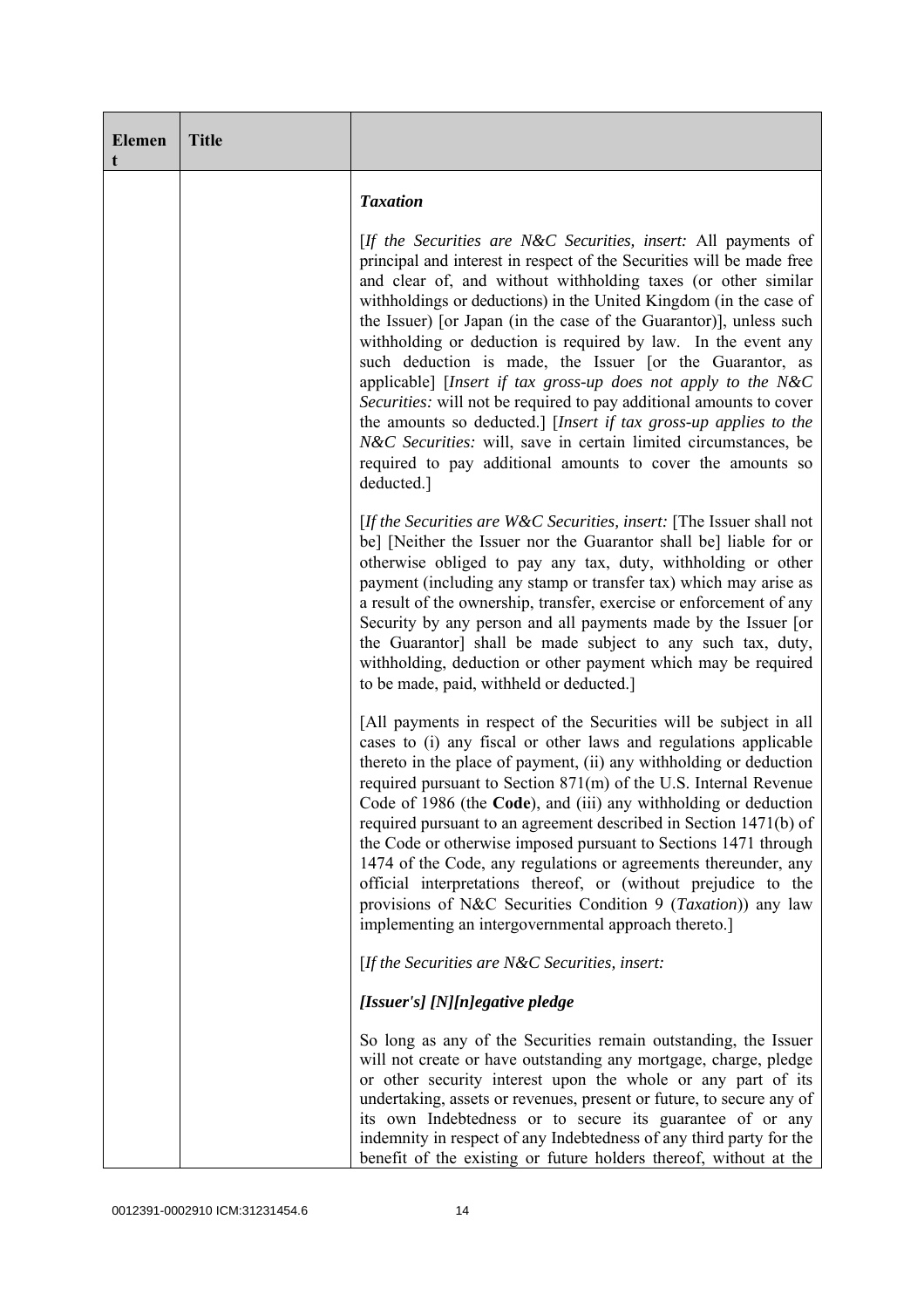| Element | Title | |
|---|---|---|
| | | ***Taxation***<br><br>[*If the Securities are N&C Securities, insert:* All payments of principal and interest in respect of the Securities will be made free and clear of, and without withholding taxes (or other similar withholdings or deductions) in the United Kingdom (in the case of the Issuer) [or Japan (in the case of the Guarantor)], unless such withholding or deduction is required by law. In the event any such deduction is made, the Issuer [or the Guarantor, as applicable] [*Insert if tax gross-up does not apply to the N&C Securities:* will not be required to pay additional amounts to cover the amounts so deducted.] [*Insert if tax gross-up applies to the N&C Securities:* will, save in certain limited circumstances, be required to pay additional amounts to cover the amounts so deducted.]<br><br>[*If the Securities are W&C Securities, insert:* [The Issuer shall not be] [Neither the Issuer nor the Guarantor shall be] liable for or otherwise obliged to pay any tax, duty, withholding or other payment (including any stamp or transfer tax) which may arise as a result of the ownership, transfer, exercise or enforcement of any Security by any person and all payments made by the Issuer [or the Guarantor] shall be made subject to any such tax, duty, withholding, deduction or other payment which may be required to be made, paid, withheld or deducted.]<br><br>[All payments in respect of the Securities will be subject in all cases to (i) any fiscal or other laws and regulations applicable thereto in the place of payment, (ii) any withholding or deduction required pursuant to Section 871(m) of the U.S. Internal Revenue Code of 1986 (the **Code**), and (iii) any withholding or deduction required pursuant to an agreement described in Section 1471(b) of the Code or otherwise imposed pursuant to Sections 1471 through 1474 of the Code, any regulations or agreements thereunder, any official interpretations thereof, or (without prejudice to the provisions of N&C Securities Condition 9 (*Taxation*)) any law implementing an intergovernmental approach thereto.]<br><br>[*If the Securities are N&C Securities, insert:*<br><br>***[Issuer's] [N][n]egative pledge***<br><br>So long as any of the Securities remain outstanding, the Issuer will not create or have outstanding any mortgage, charge, pledge or other security interest upon the whole or any part of its undertaking, assets or revenues, present or future, to secure any of its own Indebtedness or to secure its guarantee of or any indemnity in respect of any Indebtedness of any third party for the benefit of the existing or future holders thereof, without at the |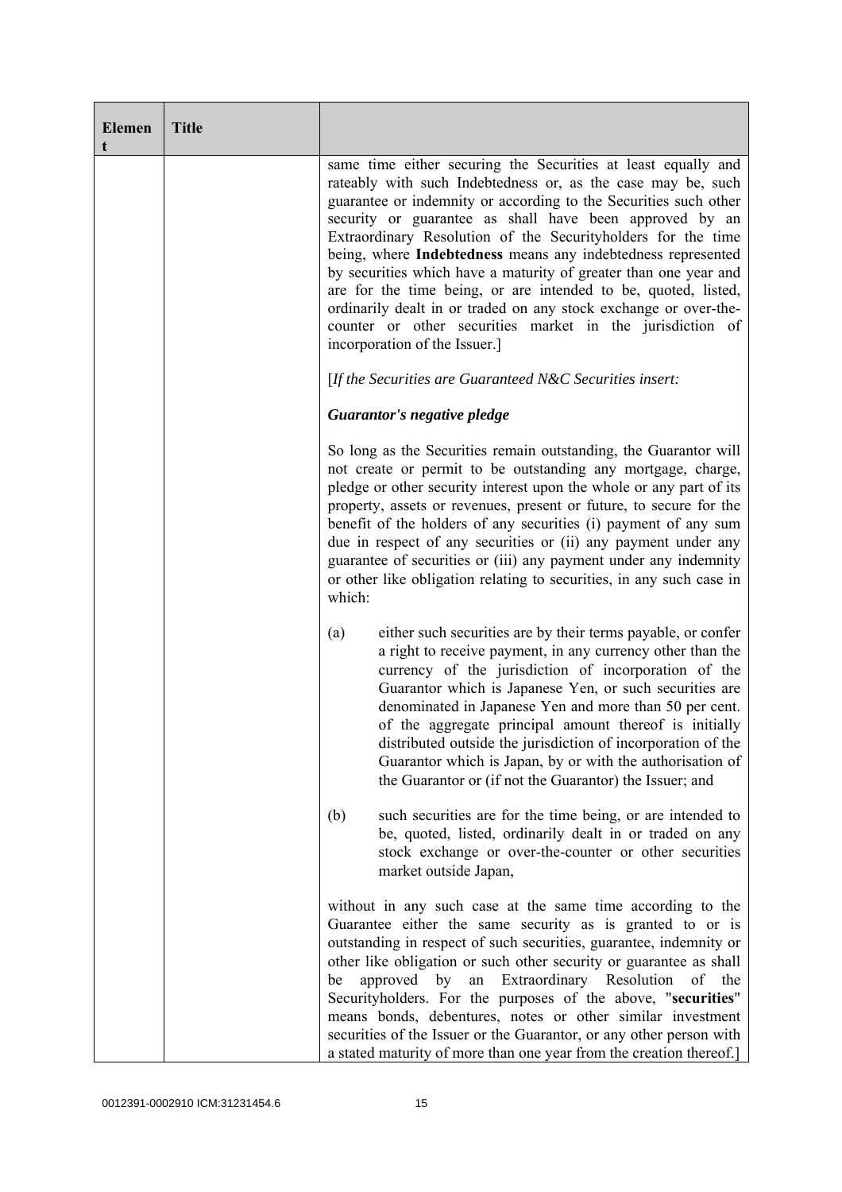| Element | Title | |
|---|---|---|
| | | same time either securing the Securities at least equally and rateably with such Indebtedness or, as the case may be, such guarantee or indemnity or according to the Securities such other security or guarantee as shall have been approved by an Extraordinary Resolution of the Securityholders for the time being, where **Indebtedness** means any indebtedness represented by securities which have a maturity of greater than one year and are for the time being, or are intended to be, quoted, listed, ordinarily dealt in or traded on any stock exchange or over-the-counter or other securities market in the jurisdiction of incorporation of the Issuer.]<br><br>[*If the Securities are Guaranteed N&C Securities insert:*<br><br>***Guarantor's negative pledge***<br><br>So long as the Securities remain outstanding, the Guarantor will not create or permit to be outstanding any mortgage, charge, pledge or other security interest upon the whole or any part of its property, assets or revenues, present or future, to secure for the benefit of the holders of any securities (i) payment of any sum due in respect of any securities or (ii) any payment under any guarantee of securities or (iii) any payment under any indemnity or other like obligation relating to securities, in any such case in which:<br><br>(a) either such securities are by their terms payable, or confer a right to receive payment, in any currency other than the currency of the jurisdiction of incorporation of the Guarantor which is Japanese Yen, or such securities are denominated in Japanese Yen and more than 50 per cent. of the aggregate principal amount thereof is initially distributed outside the jurisdiction of incorporation of the Guarantor which is Japan, by or with the authorisation of the Guarantor or (if not the Guarantor) the Issuer; and<br><br>(b) such securities are for the time being, or are intended to be, quoted, listed, ordinarily dealt in or traded on any stock exchange or over-the-counter or other securities market outside Japan,<br><br>without in any such case at the same time according to the Guarantee either the same security as is granted to or is outstanding in respect of such securities, guarantee, indemnity or other like obligation or such other security or guarantee as shall be approved by an Extraordinary Resolution of the Securityholders. For the purposes of the above, "**securities**" means bonds, debentures, notes or other similar investment securities of the Issuer or the Guarantor, or any other person with a stated maturity of more than one year from the creation thereof.] |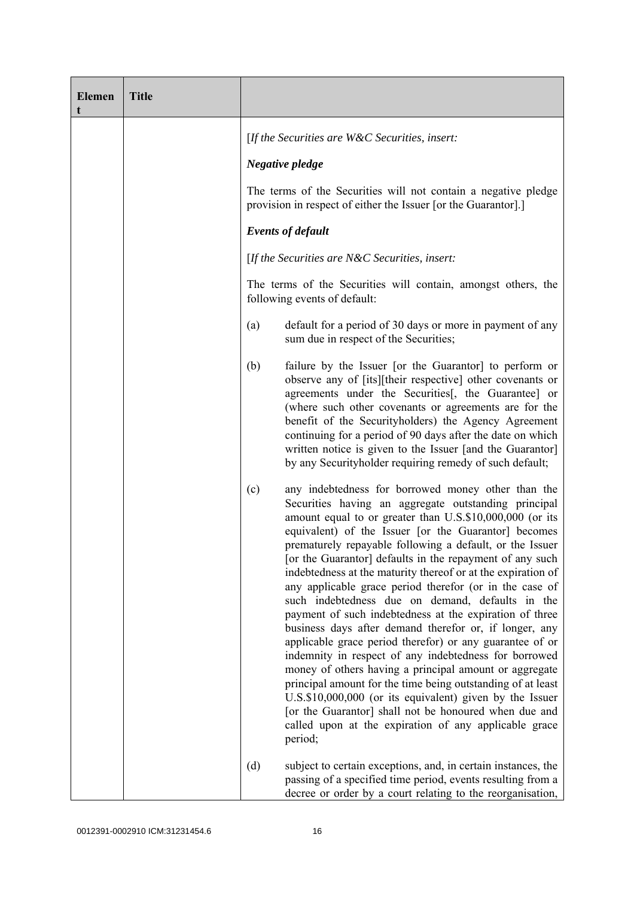| Element | Title | |
|---|---|---|
| | | [*If the Securities are W&C Securities, insert:*<br><br>***Negative pledge***<br><br>The terms of the Securities will not contain a negative pledge provision in respect of either the Issuer [or the Guarantor].]<br><br>***Events of default***<br><br>[*If the Securities are N&C Securities, insert:*<br><br>The terms of the Securities will contain, amongst others, the following events of default:<br><br>(a) default for a period of 30 days or more in payment of any sum due in respect of the Securities;<br><br>(b) failure by the Issuer [or the Guarantor] to perform or observe any of [its][their respective] other covenants or agreements under the Securities[, the Guarantee] or (where such other covenants or agreements are for the benefit of the Securityholders) the Agency Agreement continuing for a period of 90 days after the date on which written notice is given to the Issuer [and the Guarantor] by any Securityholder requiring remedy of such default;<br><br>(c) any indebtedness for borrowed money other than the Securities having an aggregate outstanding principal amount equal to or greater than U.S.$10,000,000 (or its equivalent) of the Issuer [or the Guarantor] becomes prematurely repayable following a default, or the Issuer [or the Guarantor] defaults in the repayment of any such indebtedness at the maturity thereof or at the expiration of any applicable grace period therefor (or in the case of such indebtedness due on demand, defaults in the payment of such indebtedness at the expiration of three business days after demand therefor or, if longer, any applicable grace period therefor) or any guarantee of or indemnity in respect of any indebtedness for borrowed money of others having a principal amount or aggregate principal amount for the time being outstanding of at least U.S.$10,000,000 (or its equivalent) given by the Issuer [or the Guarantor] shall not be honoured when due and called upon at the expiration of any applicable grace period;<br><br>(d) subject to certain exceptions, and, in certain instances, the passing of a specified time period, events resulting from a decree or order by a court relating to the reorganisation, |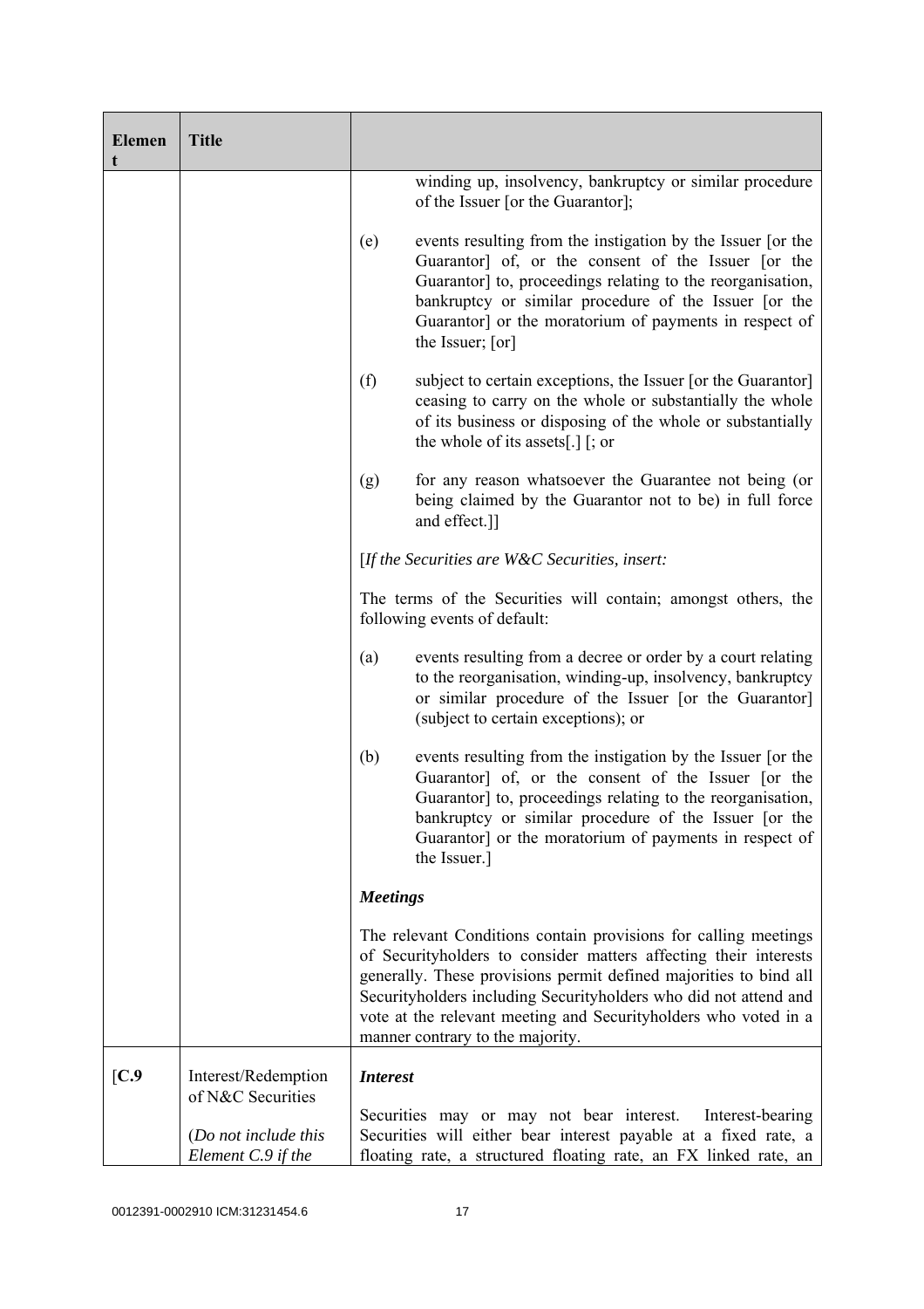| Element | Title | |
|---|---|---|
| | | winding up, insolvency, bankruptcy or similar procedure of the Issuer [or the Guarantor];<br><br>(e) events resulting from the instigation by the Issuer [or the Guarantor] of, or the consent of the Issuer [or the Guarantor] to, proceedings relating to the reorganisation, bankruptcy or similar procedure of the Issuer [or the Guarantor] or the moratorium of payments in respect of the Issuer; [or]<br><br>(f) subject to certain exceptions, the Issuer [or the Guarantor] ceasing to carry on the whole or substantially the whole of its business or disposing of the whole or substantially the whole of its assets[.] [; or<br><br>(g) for any reason whatsoever the Guarantee not being (or being claimed by the Guarantor not to be) in full force and effect.]]<br><br>[*If the Securities are W&C Securities, insert:*<br><br>The terms of the Securities will contain; amongst others, the following events of default:<br><br>(a) events resulting from a decree or order by a court relating to the reorganisation, winding-up, insolvency, bankruptcy or similar procedure of the Issuer [or the Guarantor] (subject to certain exceptions); or<br><br>(b) events resulting from the instigation by the Issuer [or the Guarantor] of, or the consent of the Issuer [or the Guarantor] to, proceedings relating to the reorganisation, bankruptcy or similar procedure of the Issuer [or the Guarantor] or the moratorium of payments in respect of the Issuer.]<br><br>***Meetings***<br><br>The relevant Conditions contain provisions for calling meetings of Securityholders to consider matters affecting their interests generally. These provisions permit defined majorities to bind all Securityholders including Securityholders who did not attend and vote at the relevant meeting and Securityholders who voted in a manner contrary to the majority. |
| [C.9 | Interest/Redemption of N&C Securities<br><br>(*Do not include this Element C.9 if the* | ***Interest***<br><br>Securities may or may not bear interest. Interest-bearing Securities will either bear interest payable at a fixed rate, a floating rate, a structured floating rate, an FX linked rate, an |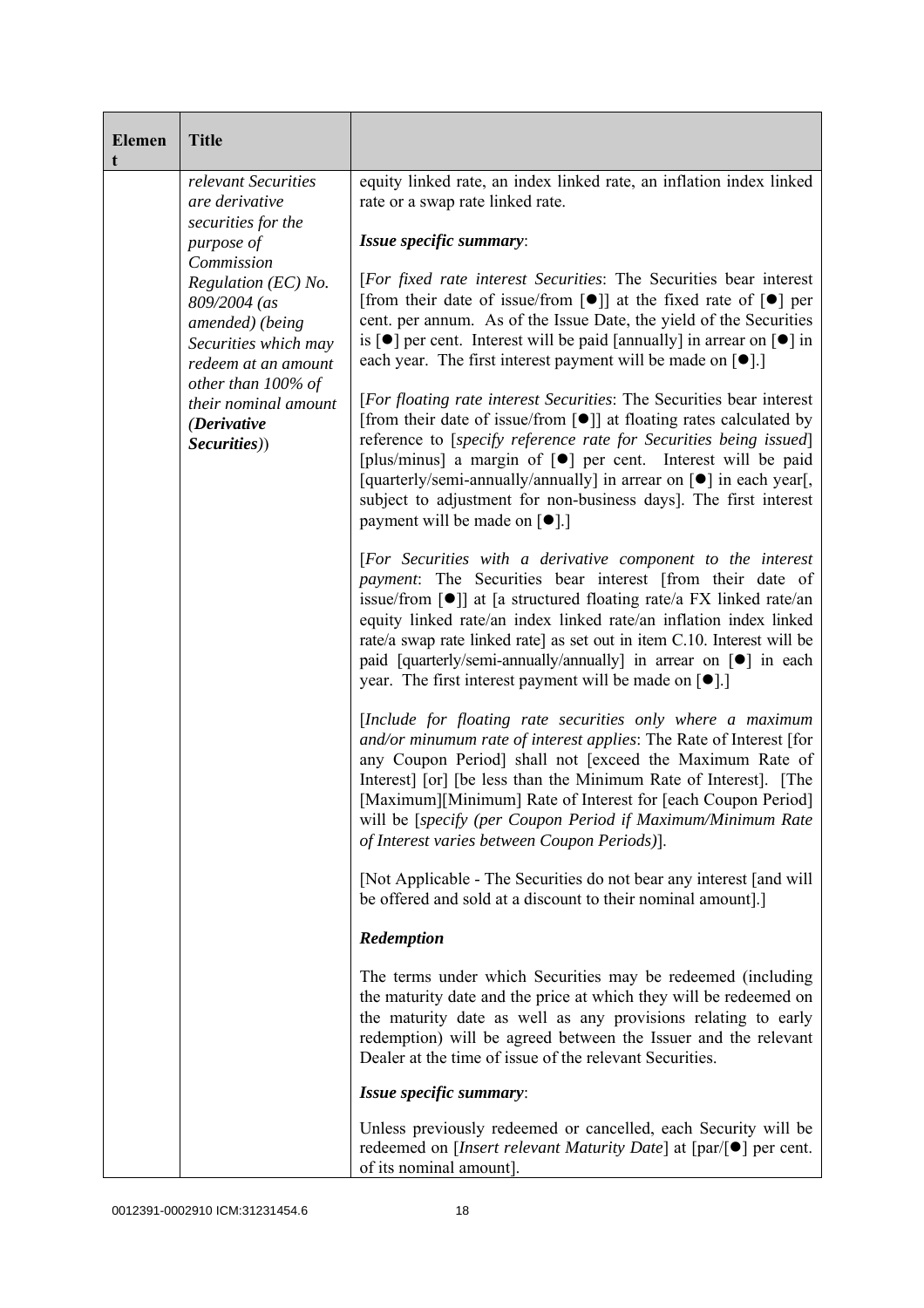| Element | Title | |
|---|---|---|
| | *relevant Securities are derivative securities for the purpose of Commission Regulation (EC) No. 809/2004 (as amended) (being Securities which may redeem at an amount other than 100% of their nominal amount (**Derivative Securities**))* | equity linked rate, an index linked rate, an inflation index linked rate or a swap rate linked rate.<br><br>***Issue specific summary***:<br><br>[*For fixed rate interest Securities*: The Securities bear interest [from their date of issue/from [●]] at the fixed rate of [●] per cent. per annum. As of the Issue Date, the yield of the Securities is [●] per cent. Interest will be paid [annually] in arrear on [●] in each year. The first interest payment will be made on [●].]<br><br>[*For floating rate interest Securities*: The Securities bear interest [from their date of issue/from [●]] at floating rates calculated by reference to [*specify reference rate for Securities being issued*] [plus/minus] a margin of [●] per cent. Interest will be paid [quarterly/semi-annually/annually] in arrear on [●] in each year[, subject to adjustment for non-business days]. The first interest payment will be made on [●].]<br><br>[*For Securities with a derivative component to the interest payment*: The Securities bear interest [from their date of issue/from [●]] at [a structured floating rate/a FX linked rate/an equity linked rate/an index linked rate/an inflation index linked rate/a swap rate linked rate] as set out in item C.10. Interest will be paid [quarterly/semi-annually/annually] in arrear on [●] in each year. The first interest payment will be made on [●].]<br><br>[*Include for floating rate securities only where a maximum and/or minumum rate of interest applies*: The Rate of Interest [for any Coupon Period] shall not [exceed the Maximum Rate of Interest] [or] [be less than the Minimum Rate of Interest]. [The [Maximum][Minimum] Rate of Interest for [each Coupon Period] will be [*specify (per Coupon Period if Maximum/Minimum Rate of Interest varies between Coupon Periods)*].<br><br>[Not Applicable - The Securities do not bear any interest [and will be offered and sold at a discount to their nominal amount].]<br><br>***Redemption***<br><br>The terms under which Securities may be redeemed (including the maturity date and the price at which they will be redeemed on the maturity date as well as any provisions relating to early redemption) will be agreed between the Issuer and the relevant Dealer at the time of issue of the relevant Securities.<br><br>***Issue specific summary***:<br><br>Unless previously redeemed or cancelled, each Security will be redeemed on [*Insert relevant Maturity Date*] at [par/[●] per cent. of its nominal amount]. |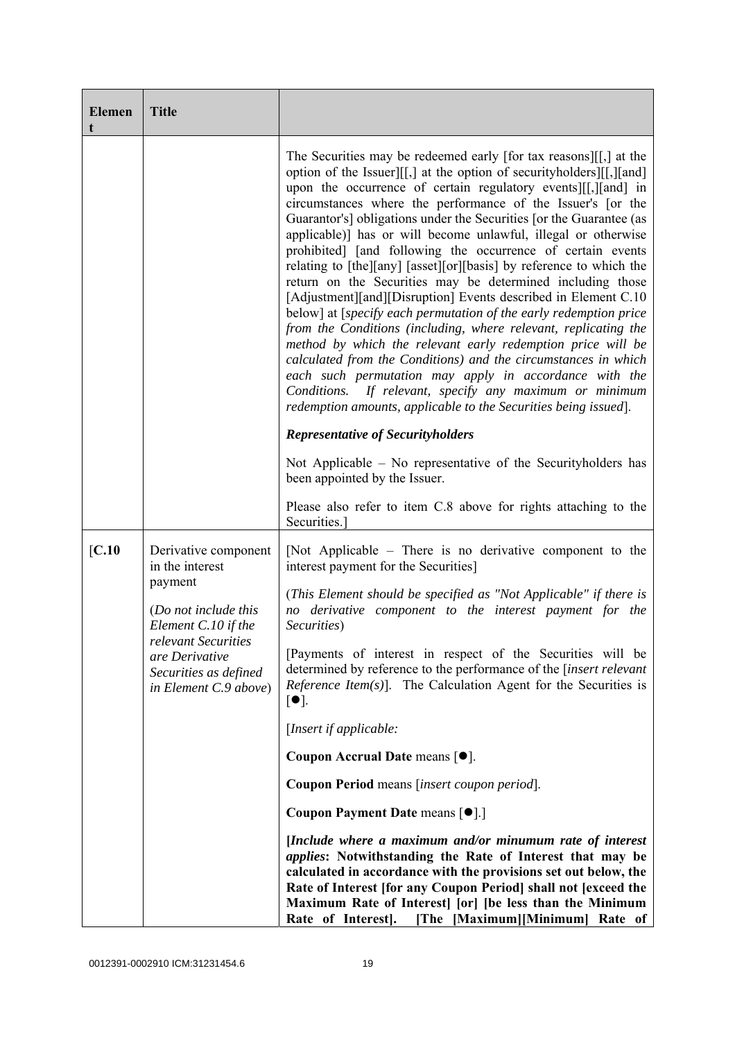| Element | Title | |
|---|---|---|
| | | The Securities may be redeemed early [for tax reasons][[,] at the option of the Issuer][[,] at the option of securityholders][[,][and] upon the occurrence of certain regulatory events][[,][and] in circumstances where the performance of the Issuer's [or the Guarantor's] obligations under the Securities [or the Guarantee (as applicable)] has or will become unlawful, illegal or otherwise prohibited] [and following the occurrence of certain events relating to [the][any] [asset][or][basis] by reference to which the return on the Securities may be determined including those [Adjustment][and][Disruption] Events described in Element C.10 below] at [*specify each permutation of the early redemption price from the Conditions (including, where relevant, replicating the method by which the relevant early redemption price will be calculated from the Conditions) and the circumstances in which each such permutation may apply in accordance with the Conditions. If relevant, specify any maximum or minimum redemption amounts, applicable to the Securities being issued*].<br><br>***Representative of Securityholders***<br><br>Not Applicable – No representative of the Securityholders has been appointed by the Issuer.<br><br>Please also refer to item C.8 above for rights attaching to the Securities.] |
| [C.10 | Derivative component in the interest payment<br><br>(*Do not include this Element C.10 if the relevant Securities are Derivative Securities as defined in Element C.9 above*) | [Not Applicable – There is no derivative component to the interest payment for the Securities]<br><br>(*This Element should be specified as "Not Applicable" if there is no derivative component to the interest payment for the Securities*)<br><br>[Payments of interest in respect of the Securities will be determined by reference to the performance of the [*insert relevant Reference Item(s)*]. The Calculation Agent for the Securities is [●].<br><br>[*Insert if applicable:*<br><br>**Coupon Accrual Date** means [●].<br><br>**Coupon Period** means [*insert coupon period*].<br><br>**Coupon Payment Date** means [●].]<br><br>**[*Include where a maximum and/or minumum rate of interest applies*: Notwithstanding the Rate of Interest that may be calculated in accordance with the provisions set out below, the Rate of Interest [for any Coupon Period] shall not [exceed the Maximum Rate of Interest] [or] [be less than the Minimum Rate of Interest]. [The [Maximum][Minimum] Rate of** |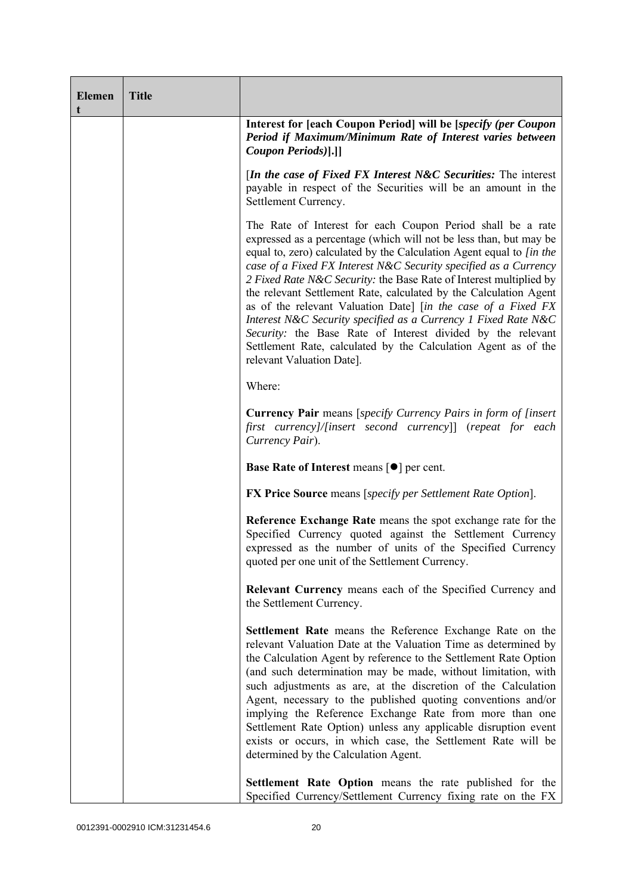| Element | Title | |
|---|---|---|
| | | **Interest for [each Coupon Period] will be [*specify (per Coupon Period if Maximum/Minimum Rate of Interest varies between Coupon Periods)*].]]**<br><br>[***In the case of Fixed FX Interest N&C Securities:*** The interest payable in respect of the Securities will be an amount in the Settlement Currency.<br><br>The Rate of Interest for each Coupon Period shall be a rate expressed as a percentage (which will not be less than, but may be equal to, zero) calculated by the Calculation Agent equal to *[in the case of a Fixed FX Interest N&C Security specified as a Currency 2 Fixed Rate N&C Security:* the Base Rate of Interest multiplied by the relevant Settlement Rate, calculated by the Calculation Agent as of the relevant Valuation Date] [*in the case of a Fixed FX Interest N&C Security specified as a Currency 1 Fixed Rate N&C Security:* the Base Rate of Interest divided by the relevant Settlement Rate, calculated by the Calculation Agent as of the relevant Valuation Date].<br><br>Where:<br><br>**Currency Pair** means [*specify Currency Pairs in form of [insert first currency]/[insert second currency]*] (*repeat for each Currency Pair*).<br><br>**Base Rate of Interest** means [●] per cent.<br><br>**FX Price Source** means [*specify per Settlement Rate Option*].<br><br>**Reference Exchange Rate** means the spot exchange rate for the Specified Currency quoted against the Settlement Currency expressed as the number of units of the Specified Currency quoted per one unit of the Settlement Currency.<br><br>**Relevant Currency** means each of the Specified Currency and the Settlement Currency.<br><br>**Settlement Rate** means the Reference Exchange Rate on the relevant Valuation Date at the Valuation Time as determined by the Calculation Agent by reference to the Settlement Rate Option (and such determination may be made, without limitation, with such adjustments as are, at the discretion of the Calculation Agent, necessary to the published quoting conventions and/or implying the Reference Exchange Rate from more than one Settlement Rate Option) unless any applicable disruption event exists or occurs, in which case, the Settlement Rate will be determined by the Calculation Agent.<br><br>**Settlement Rate Option** means the rate published for the Specified Currency/Settlement Currency fixing rate on the FX |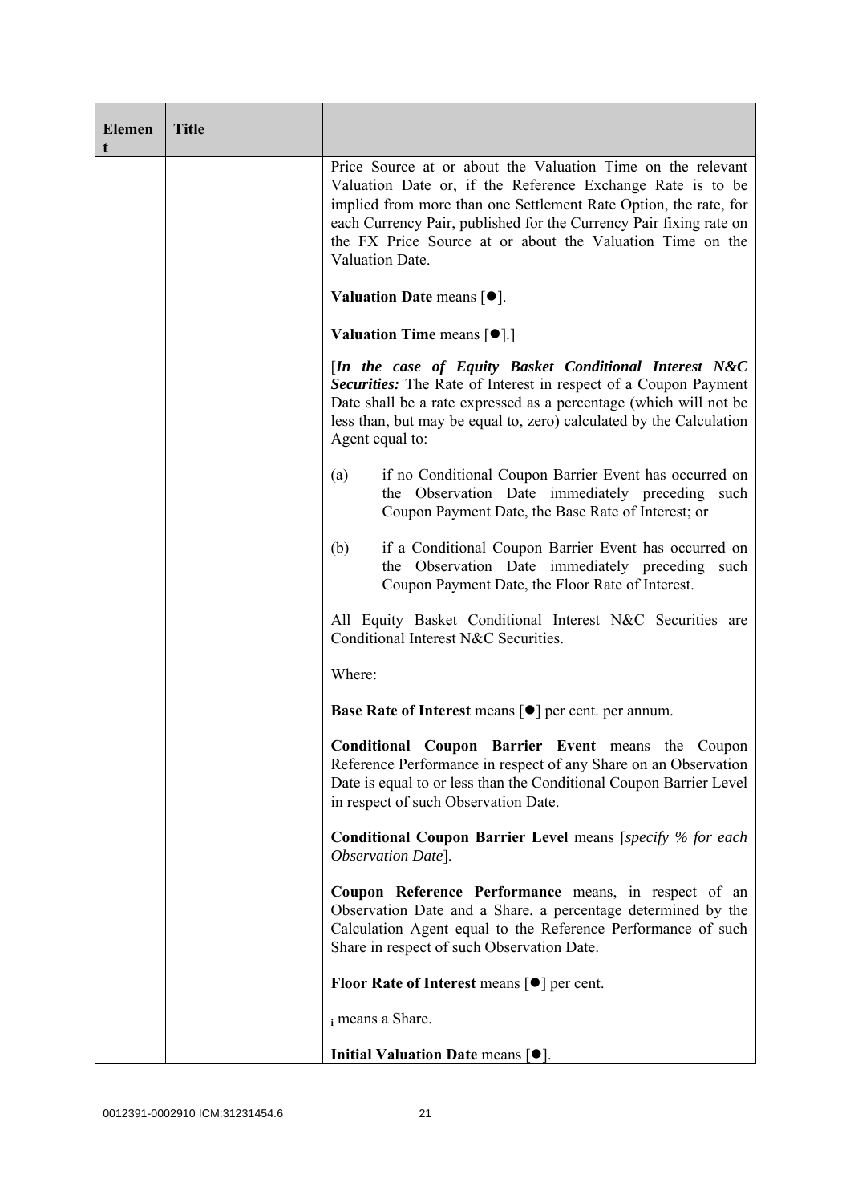| Element | Title | |
|---|---|---|
| | | Price Source at or about the Valuation Time on the relevant Valuation Date or, if the Reference Exchange Rate is to be implied from more than one Settlement Rate Option, the rate, for each Currency Pair, published for the Currency Pair fixing rate on the FX Price Source at or about the Valuation Time on the Valuation Date.<br><br>**Valuation Date** means [●].<br><br>**Valuation Time** means [●].]<br><br>[***In the case of Equity Basket Conditional Interest N&C Securities:*** The Rate of Interest in respect of a Coupon Payment Date shall be a rate expressed as a percentage (which will not be less than, but may be equal to, zero) calculated by the Calculation Agent equal to:<br><br>(a) if no Conditional Coupon Barrier Event has occurred on the Observation Date immediately preceding such Coupon Payment Date, the Base Rate of Interest; or<br><br>(b) if a Conditional Coupon Barrier Event has occurred on the Observation Date immediately preceding such Coupon Payment Date, the Floor Rate of Interest.<br><br>All Equity Basket Conditional Interest N&C Securities are Conditional Interest N&C Securities.<br><br>Where:<br><br>**Base Rate of Interest** means [●] per cent. per annum.<br><br>**Conditional Coupon Barrier Event** means the Coupon Reference Performance in respect of any Share on an Observation Date is equal to or less than the Conditional Coupon Barrier Level in respect of such Observation Date.<br><br>**Conditional Coupon Barrier Level** means [*specify % for each Observation Date*].<br><br>**Coupon Reference Performance** means, in respect of an Observation Date and a Share, a percentage determined by the Calculation Agent equal to the Reference Performance of such Share in respect of such Observation Date.<br><br>**Floor Rate of Interest** means [●] per cent.<br><br>$_i$ means a Share.<br><br>**Initial Valuation Date** means [●]. |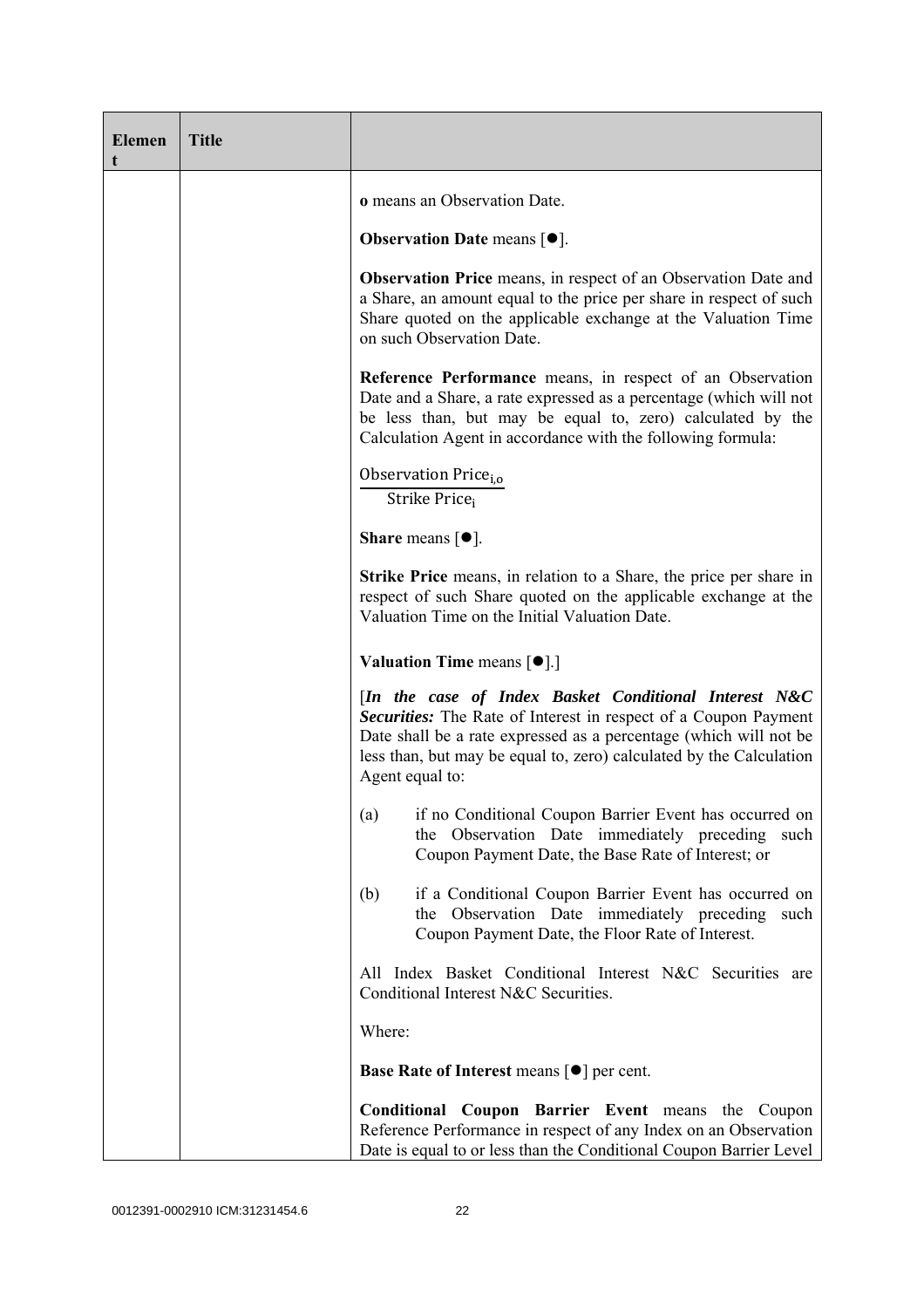| Element | Title | |
|---|---|---|
| | | **o** means an Observation Date.<br><br>**Observation Date** means [●].<br><br>**Observation Price** means, in respect of an Observation Date and a Share, an amount equal to the price per share in respect of such Share quoted on the applicable exchange at the Valuation Time on such Observation Date.<br><br>**Reference Performance** means, in respect of an Observation Date and a Share, a rate expressed as a percentage (which will not be less than, but may be equal to, zero) calculated by the Calculation Agent in accordance with the following formula:<br><br>$\frac{\text{Observation Price}_{i,o}}{\text{Strike Price}_{i}}$<br><br>**Share** means [●].<br><br>**Strike Price** means, in relation to a Share, the price per share in respect of such Share quoted on the applicable exchange at the Valuation Time on the Initial Valuation Date.<br><br>**Valuation Time** means [●].]<br><br>[***In the case of Index Basket Conditional Interest N&C Securities:*** The Rate of Interest in respect of a Coupon Payment Date shall be a rate expressed as a percentage (which will not be less than, but may be equal to, zero) calculated by the Calculation Agent equal to:<br><br>(a) if no Conditional Coupon Barrier Event has occurred on the Observation Date immediately preceding such Coupon Payment Date, the Base Rate of Interest; or<br><br>(b) if a Conditional Coupon Barrier Event has occurred on the Observation Date immediately preceding such Coupon Payment Date, the Floor Rate of Interest.<br><br>All Index Basket Conditional Interest N&C Securities are Conditional Interest N&C Securities.<br><br>Where:<br><br>**Base Rate of Interest** means [●] per cent.<br><br>**Conditional Coupon Barrier Event** means the Coupon Reference Performance in respect of any Index on an Observation Date is equal to or less than the Conditional Coupon Barrier Level |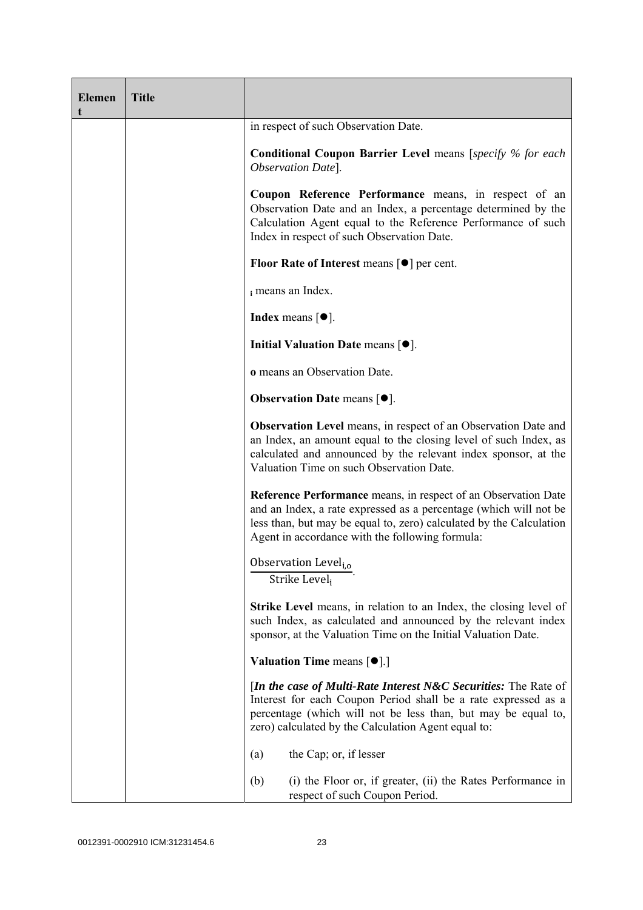| Element | Title | |
|---|---|---|
| | | in respect of such Observation Date.<br><br>**Conditional Coupon Barrier Level** means [*specify % for each Observation Date*].<br><br>**Coupon Reference Performance** means, in respect of an Observation Date and an Index, a percentage determined by the Calculation Agent equal to the Reference Performance of such Index in respect of such Observation Date.<br><br>**Floor Rate of Interest** means [●] per cent.<br><br>$_{i}$ means an Index.<br><br>**Index** means [●].<br><br>**Initial Valuation Date** means [●].<br><br>**o** means an Observation Date.<br><br>**Observation Date** means [●].<br><br>**Observation Level** means, in respect of an Observation Date and an Index, an amount equal to the closing level of such Index, as calculated and announced by the relevant index sponsor, at the Valuation Time on such Observation Date.<br><br>**Reference Performance** means, in respect of an Observation Date and an Index, a rate expressed as a percentage (which will not be less than, but may be equal to, zero) calculated by the Calculation Agent in accordance with the following formula:<br><br>$\frac{\text{Observation Level}_{i,o}}{\text{Strike Level}_{i}}$.<br><br>**Strike Level** means, in relation to an Index, the closing level of such Index, as calculated and announced by the relevant index sponsor, at the Valuation Time on the Initial Valuation Date.<br><br>**Valuation Time** means [●].]<br><br>[***In the case of Multi-Rate Interest N&C Securities:*** The Rate of Interest for each Coupon Period shall be a rate expressed as a percentage (which will not be less than, but may be equal to, zero) calculated by the Calculation Agent equal to:<br><br>(a) the Cap; or, if lesser<br><br>(b) (i) the Floor or, if greater, (ii) the Rates Performance in respect of such Coupon Period. |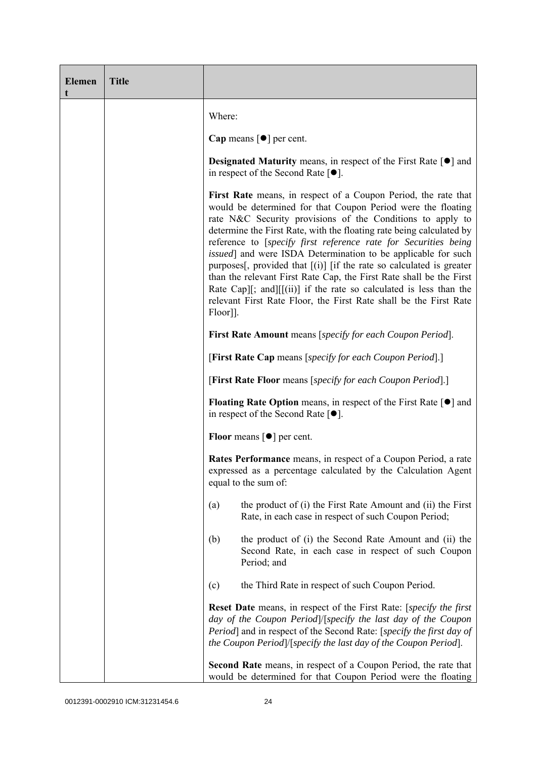| Element | Title | |
|---|---|---|
| | | Where:<br><br>**Cap** means [●] per cent.<br><br>**Designated Maturity** means, in respect of the First Rate [●] and in respect of the Second Rate [●].<br><br>**First Rate** means, in respect of a Coupon Period, the rate that would be determined for that Coupon Period were the floating rate N&C Security provisions of the Conditions to apply to determine the First Rate, with the floating rate being calculated by reference to [*specify first reference rate for Securities being issued*] and were ISDA Determination to be applicable for such purposes[, provided that [(i)] [if the rate so calculated is greater than the relevant First Rate Cap, the First Rate shall be the First Rate Cap][; and][[(ii)] if the rate so calculated is less than the relevant First Rate Floor, the First Rate shall be the First Rate Floor]].<br><br>**First Rate Amount** means [*specify for each Coupon Period*].<br><br>[**First Rate Cap** means [*specify for each Coupon Period*].]<br><br>[**First Rate Floor** means [*specify for each Coupon Period*].]<br><br>**Floating Rate Option** means, in respect of the First Rate [●] and in respect of the Second Rate [●].<br><br>**Floor** means [●] per cent.<br><br>**Rates Performance** means, in respect of a Coupon Period, a rate expressed as a percentage calculated by the Calculation Agent equal to the sum of:<br><br>(a) the product of (i) the First Rate Amount and (ii) the First Rate, in each case in respect of such Coupon Period;<br><br>(b) the product of (i) the Second Rate Amount and (ii) the Second Rate, in each case in respect of such Coupon Period; and<br><br>(c) the Third Rate in respect of such Coupon Period.<br><br>**Reset Date** means, in respect of the First Rate: [*specify the first day of the Coupon Period*]/[*specify the last day of the Coupon Period*] and in respect of the Second Rate: [*specify the first day of the Coupon Period*]/[*specify the last day of the Coupon Period*].<br><br>**Second Rate** means, in respect of a Coupon Period, the rate that would be determined for that Coupon Period were the floating |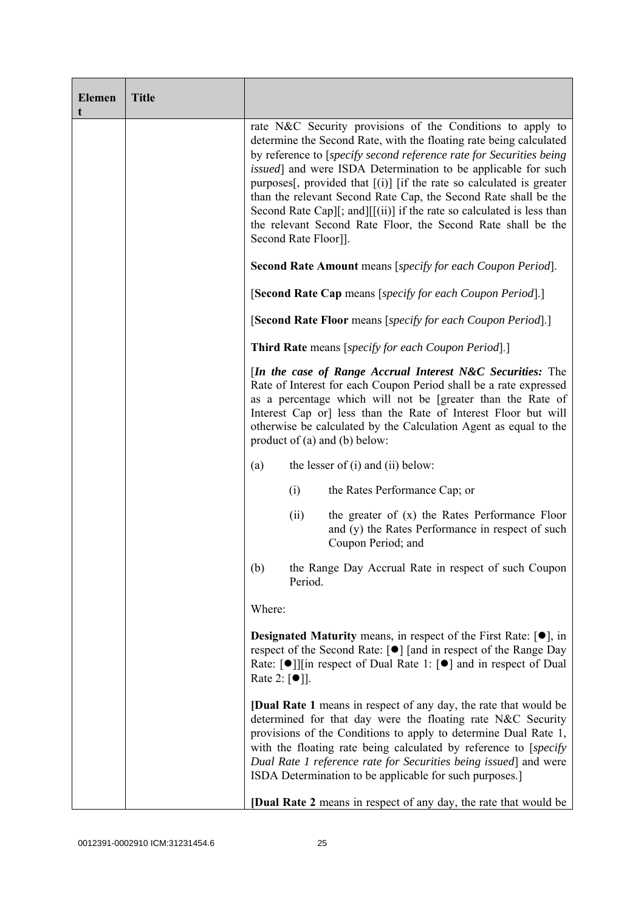| Element | Title | |
|---|---|---|
| | | rate N&C Security provisions of the Conditions to apply to determine the Second Rate, with the floating rate being calculated by reference to [*specify second reference rate for Securities being issued*] and were ISDA Determination to be applicable for such purposes[, provided that [(i)] [if the rate so calculated is greater than the relevant Second Rate Cap, the Second Rate shall be the Second Rate Cap][; and][[(ii)] if the rate so calculated is less than the relevant Second Rate Floor, the Second Rate shall be the Second Rate Floor]].<br><br>**Second Rate Amount** means [*specify for each Coupon Period*].<br><br>[**Second Rate Cap** means [*specify for each Coupon Period*].]<br><br>[**Second Rate Floor** means [*specify for each Coupon Period*].]<br><br>**Third Rate** means [*specify for each Coupon Period*].]<br><br>[***In the case of Range Accrual Interest N&C Securities:*** The Rate of Interest for each Coupon Period shall be a rate expressed as a percentage which will not be [greater than the Rate of Interest Cap or] less than the Rate of Interest Floor but will otherwise be calculated by the Calculation Agent as equal to the product of (a) and (b) below:<br><br>(a) the lesser of (i) and (ii) below:<br><br>(i) the Rates Performance Cap; or<br><br>(ii) the greater of (x) the Rates Performance Floor and (y) the Rates Performance in respect of such Coupon Period; and<br><br>(b) the Range Day Accrual Rate in respect of such Coupon Period.<br><br>Where:<br><br>**Designated Maturity** means, in respect of the First Rate: [●], in respect of the Second Rate: [●] [and in respect of the Range Day Rate: [●]][in respect of Dual Rate 1: [●] and in respect of Dual Rate 2: [●]].<br><br>**[Dual Rate 1** means in respect of any day, the rate that would be determined for that day were the floating rate N&C Security provisions of the Conditions to apply to determine Dual Rate 1, with the floating rate being calculated by reference to [*specify Dual Rate 1 reference rate for Securities being issued*] and were ISDA Determination to be applicable for such purposes.]<br><br>**[Dual Rate 2** means in respect of any day, the rate that would be |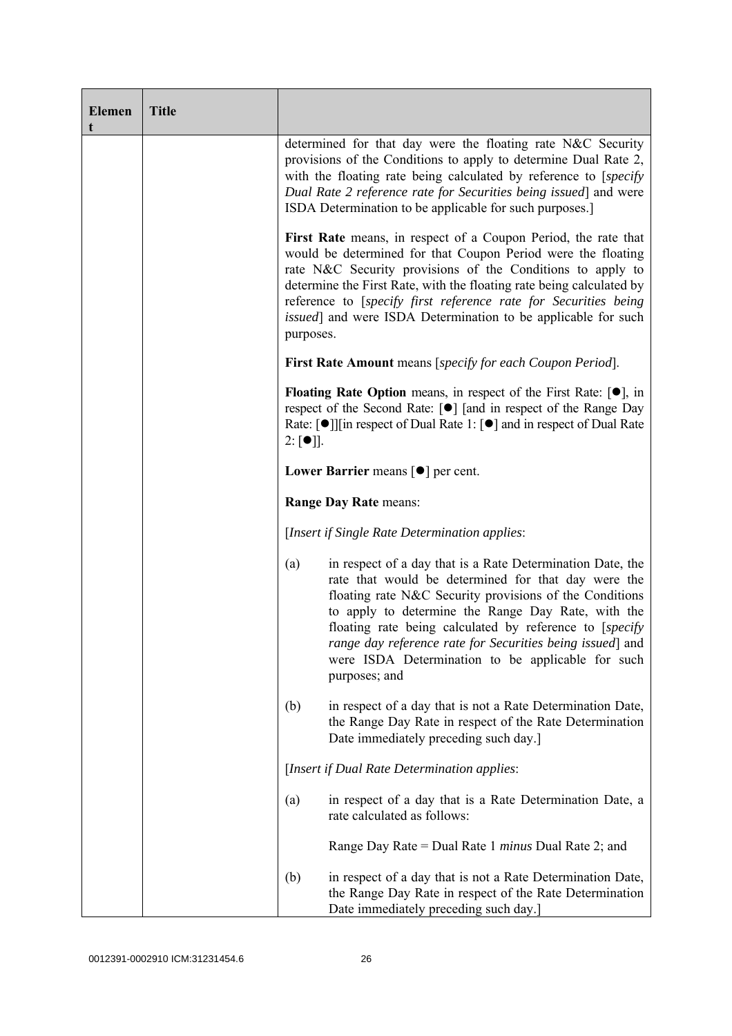| Element | Title | |
|---|---|---|
| | | determined for that day were the floating rate N&C Security provisions of the Conditions to apply to determine Dual Rate 2, with the floating rate being calculated by reference to [*specify Dual Rate 2 reference rate for Securities being issued*] and were ISDA Determination to be applicable for such purposes.]<br><br>**First Rate** means, in respect of a Coupon Period, the rate that would be determined for that Coupon Period were the floating rate N&C Security provisions of the Conditions to apply to determine the First Rate, with the floating rate being calculated by reference to [*specify first reference rate for Securities being issued*] and were ISDA Determination to be applicable for such purposes.<br><br>**First Rate Amount** means [*specify for each Coupon Period*].<br><br>**Floating Rate Option** means, in respect of the First Rate: [●], in respect of the Second Rate: [●] [and in respect of the Range Day Rate: [●]][in respect of Dual Rate 1: [●] and in respect of Dual Rate 2: [●]].<br><br>**Lower Barrier** means [●] per cent.<br><br>**Range Day Rate** means:<br><br>[*Insert if Single Rate Determination applies*:<br><br>(a) in respect of a day that is a Rate Determination Date, the rate that would be determined for that day were the floating rate N&C Security provisions of the Conditions to apply to determine the Range Day Rate, with the floating rate being calculated by reference to [*specify range day reference rate for Securities being issued*] and were ISDA Determination to be applicable for such purposes; and<br><br>(b) in respect of a day that is not a Rate Determination Date, the Range Day Rate in respect of the Rate Determination Date immediately preceding such day.]<br><br>[*Insert if Dual Rate Determination applies*:<br><br>(a) in respect of a day that is a Rate Determination Date, a rate calculated as follows:<br><br>Range Day Rate = Dual Rate 1 *minus* Dual Rate 2; and<br><br>(b) in respect of a day that is not a Rate Determination Date, the Range Day Rate in respect of the Rate Determination Date immediately preceding such day.] |

0012391-0002910 ICM:31231454.6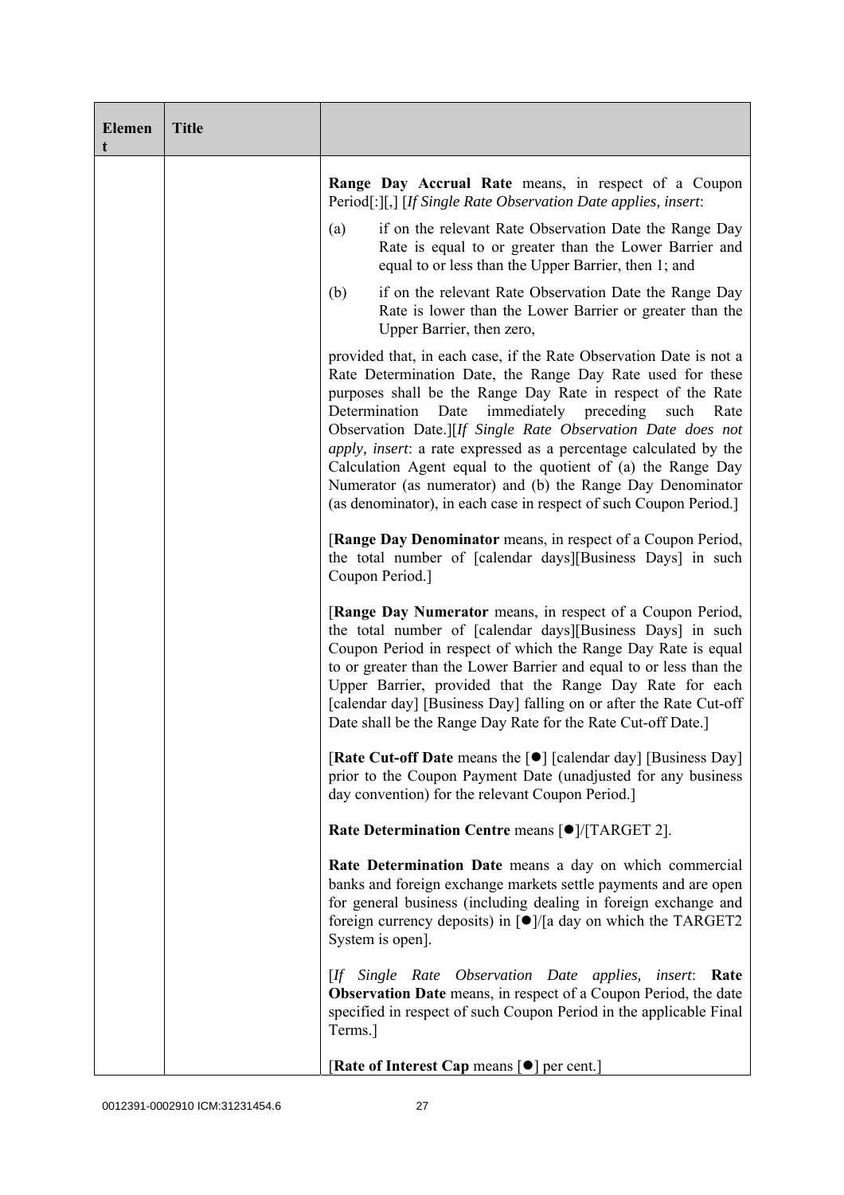| Element | Title | |
|---|---|---|
| | | **Range Day Accrual Rate** means, in respect of a Coupon Period[:][,] [*If Single Rate Observation Date applies, insert*:<br><br>(a) if on the relevant Rate Observation Date the Range Day Rate is equal to or greater than the Lower Barrier and equal to or less than the Upper Barrier, then 1; and<br><br>(b) if on the relevant Rate Observation Date the Range Day Rate is lower than the Lower Barrier or greater than the Upper Barrier, then zero,<br><br>provided that, in each case, if the Rate Observation Date is not a Rate Determination Date, the Range Day Rate used for these purposes shall be the Range Day Rate in respect of the Rate Determination Date immediately preceding such Rate Observation Date.][*If Single Rate Observation Date does not apply, insert*: a rate expressed as a percentage calculated by the Calculation Agent equal to the quotient of (a) the Range Day Numerator (as numerator) and (b) the Range Day Denominator (as denominator), in each case in respect of such Coupon Period.]<br><br>[**Range Day Denominator** means, in respect of a Coupon Period, the total number of [calendar days][Business Days] in such Coupon Period.]<br><br>[**Range Day Numerator** means, in respect of a Coupon Period, the total number of [calendar days][Business Days] in such Coupon Period in respect of which the Range Day Rate is equal to or greater than the Lower Barrier and equal to or less than the Upper Barrier, provided that the Range Day Rate for each [calendar day] [Business Day] falling on or after the Rate Cut-off Date shall be the Range Day Rate for the Rate Cut-off Date.]<br><br>[**Rate Cut-off Date** means the [●] [calendar day] [Business Day] prior to the Coupon Payment Date (unadjusted for any business day convention) for the relevant Coupon Period.]<br><br>**Rate Determination Centre** means [●]/[TARGET 2].<br><br>**Rate Determination Date** means a day on which commercial banks and foreign exchange markets settle payments and are open for general business (including dealing in foreign exchange and foreign currency deposits) in [●]/[a day on which the TARGET2 System is open].<br><br>[*If Single Rate Observation Date applies, insert*: **Rate Observation Date** means, in respect of a Coupon Period, the date specified in respect of such Coupon Period in the applicable Final Terms.]<br><br>[**Rate of Interest Cap** means [●] per cent.] |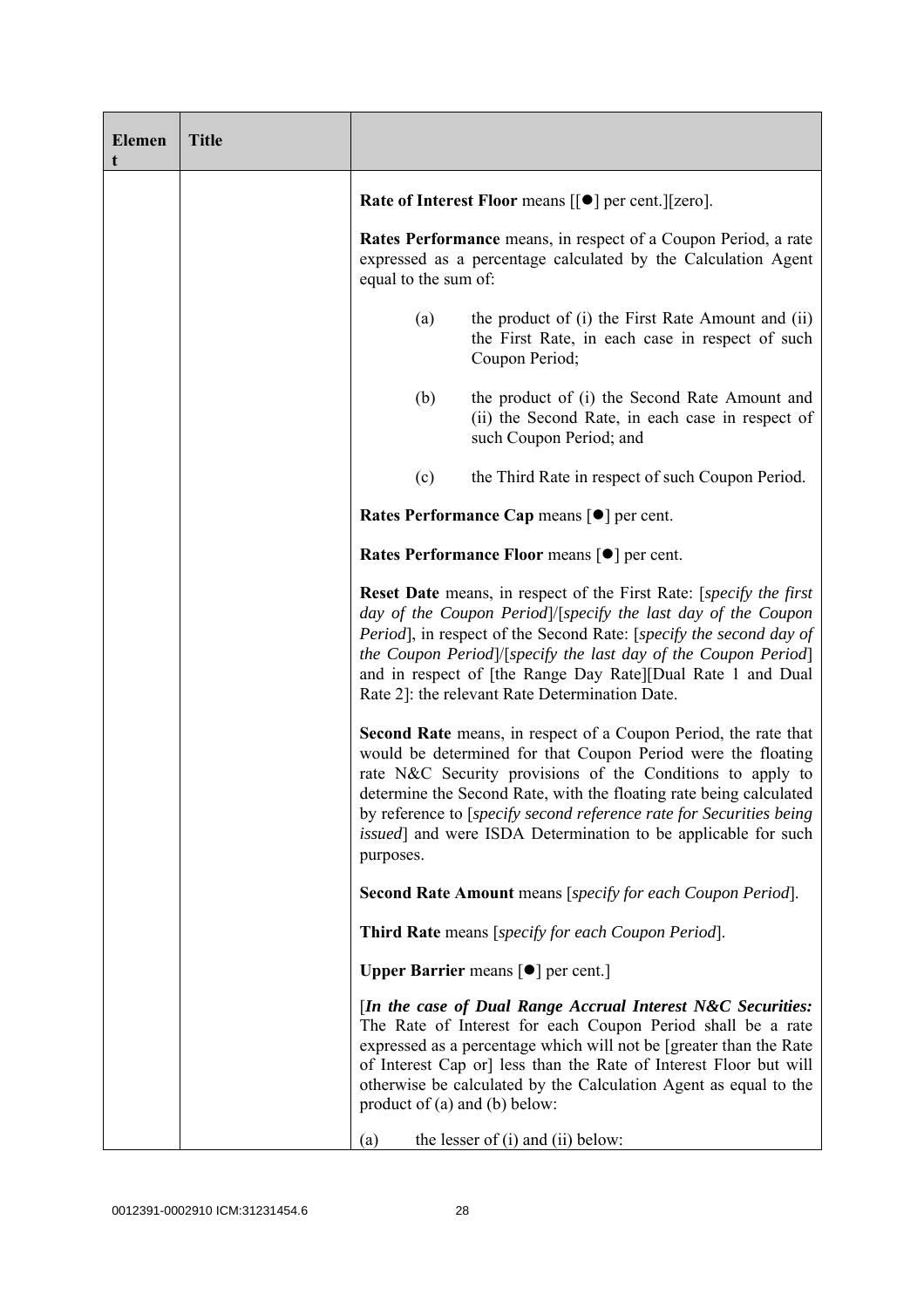| Element | Title | |
|---|---|---|
| | | **Rate of Interest Floor** means [[●] per cent.][zero].<br><br>**Rates Performance** means, in respect of a Coupon Period, a rate expressed as a percentage calculated by the Calculation Agent equal to the sum of:<br><br>(a) the product of (i) the First Rate Amount and (ii) the First Rate, in each case in respect of such Coupon Period;<br><br>(b) the product of (i) the Second Rate Amount and (ii) the Second Rate, in each case in respect of such Coupon Period; and<br><br>(c) the Third Rate in respect of such Coupon Period.<br><br>**Rates Performance Cap** means [●] per cent.<br><br>**Rates Performance Floor** means [●] per cent.<br><br>**Reset Date** means, in respect of the First Rate: [*specify the first day of the Coupon Period*]/[*specify the last day of the Coupon Period*], in respect of the Second Rate: [*specify the second day of the Coupon Period*]/[*specify the last day of the Coupon Period*] and in respect of [the Range Day Rate][Dual Rate 1 and Dual Rate 2]: the relevant Rate Determination Date.<br><br>**Second Rate** means, in respect of a Coupon Period, the rate that would be determined for that Coupon Period were the floating rate N&C Security provisions of the Conditions to apply to determine the Second Rate, with the floating rate being calculated by reference to [*specify second reference rate for Securities being issued*] and were ISDA Determination to be applicable for such purposes.<br><br>**Second Rate Amount** means [*specify for each Coupon Period*].<br><br>**Third Rate** means [*specify for each Coupon Period*].<br><br>**Upper Barrier** means [●] per cent.]<br><br>[***In the case of Dual Range Accrual Interest N&C Securities:*** The Rate of Interest for each Coupon Period shall be a rate expressed as a percentage which will not be [greater than the Rate of Interest Cap or] less than the Rate of Interest Floor but will otherwise be calculated by the Calculation Agent as equal to the product of (a) and (b) below:<br><br>(a) the lesser of (i) and (ii) below: |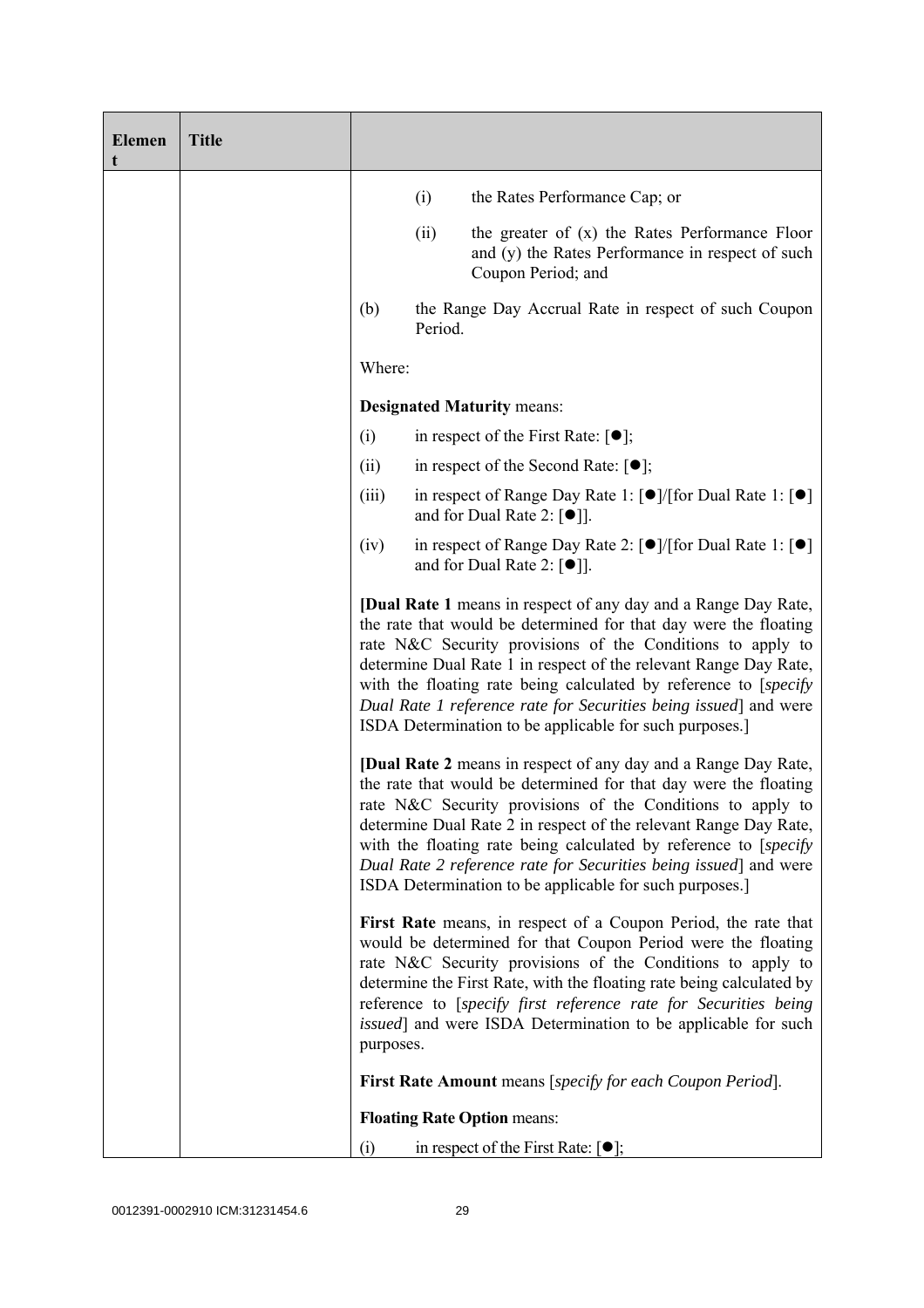| Element | Title | |
|---|---|---|
| | | (i) the Rates Performance Cap; or<br><br>(ii) the greater of (x) the Rates Performance Floor and (y) the Rates Performance in respect of such Coupon Period; and<br><br>(b) the Range Day Accrual Rate in respect of such Coupon Period.<br><br>Where:<br><br>**Designated Maturity** means:<br><br>(i) in respect of the First Rate: [●];<br><br>(ii) in respect of the Second Rate: [●];<br><br>(iii) in respect of Range Day Rate 1: [●]/[for Dual Rate 1: [●] and for Dual Rate 2: [●]].<br><br>(iv) in respect of Range Day Rate 2: [●]/[for Dual Rate 1: [●] and for Dual Rate 2: [●]].<br><br>[**Dual Rate 1** means in respect of any day and a Range Day Rate, the rate that would be determined for that day were the floating rate N&C Security provisions of the Conditions to apply to determine Dual Rate 1 in respect of the relevant Range Day Rate, with the floating rate being calculated by reference to [*specify Dual Rate 1 reference rate for Securities being issued*] and were ISDA Determination to be applicable for such purposes.]<br><br>[**Dual Rate 2** means in respect of any day and a Range Day Rate, the rate that would be determined for that day were the floating rate N&C Security provisions of the Conditions to apply to determine Dual Rate 2 in respect of the relevant Range Day Rate, with the floating rate being calculated by reference to [*specify Dual Rate 2 reference rate for Securities being issued*] and were ISDA Determination to be applicable for such purposes.]<br><br>**First Rate** means, in respect of a Coupon Period, the rate that would be determined for that Coupon Period were the floating rate N&C Security provisions of the Conditions to apply to determine the First Rate, with the floating rate being calculated by reference to [*specify first reference rate for Securities being issued*] and were ISDA Determination to be applicable for such purposes.<br><br>**First Rate Amount** means [*specify for each Coupon Period*].<br><br>**Floating Rate Option** means:<br><br>(i) in respect of the First Rate: [●]; |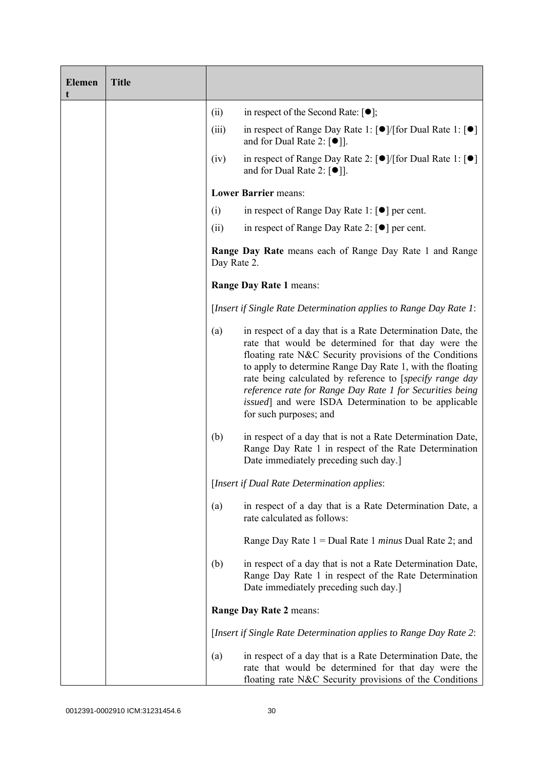| Element | Title | |
|---|---|---|
| | | (ii) in respect of the Second Rate: [●];<br><br>(iii) in respect of Range Day Rate 1: [●]/[for Dual Rate 1: [●] and for Dual Rate 2: [●]].<br><br>(iv) in respect of Range Day Rate 2: [●]/[for Dual Rate 1: [●] and for Dual Rate 2: [●]].<br><br>**Lower Barrier** means:<br><br>(i) in respect of Range Day Rate 1: [●] per cent.<br><br>(ii) in respect of Range Day Rate 2: [●] per cent.<br><br>**Range Day Rate** means each of Range Day Rate 1 and Range Day Rate 2.<br><br>**Range Day Rate 1** means:<br><br>[*Insert if Single Rate Determination applies to Range Day Rate 1*:<br><br>(a) in respect of a day that is a Rate Determination Date, the rate that would be determined for that day were the floating rate N&C Security provisions of the Conditions to apply to determine Range Day Rate 1, with the floating rate being calculated by reference to [*specify range day reference rate for Range Day Rate 1 for Securities being issued*] and were ISDA Determination to be applicable for such purposes; and<br><br>(b) in respect of a day that is not a Rate Determination Date, Range Day Rate 1 in respect of the Rate Determination Date immediately preceding such day.]<br><br>[*Insert if Dual Rate Determination applies*:<br><br>(a) in respect of a day that is a Rate Determination Date, a rate calculated as follows:<br><br>Range Day Rate 1 = Dual Rate 1 *minus* Dual Rate 2; and<br><br>(b) in respect of a day that is not a Rate Determination Date, Range Day Rate 1 in respect of the Rate Determination Date immediately preceding such day.]<br><br>**Range Day Rate 2** means:<br><br>[*Insert if Single Rate Determination applies to Range Day Rate 2*:<br><br>(a) in respect of a day that is a Rate Determination Date, the rate that would be determined for that day were the floating rate N&C Security provisions of the Conditions |

0012391-0002910 ICM:31231454.6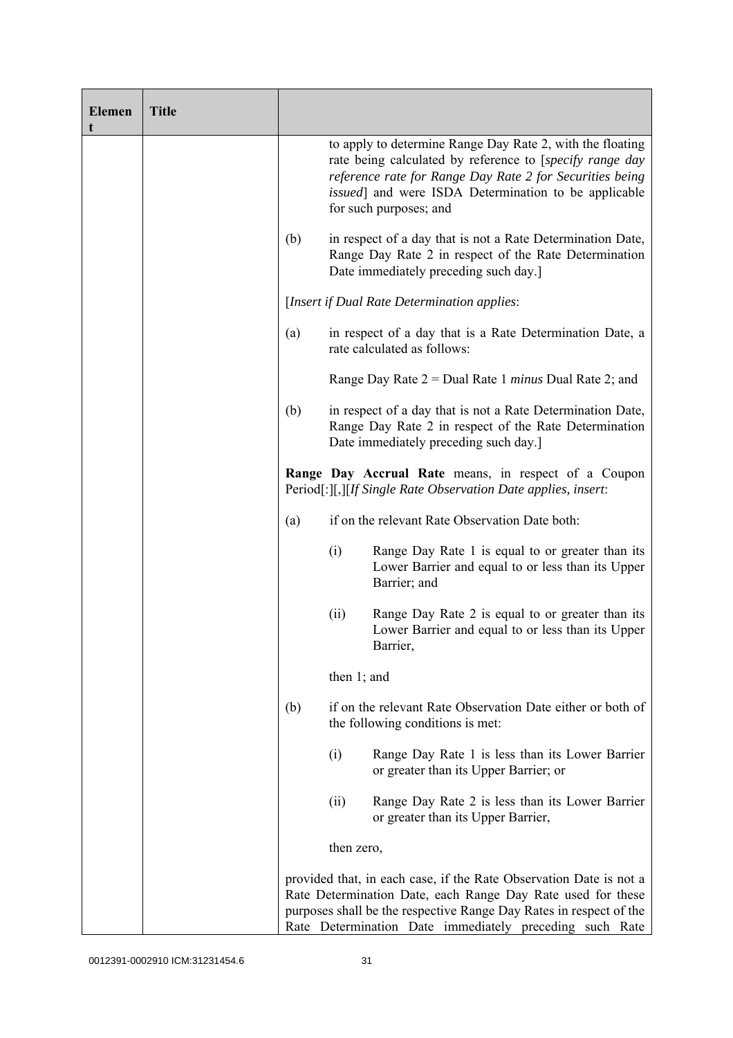| Element | Title | |
|---|---|---|
| | | to apply to determine Range Day Rate 2, with the floating rate being calculated by reference to [*specify range day reference rate for Range Day Rate 2 for Securities being issued*] and were ISDA Determination to be applicable for such purposes; and<br><br>(b) in respect of a day that is not a Rate Determination Date, Range Day Rate 2 in respect of the Rate Determination Date immediately preceding such day.]<br><br>[*Insert if Dual Rate Determination applies*:<br><br>(a) in respect of a day that is a Rate Determination Date, a rate calculated as follows:<br><br>Range Day Rate 2 = Dual Rate 1 *minus* Dual Rate 2; and<br><br>(b) in respect of a day that is not a Rate Determination Date, Range Day Rate 2 in respect of the Rate Determination Date immediately preceding such day.]<br><br>**Range Day Accrual Rate** means, in respect of a Coupon Period[:][,][*If Single Rate Observation Date applies, insert*:<br><br>(a) if on the relevant Rate Observation Date both:<br><br>(i) Range Day Rate 1 is equal to or greater than its Lower Barrier and equal to or less than its Upper Barrier; and<br><br>(ii) Range Day Rate 2 is equal to or greater than its Lower Barrier and equal to or less than its Upper Barrier,<br><br>then 1; and<br><br>(b) if on the relevant Rate Observation Date either or both of the following conditions is met:<br><br>(i) Range Day Rate 1 is less than its Lower Barrier or greater than its Upper Barrier; or<br><br>(ii) Range Day Rate 2 is less than its Lower Barrier or greater than its Upper Barrier,<br><br>then zero,<br><br>provided that, in each case, if the Rate Observation Date is not a Rate Determination Date, each Range Day Rate used for these purposes shall be the respective Range Day Rates in respect of the Rate Determination Date immediately preceding such Rate |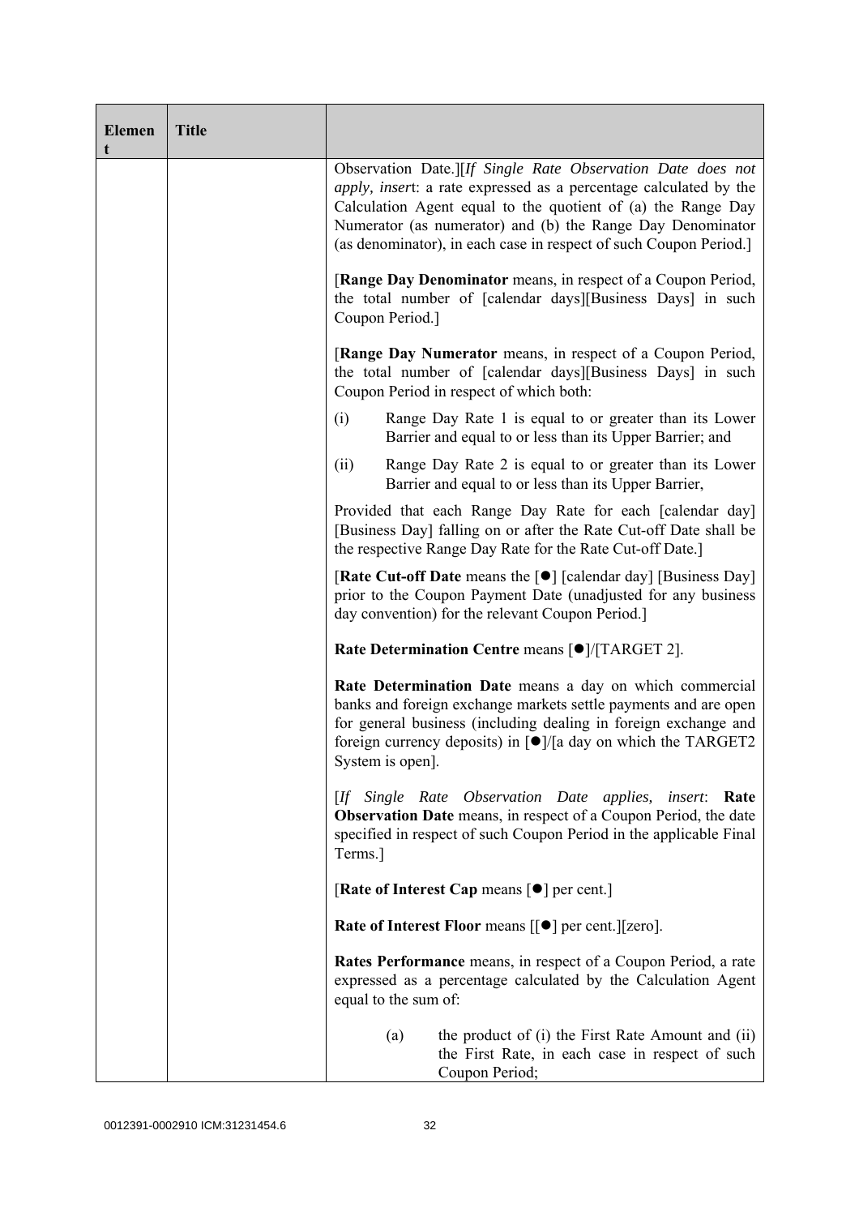| Element | Title | |
|---|---|---|
| | | Observation Date.][*If Single Rate Observation Date does not apply, insert*: a rate expressed as a percentage calculated by the Calculation Agent equal to the quotient of (a) the Range Day Numerator (as numerator) and (b) the Range Day Denominator (as denominator), in each case in respect of such Coupon Period.]<br><br>[**Range Day Denominator** means, in respect of a Coupon Period, the total number of [calendar days][Business Days] in such Coupon Period.]<br><br>[**Range Day Numerator** means, in respect of a Coupon Period, the total number of [calendar days][Business Days] in such Coupon Period in respect of which both:<br><br>(i) Range Day Rate 1 is equal to or greater than its Lower Barrier and equal to or less than its Upper Barrier; and<br><br>(ii) Range Day Rate 2 is equal to or greater than its Lower Barrier and equal to or less than its Upper Barrier,<br><br>Provided that each Range Day Rate for each [calendar day] [Business Day] falling on or after the Rate Cut-off Date shall be the respective Range Day Rate for the Rate Cut-off Date.]<br><br>[**Rate Cut-off Date** means the [●] [calendar day] [Business Day] prior to the Coupon Payment Date (unadjusted for any business day convention) for the relevant Coupon Period.]<br><br>**Rate Determination Centre** means [●]/[TARGET 2].<br><br>**Rate Determination Date** means a day on which commercial banks and foreign exchange markets settle payments and are open for general business (including dealing in foreign exchange and foreign currency deposits) in [●]/[a day on which the TARGET2 System is open].<br><br>[*If Single Rate Observation Date applies, insert*: **Rate Observation Date** means, in respect of a Coupon Period, the date specified in respect of such Coupon Period in the applicable Final Terms.]<br><br>[**Rate of Interest Cap** means [●] per cent.]<br><br>**Rate of Interest Floor** means [[●] per cent.][zero].<br><br>**Rates Performance** means, in respect of a Coupon Period, a rate expressed as a percentage calculated by the Calculation Agent equal to the sum of:<br><br>(a) the product of (i) the First Rate Amount and (ii) the First Rate, in each case in respect of such Coupon Period; |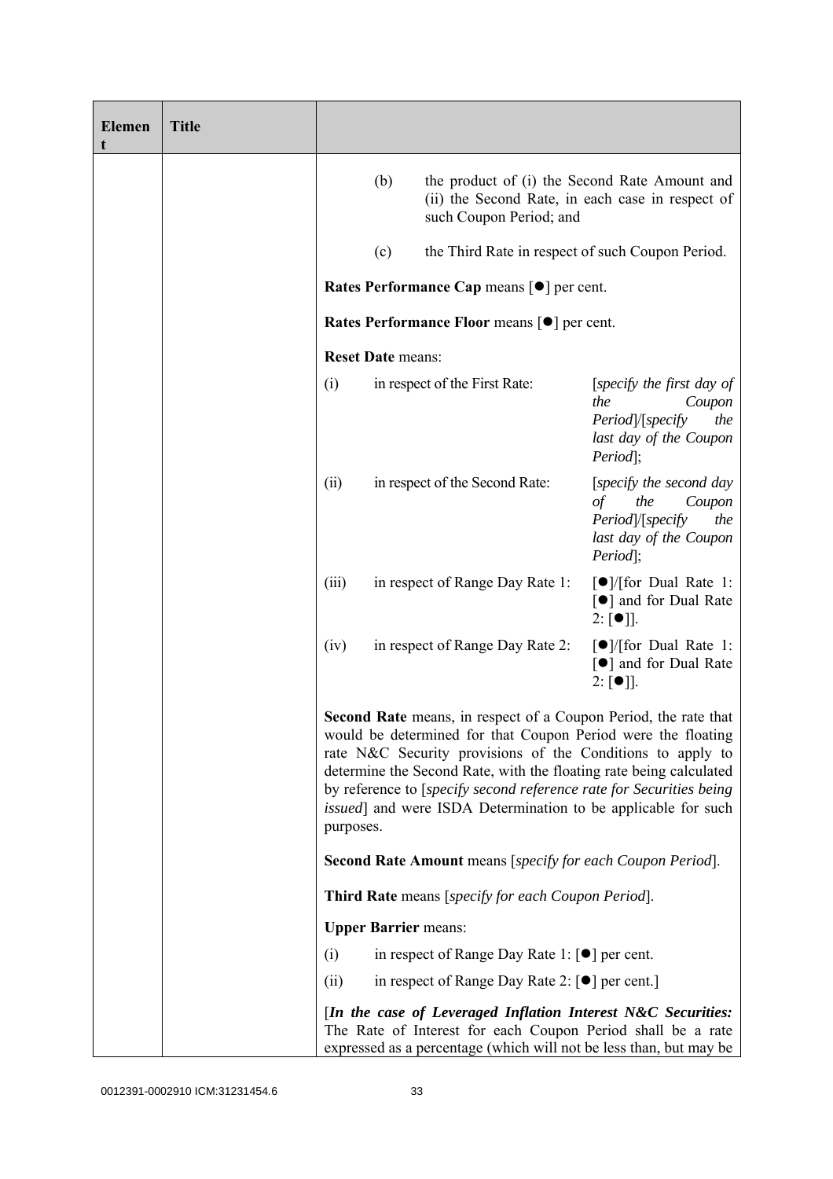| Element | Title | |
|---|---|---|
| | | (b) the product of (i) the Second Rate Amount and (ii) the Second Rate, in each case in respect of such Coupon Period; and<br><br>(c) the Third Rate in respect of such Coupon Period.<br><br>**Rates Performance Cap** means [●] per cent.<br><br>**Rates Performance Floor** means [●] per cent.<br><br>**Reset Date** means:<br><br>(i) in respect of the First Rate: [*specify the first day of the Coupon Period*]/[*specify the last day of the Coupon Period*];<br><br>(ii) in respect of the Second Rate: [*specify the second day of the Coupon Period*]/[*specify the last day of the Coupon Period*];<br><br>(iii) in respect of Range Day Rate 1: [●]/[for Dual Rate 1: [●] and for Dual Rate 2: [●]].<br><br>(iv) in respect of Range Day Rate 2: [●]/[for Dual Rate 1: [●] and for Dual Rate 2: [●]].<br><br>**Second Rate** means, in respect of a Coupon Period, the rate that would be determined for that Coupon Period were the floating rate N&C Security provisions of the Conditions to apply to determine the Second Rate, with the floating rate being calculated by reference to [*specify second reference rate for Securities being issued*] and were ISDA Determination to be applicable for such purposes.<br><br>**Second Rate Amount** means [*specify for each Coupon Period*].<br><br>**Third Rate** means [*specify for each Coupon Period*].<br><br>**Upper Barrier** means:<br><br>(i) in respect of Range Day Rate 1: [●] per cent.<br><br>(ii) in respect of Range Day Rate 2: [●] per cent.]<br><br>[***In the case of Leveraged Inflation Interest N&C Securities:*** The Rate of Interest for each Coupon Period shall be a rate expressed as a percentage (which will not be less than, but may be |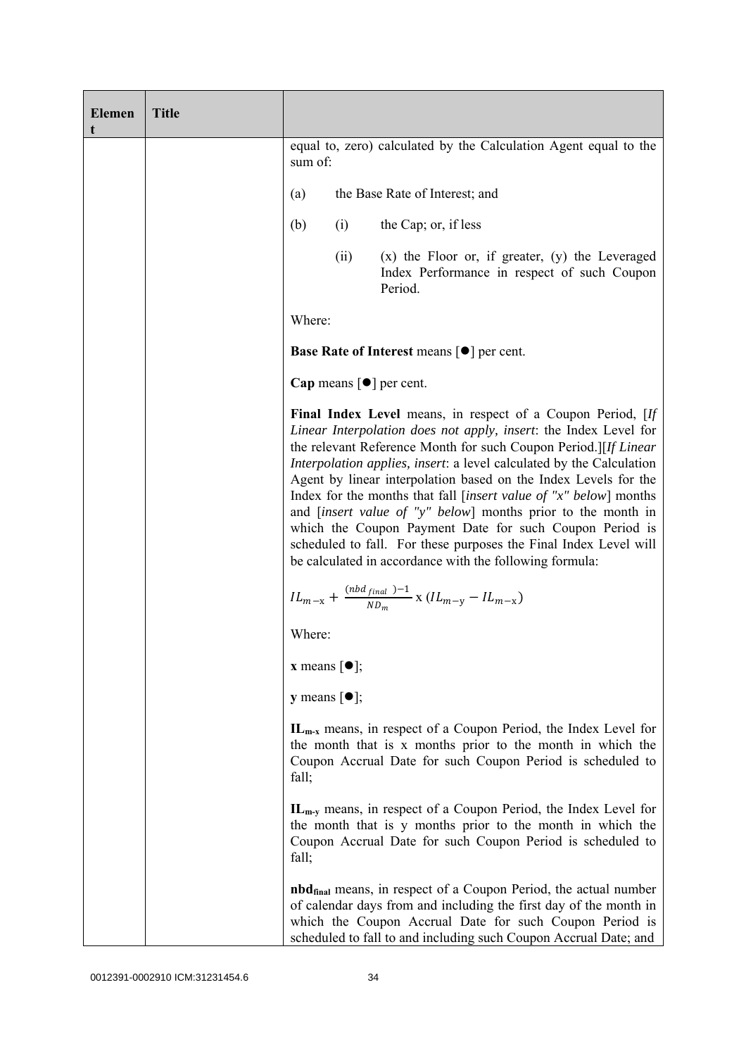| Element | Title | |
|---|---|---|
| | | equal to, zero) calculated by the Calculation Agent equal to the sum of:<br><br>(a) the Base Rate of Interest; and<br><br>(b) (i) the Cap; or, if less<br><br>(ii) (x) the Floor or, if greater, (y) the Leveraged Index Performance in respect of such Coupon Period.<br><br>Where:<br><br>**Base Rate of Interest** means [●] per cent.<br><br>**Cap** means [●] per cent.<br><br>**Final Index Level** means, in respect of a Coupon Period, [*If Linear Interpolation does not apply, insert*: the Index Level for the relevant Reference Month for such Coupon Period.][*If Linear Interpolation applies, insert*: a level calculated by the Calculation Agent by linear interpolation based on the Index Levels for the Index for the months that fall [*insert value of "x" below*] months and [*insert value of "y" below*] months prior to the month in which the Coupon Payment Date for such Coupon Period is scheduled to fall. For these purposes the Final Index Level will be calculated in accordance with the following formula:<br><br>$IL_{m-x} + \frac{(nbd_{final})-1}{ND_m} \text{ x } (IL_{m-y} - IL_{m-x})$<br><br>Where:<br><br>**x** means [●];<br><br>**y** means [●];<br><br>**$IL_{m-x}$** means, in respect of a Coupon Period, the Index Level for the month that is x months prior to the month in which the Coupon Accrual Date for such Coupon Period is scheduled to fall;<br><br>**$IL_{m-y}$** means, in respect of a Coupon Period, the Index Level for the month that is y months prior to the month in which the Coupon Accrual Date for such Coupon Period is scheduled to fall;<br><br>**$nbd_{final}$** means, in respect of a Coupon Period, the actual number of calendar days from and including the first day of the month in which the Coupon Accrual Date for such Coupon Period is scheduled to fall to and including such Coupon Accrual Date; and |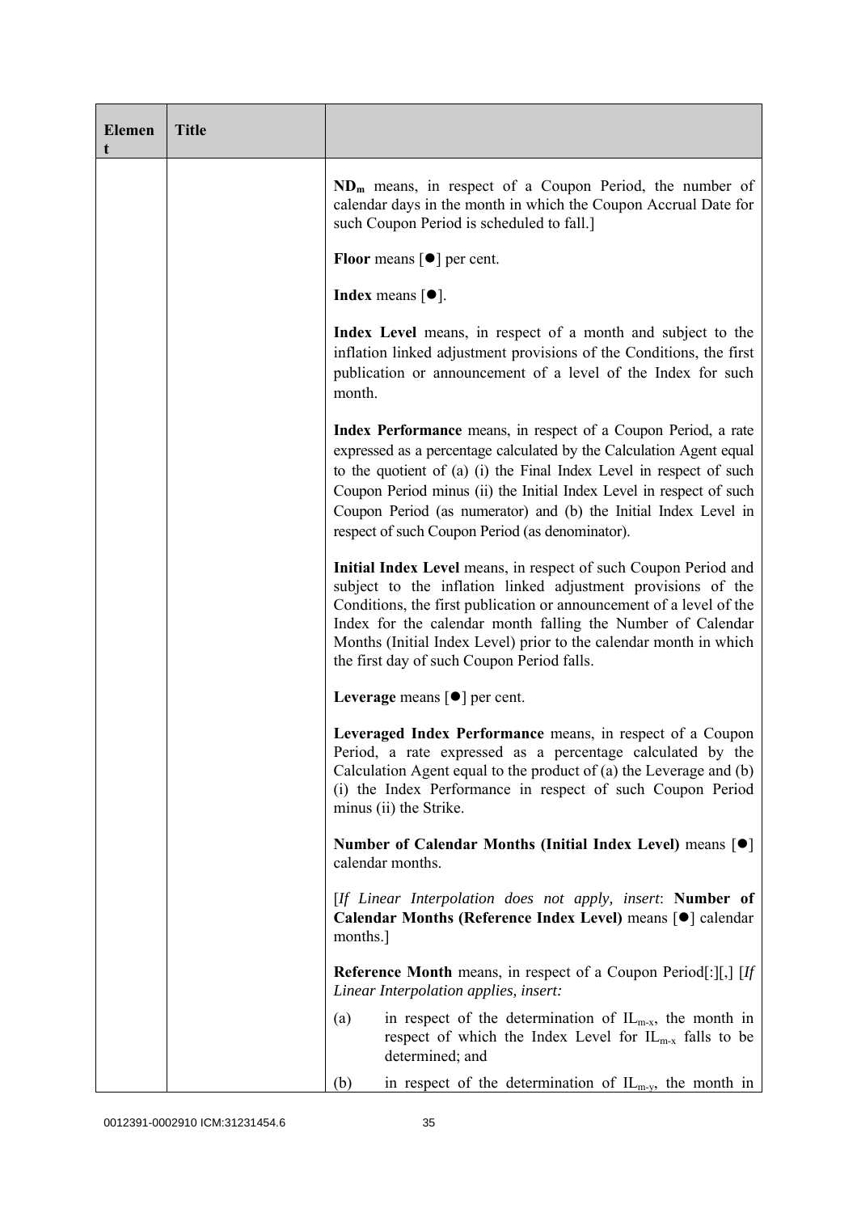| Element | Title | |
|---|---|---|
| | | **$ND_m$** means, in respect of a Coupon Period, the number of calendar days in the month in which the Coupon Accrual Date for such Coupon Period is scheduled to fall.]<br><br>**Floor** means [●] per cent.<br><br>**Index** means [●].<br><br>**Index Level** means, in respect of a month and subject to the inflation linked adjustment provisions of the Conditions, the first publication or announcement of a level of the Index for such month.<br><br>**Index Performance** means, in respect of a Coupon Period, a rate expressed as a percentage calculated by the Calculation Agent equal to the quotient of (a) (i) the Final Index Level in respect of such Coupon Period minus (ii) the Initial Index Level in respect of such Coupon Period (as numerator) and (b) the Initial Index Level in respect of such Coupon Period (as denominator).<br><br>**Initial Index Level** means, in respect of such Coupon Period and subject to the inflation linked adjustment provisions of the Conditions, the first publication or announcement of a level of the Index for the calendar month falling the Number of Calendar Months (Initial Index Level) prior to the calendar month in which the first day of such Coupon Period falls.<br><br>**Leverage** means [●] per cent.<br><br>**Leveraged Index Performance** means, in respect of a Coupon Period, a rate expressed as a percentage calculated by the Calculation Agent equal to the product of (a) the Leverage and (b) (i) the Index Performance in respect of such Coupon Period minus (ii) the Strike.<br><br>**Number of Calendar Months (Initial Index Level)** means [●] calendar months.<br><br>[*If Linear Interpolation does not apply, insert*: **Number of Calendar Months (Reference Index Level)** means [●] calendar months.]<br><br>**Reference Month** means, in respect of a Coupon Period[:][,] [*If Linear Interpolation applies, insert:*<br><br>(a) in respect of the determination of $IL_{m-x}$, the month in respect of which the Index Level for $IL_{m-x}$ falls to be determined; and<br><br>(b) in respect of the determination of $IL_{m-y}$, the month in |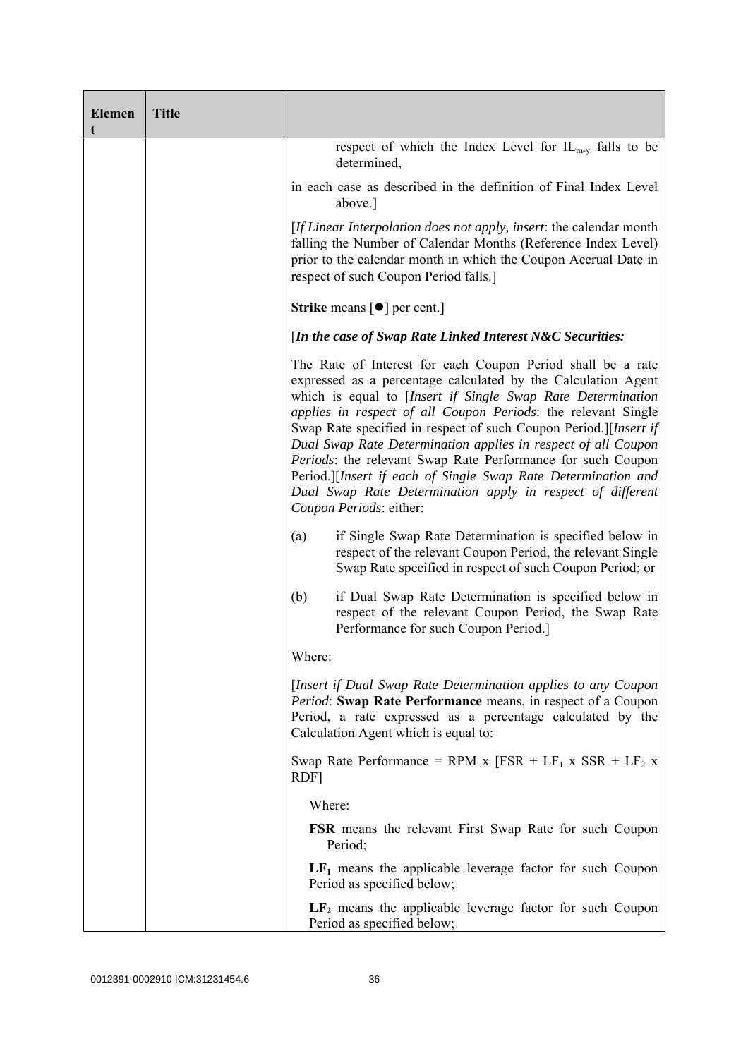| Element | Title | |
|---|---|---|
| | | respect of which the Index Level for $IL_{m-y}$ falls to be determined,<br><br>in each case as described in the definition of Final Index Level above.]<br><br>[*If Linear Interpolation does not apply, insert*: the calendar month falling the Number of Calendar Months (Reference Index Level) prior to the calendar month in which the Coupon Accrual Date in respect of such Coupon Period falls.]<br><br>**Strike** means [●] per cent.]<br><br>[***In the case of Swap Rate Linked Interest N&C Securities:***<br><br>The Rate of Interest for each Coupon Period shall be a rate expressed as a percentage calculated by the Calculation Agent which is equal to [*Insert if Single Swap Rate Determination applies in respect of all Coupon Periods*: the relevant Single Swap Rate specified in respect of such Coupon Period.][*Insert if Dual Swap Rate Determination applies in respect of all Coupon Periods*: the relevant Swap Rate Performance for such Coupon Period.][*Insert if each of Single Swap Rate Determination and Dual Swap Rate Determination apply in respect of different Coupon Periods*: either:<br><br>(a) if Single Swap Rate Determination is specified below in respect of the relevant Coupon Period, the relevant Single Swap Rate specified in respect of such Coupon Period; or<br><br>(b) if Dual Swap Rate Determination is specified below in respect of the relevant Coupon Period, the Swap Rate Performance for such Coupon Period.]<br><br>Where:<br><br>[*Insert if Dual Swap Rate Determination applies to any Coupon Period*: **Swap Rate Performance** means, in respect of a Coupon Period, a rate expressed as a percentage calculated by the Calculation Agent which is equal to:<br><br>Swap Rate Performance = RPM x [FSR + $LF_1$ x SSR + $LF_2$ x RDF]<br><br>Where:<br><br>**FSR** means the relevant First Swap Rate for such Coupon Period;<br><br>**$LF_1$** means the applicable leverage factor for such Coupon Period as specified below;<br><br>**$LF_2$** means the applicable leverage factor for such Coupon Period as specified below; |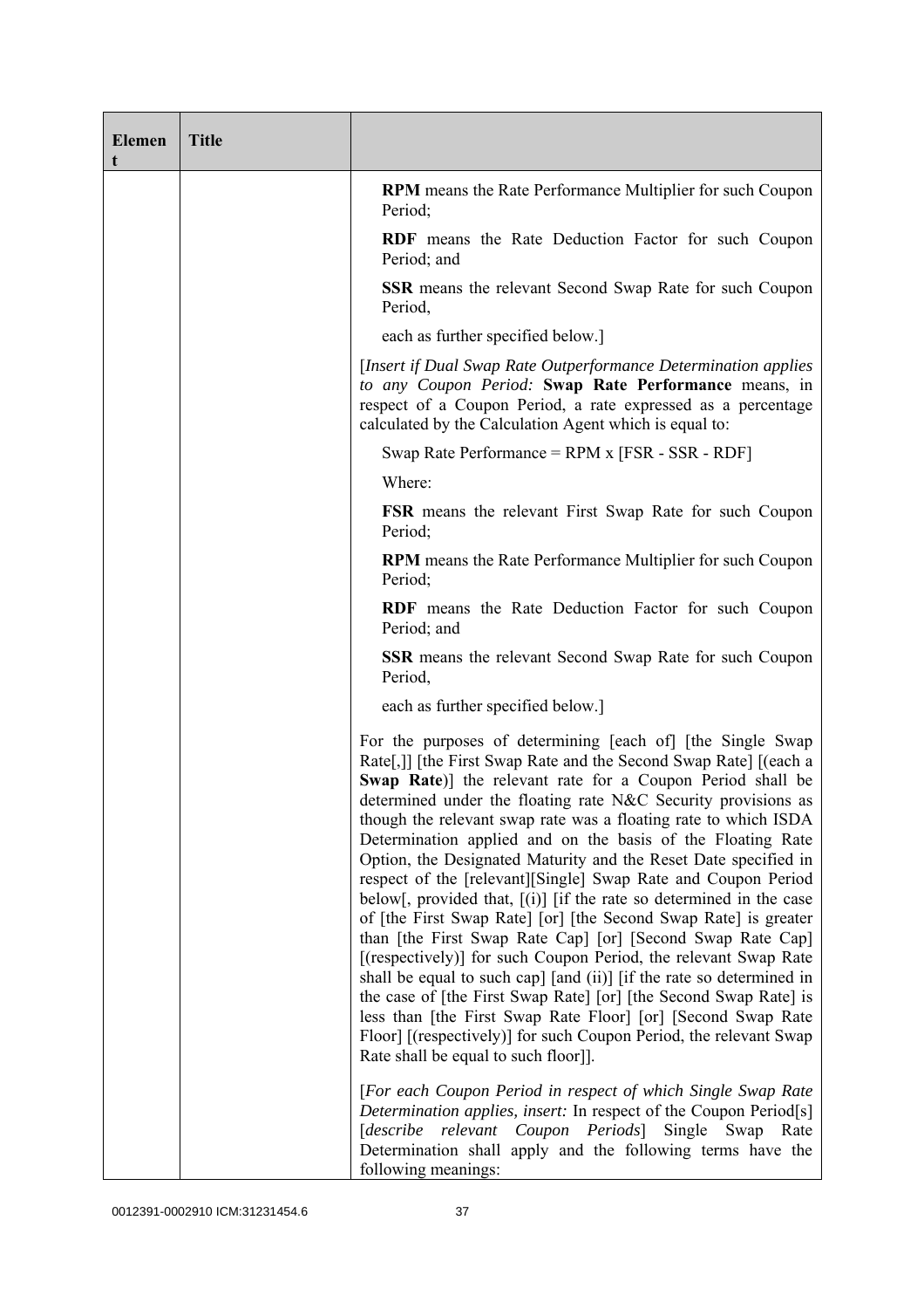| Element | Title | |
|---|---|---|
| | | **RPM** means the Rate Performance Multiplier for such Coupon Period;<br><br>**RDF** means the Rate Deduction Factor for such Coupon Period; and<br><br>**SSR** means the relevant Second Swap Rate for such Coupon Period,<br><br>each as further specified below.]<br><br>[*Insert if Dual Swap Rate Outperformance Determination applies to any Coupon Period:* **Swap Rate Performance** means, in respect of a Coupon Period, a rate expressed as a percentage calculated by the Calculation Agent which is equal to:<br><br>Swap Rate Performance = RPM x [FSR - SSR - RDF]<br><br>Where:<br><br>**FSR** means the relevant First Swap Rate for such Coupon Period;<br><br>**RPM** means the Rate Performance Multiplier for such Coupon Period;<br><br>**RDF** means the Rate Deduction Factor for such Coupon Period; and<br><br>**SSR** means the relevant Second Swap Rate for such Coupon Period,<br><br>each as further specified below.]<br><br>For the purposes of determining [each of] [the Single Swap Rate[,]] [the First Swap Rate and the Second Swap Rate] [(each a **Swap Rate**)] the relevant rate for a Coupon Period shall be determined under the floating rate N&C Security provisions as though the relevant swap rate was a floating rate to which ISDA Determination applied and on the basis of the Floating Rate Option, the Designated Maturity and the Reset Date specified in respect of the [relevant][Single] Swap Rate and Coupon Period below[, provided that, [(i)] [if the rate so determined in the case of [the First Swap Rate] [or] [the Second Swap Rate] is greater than [the First Swap Rate Cap] [or] [Second Swap Rate Cap] [(respectively)] for such Coupon Period, the relevant Swap Rate shall be equal to such cap] [and (ii)] [if the rate so determined in the case of [the First Swap Rate] [or] [the Second Swap Rate] is less than [the First Swap Rate Floor] [or] [Second Swap Rate Floor] [(respectively)] for such Coupon Period, the relevant Swap Rate shall be equal to such floor]].<br><br>[*For each Coupon Period in respect of which Single Swap Rate Determination applies, insert:* In respect of the Coupon Period[s] [*describe relevant Coupon Periods*] Single Swap Rate Determination shall apply and the following terms have the following meanings: |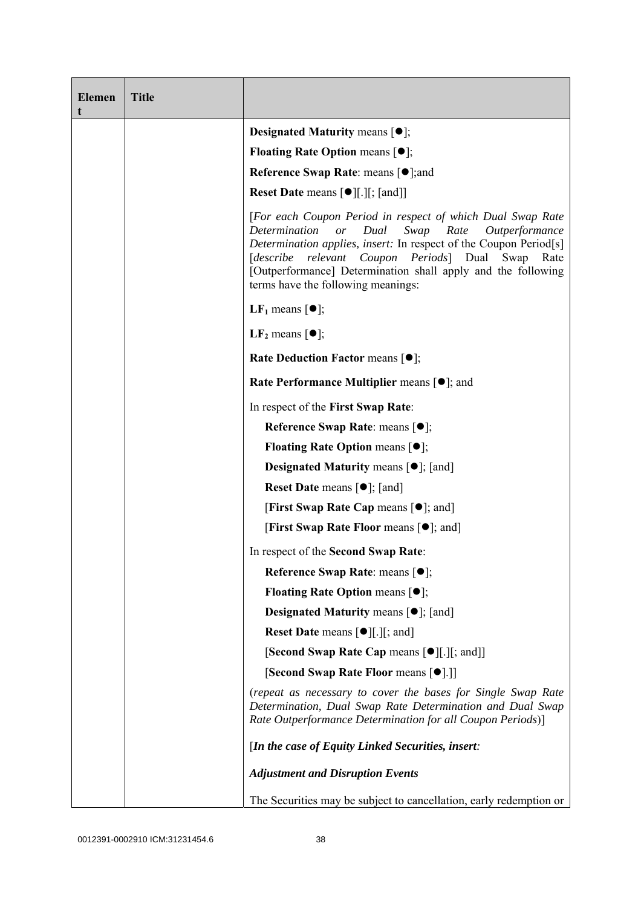| Element | Title | |
|---|---|---|
| | | **Designated Maturity** means [●];<br><br>**Floating Rate Option** means [●];<br><br>**Reference Swap Rate**: means [●];and<br><br>**Reset Date** means [●][.][; [and]]<br><br>[*For each Coupon Period in respect of which Dual Swap Rate Determination or Dual Swap Rate Outperformance Determination applies, insert:* In respect of the Coupon Period[s] [*describe relevant Coupon Periods*] Dual Swap Rate [Outperformance] Determination shall apply and the following terms have the following meanings:<br><br>**$LF_1$** means [●];<br><br>**$LF_2$** means [●];<br><br>**Rate Deduction Factor** means [●];<br><br>**Rate Performance Multiplier** means [●]; and<br><br>In respect of the **First Swap Rate**:<br><br>**Reference Swap Rate**: means [●];<br><br>**Floating Rate Option** means [●];<br><br>**Designated Maturity** means [●]; [and]<br><br>**Reset Date** means [●]; [and]<br><br>[**First Swap Rate Cap** means [●]; and]<br><br>[**First Swap Rate Floor** means [●]; and]<br><br>In respect of the **Second Swap Rate**:<br><br>**Reference Swap Rate**: means [●];<br><br>**Floating Rate Option** means [●];<br><br>**Designated Maturity** means [●]; [and]<br><br>**Reset Date** means [●][.][; and]<br><br>[**Second Swap Rate Cap** means [●][.][; and]]<br><br>[**Second Swap Rate Floor** means [●].]]<br><br>(*repeat as necessary to cover the bases for Single Swap Rate Determination, Dual Swap Rate Determination and Dual Swap Rate Outperformance Determination for all Coupon Periods*)]<br><br>[***In the case of Equity Linked Securities, insert:***<br><br>***Adjustment and Disruption Events***<br><br>The Securities may be subject to cancellation, early redemption or |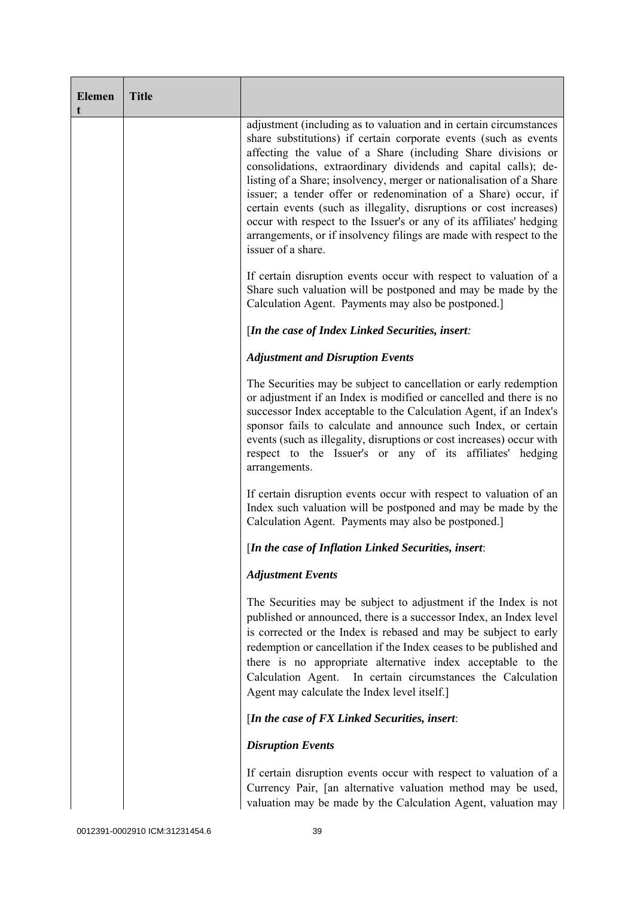| Element | Title | |
|---|---|---|
| | | adjustment (including as to valuation and in certain circumstances share substitutions) if certain corporate events (such as events affecting the value of a Share (including Share divisions or consolidations, extraordinary dividends and capital calls); de-listing of a Share; insolvency, merger or nationalisation of a Share issuer; a tender offer or redenomination of a Share) occur, if certain events (such as illegality, disruptions or cost increases) occur with respect to the Issuer's or any of its affiliates' hedging arrangements, or if insolvency filings are made with respect to the issuer of a share.<br><br>If certain disruption events occur with respect to valuation of a Share such valuation will be postponed and may be made by the Calculation Agent. Payments may also be postponed.]<br><br>[***In the case of Index Linked Securities, insert:***<br><br>***Adjustment and Disruption Events***<br><br>The Securities may be subject to cancellation or early redemption or adjustment if an Index is modified or cancelled and there is no successor Index acceptable to the Calculation Agent, if an Index's sponsor fails to calculate and announce such Index, or certain events (such as illegality, disruptions or cost increases) occur with respect to the Issuer's or any of its affiliates' hedging arrangements.<br><br>If certain disruption events occur with respect to valuation of an Index such valuation will be postponed and may be made by the Calculation Agent. Payments may also be postponed.]<br><br>[***In the case of Inflation Linked Securities, insert***:<br><br>***Adjustment Events***<br><br>The Securities may be subject to adjustment if the Index is not published or announced, there is a successor Index, an Index level is corrected or the Index is rebased and may be subject to early redemption or cancellation if the Index ceases to be published and there is no appropriate alternative index acceptable to the Calculation Agent. In certain circumstances the Calculation Agent may calculate the Index level itself.]<br><br>[***In the case of FX Linked Securities, insert***:<br><br>***Disruption Events***<br><br>If certain disruption events occur with respect to valuation of a Currency Pair, [an alternative valuation method may be used, valuation may be made by the Calculation Agent, valuation may |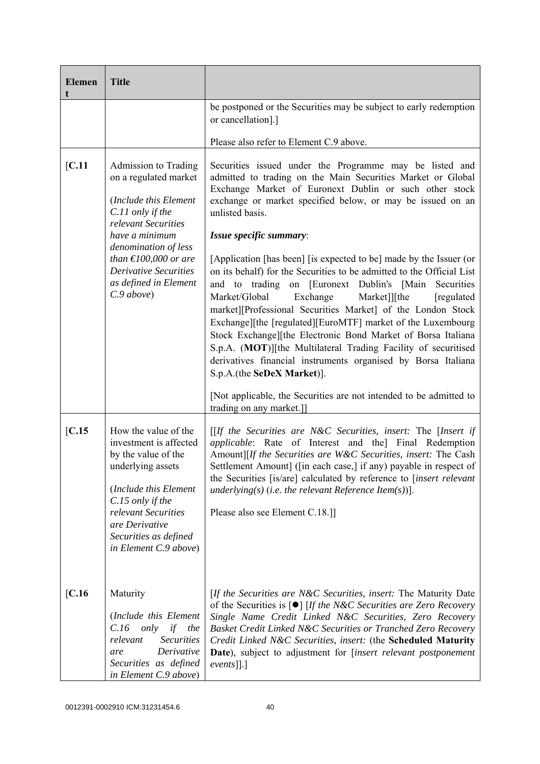| Element | Title | |
|---|---|---|
| | | be postponed or the Securities may be subject to early redemption or cancellation].]<br><br>Please also refer to Element C.9 above. |
| [C.11 | Admission to Trading on a regulated market<br><br>(*Include this Element C.11 only if the relevant Securities have a minimum denomination of less than €100,000 or are Derivative Securities as defined in Element C.9 above*) | Securities issued under the Programme may be listed and admitted to trading on the Main Securities Market or Global Exchange Market of Euronext Dublin or such other stock exchange or market specified below, or may be issued on an unlisted basis.<br><br>***Issue specific summary***:<br><br>[Application [has been] [is expected to be] made by the Issuer (or on its behalf) for the Securities to be admitted to the Official List and to trading on [Euronext Dublin's [Main Securities Market/Global Exchange Market]][the [regulated market][Professional Securities Market] of the London Stock Exchange][the [regulated][EuroMTF] market of the Luxembourg Stock Exchange][the Electronic Bond Market of Borsa Italiana S.p.A. (**MOT**)][the Multilateral Trading Facility of securitised derivatives financial instruments organised by Borsa Italiana S.p.A.(the **SeDeX Market**)].<br><br>[Not applicable, the Securities are not intended to be admitted to trading on any market.]] |
| [C.15 | How the value of the investment is affected by the value of the underlying assets<br><br>(*Include this Element C.15 only if the relevant Securities are Derivative Securities as defined in Element C.9 above*) | [[*If the Securities are N&C Securities, insert:* The [*Insert if applicable*: Rate of Interest and the] Final Redemption Amount][*If the Securities are W&C Securities, insert:* The Cash Settlement Amount] ([in each case,] if any) payable in respect of the Securities [is/are] calculated by reference to [*insert relevant underlying(s)* (*i.e. the relevant Reference Item(s)*)].<br><br>Please also see Element C.18.]] |
| [C.16 | Maturity<br><br>(*Include this Element C.16 only if the relevant Securities are Derivative Securities as defined in Element C.9 above*) | [*If the Securities are N&C Securities, insert:* The Maturity Date of the Securities is [●] [*If the N&C Securities are Zero Recovery Single Name Credit Linked N&C Securities, Zero Recovery Basket Credit Linked N&C Securities or Tranched Zero Recovery Credit Linked N&C Securities, insert:* (the **Scheduled Maturity Date**), subject to adjustment for [*insert relevant postponement events*]].] |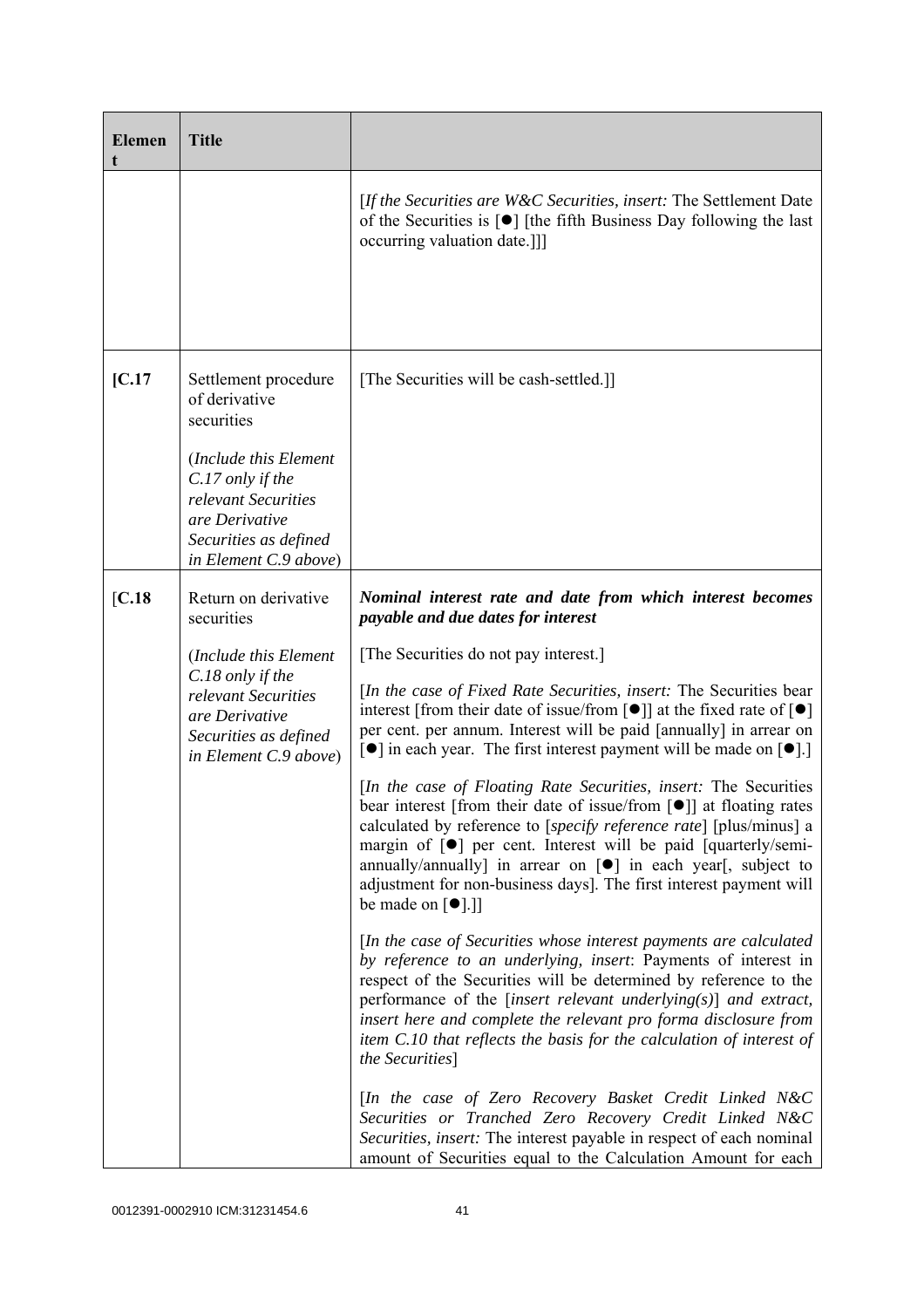| Element | Title | |
|---|---|---|
| | | [*If the Securities are W&C Securities, insert:* The Settlement Date of the Securities is [●] [the fifth Business Day following the last occurring valuation date.]]] |
| [C.17 | Settlement procedure of derivative securities<br><br>(*Include this Element C.17 only if the relevant Securities are Derivative Securities as defined in Element C.9 above*) | [The Securities will be cash-settled.]] |
| [C.18 | Return on derivative securities<br><br>(*Include this Element C.18 only if the relevant Securities are Derivative Securities as defined in Element C.9 above*) | ***Nominal interest rate and date from which interest becomes payable and due dates for interest***<br><br>[The Securities do not pay interest.]<br><br>[*In the case of Fixed Rate Securities, insert:* The Securities bear interest [from their date of issue/from [●]] at the fixed rate of [●] per cent. per annum. Interest will be paid [annually] in arrear on [●] in each year. The first interest payment will be made on [●].]<br><br>[*In the case of Floating Rate Securities, insert:* The Securities bear interest [from their date of issue/from [●]] at floating rates calculated by reference to [*specify reference rate*] [plus/minus] a margin of [●] per cent. Interest will be paid [quarterly/semi-annually/annually] in arrear on [●] in each year[, subject to adjustment for non-business days]. The first interest payment will be made on [●].]]<br><br>[*In the case of Securities whose interest payments are calculated by reference to an underlying, insert*: Payments of interest in respect of the Securities will be determined by reference to the performance of the [*insert relevant underlying(s)*] *and extract, insert here and complete the relevant pro forma disclosure from item C.10 that reflects the basis for the calculation of interest of the Securities*]<br><br>[*In the case of Zero Recovery Basket Credit Linked N&C Securities or Tranched Zero Recovery Credit Linked N&C Securities, insert:* The interest payable in respect of each nominal amount of Securities equal to the Calculation Amount for each |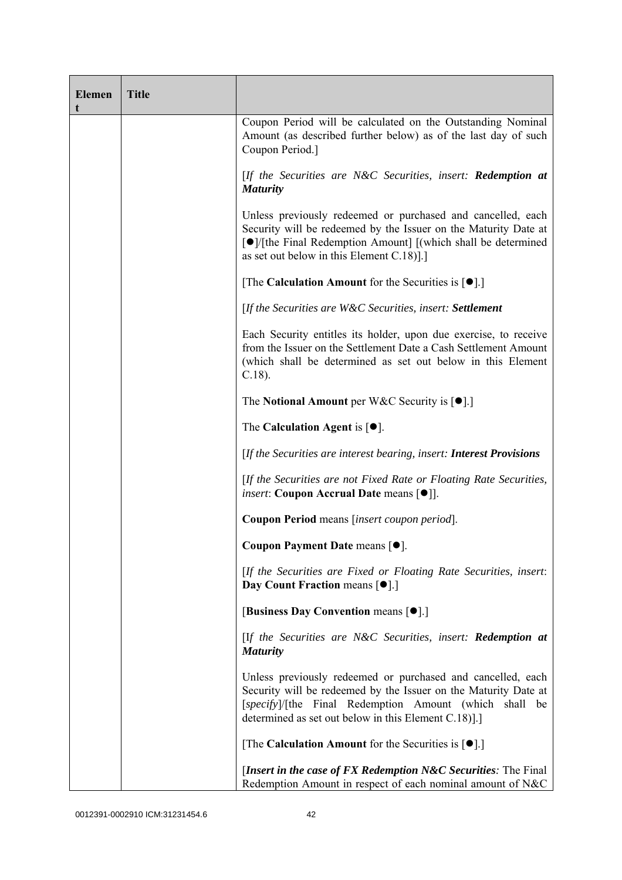| Element | Title | |
|---|---|---|
| | | Coupon Period will be calculated on the Outstanding Nominal Amount (as described further below) as of the last day of such Coupon Period.]<br><br>[*If the Securities are N&C Securities, insert:* ***Redemption at Maturity***<br><br>Unless previously redeemed or purchased and cancelled, each Security will be redeemed by the Issuer on the Maturity Date at [●]/[the Final Redemption Amount] [(which shall be determined as set out below in this Element C.18)].]<br><br>[The **Calculation Amount** for the Securities is [●].]<br><br>[*If the Securities are W&C Securities, insert:* ***Settlement***<br><br>Each Security entitles its holder, upon due exercise, to receive from the Issuer on the Settlement Date a Cash Settlement Amount (which shall be determined as set out below in this Element C.18).<br><br>The **Notional Amount** per W&C Security is [●].]<br><br>The **Calculation Agent** is [●].<br><br>[*If the Securities are interest bearing, insert:* ***Interest Provisions***<br><br>[*If the Securities are not Fixed Rate or Floating Rate Securities, insert*: **Coupon Accrual Date** means [●]].<br><br>**Coupon Period** means [*insert coupon period*].<br><br>**Coupon Payment Date** means [●].<br><br>[*If the Securities are Fixed or Floating Rate Securities, insert*: **Day Count Fraction** means [●].]<br><br>[**Business Day Convention** means [●].]<br><br>[I*f the Securities are N&C Securities, insert:* ***Redemption at Maturity***<br><br>Unless previously redeemed or purchased and cancelled, each Security will be redeemed by the Issuer on the Maturity Date at [*specify*]/[the Final Redemption Amount (which shall be determined as set out below in this Element C.18)].]<br><br>[The **Calculation Amount** for the Securities is [●].]<br><br>[***Insert in the case of FX Redemption N&C Securities****:* The Final Redemption Amount in respect of each nominal amount of N&C |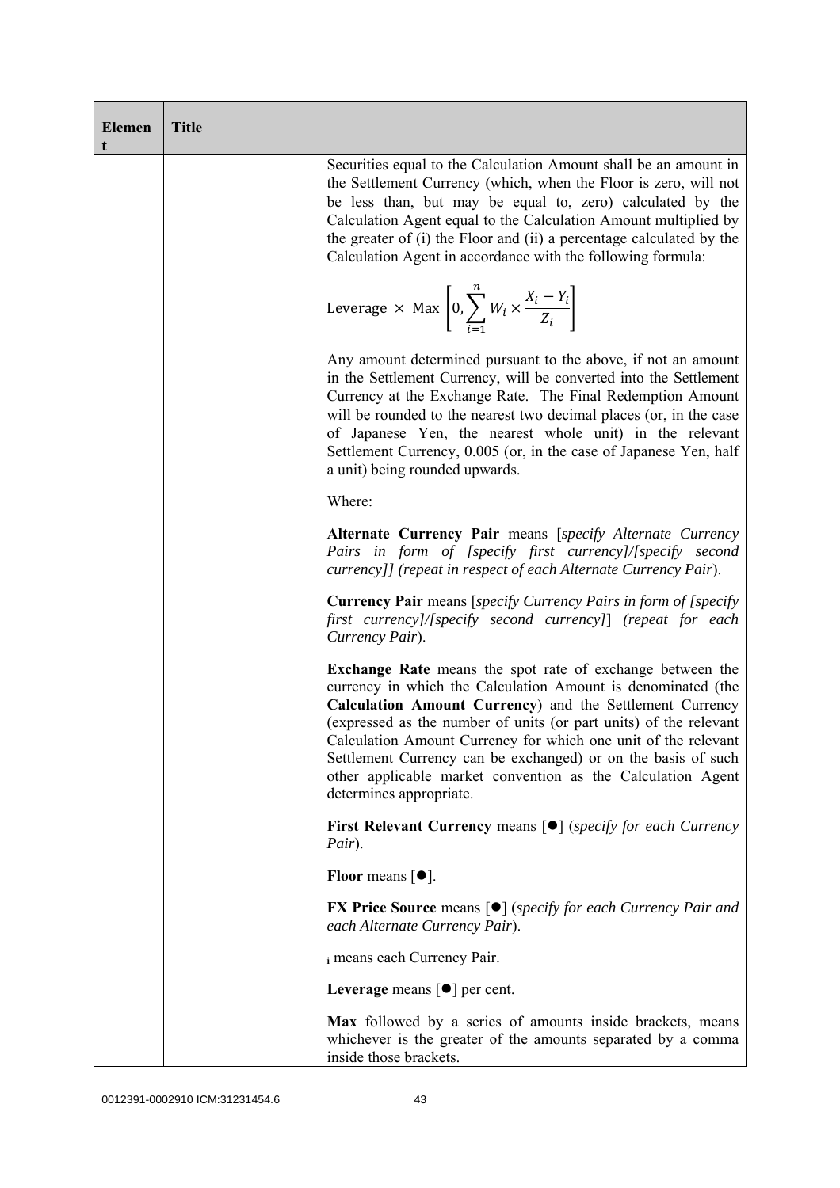| Element | Title | |
|---|---|---|
| | | Securities equal to the Calculation Amount shall be an amount in the Settlement Currency (which, when the Floor is zero, will not be less than, but may be equal to, zero) calculated by the Calculation Agent equal to the Calculation Amount multiplied by the greater of (i) the Floor and (ii) a percentage calculated by the Calculation Agent in accordance with the following formula:<br><br>$$\text{Leverage} \times \text{Max}\left[0, \sum_{i=1}^{n} W_i \times \frac{X_i - Y_i}{Z_i}\right]$$<br><br>Any amount determined pursuant to the above, if not an amount in the Settlement Currency, will be converted into the Settlement Currency at the Exchange Rate. The Final Redemption Amount will be rounded to the nearest two decimal places (or, in the case of Japanese Yen, the nearest whole unit) in the relevant Settlement Currency, 0.005 (or, in the case of Japanese Yen, half a unit) being rounded upwards.<br><br>Where:<br><br>**Alternate Currency Pair** means [*specify Alternate Currency Pairs in form of [specify first currency]/[specify second currency]] (repeat in respect of each Alternate Currency Pair*).<br><br>**Currency Pair** means [*specify Currency Pairs in form of [specify first currency]/[specify second currency]*] (*repeat for each Currency Pair*).<br><br>**Exchange Rate** means the spot rate of exchange between the currency in which the Calculation Amount is denominated (the **Calculation Amount Currency**) and the Settlement Currency (expressed as the number of units (or part units) of the relevant Calculation Amount Currency for which one unit of the relevant Settlement Currency can be exchanged) or on the basis of such other applicable market convention as the Calculation Agent determines appropriate.<br><br>**First Relevant Currency** means [●] (*specify for each Currency Pair*).<br><br>**Floor** means [●].<br><br>**FX Price Source** means [●] (*specify for each Currency Pair and each Alternate Currency Pair*).<br><br>$_i$ means each Currency Pair.<br><br>**Leverage** means [●] per cent.<br><br>**Max** followed by a series of amounts inside brackets, means whichever is the greater of the amounts separated by a comma inside those brackets. |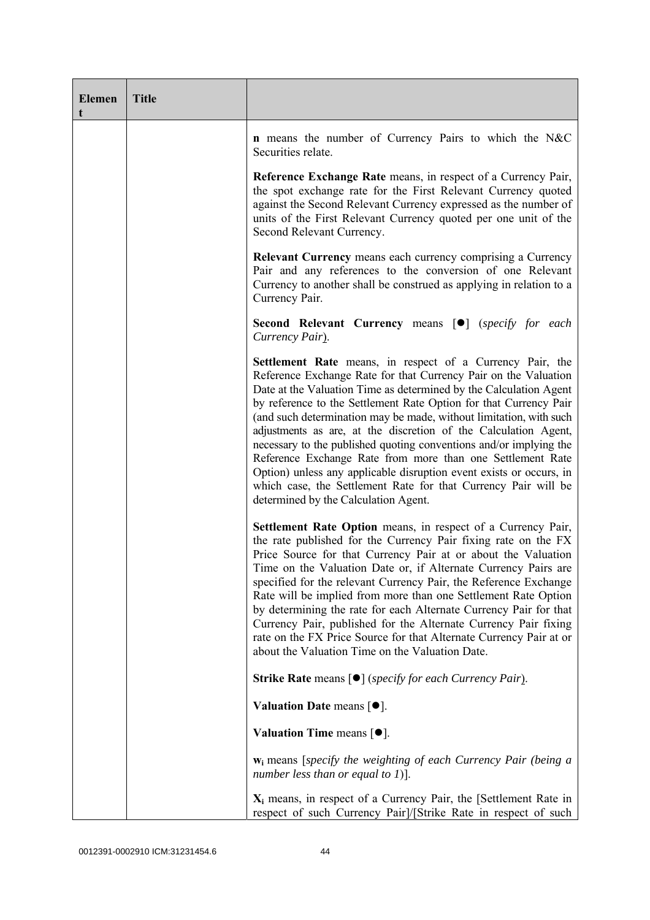| Element | Title | |
|---|---|---|
| | | **n** means the number of Currency Pairs to which the N&C Securities relate.<br><br>**Reference Exchange Rate** means, in respect of a Currency Pair, the spot exchange rate for the First Relevant Currency quoted against the Second Relevant Currency expressed as the number of units of the First Relevant Currency quoted per one unit of the Second Relevant Currency.<br><br>**Relevant Currency** means each currency comprising a Currency Pair and any references to the conversion of one Relevant Currency to another shall be construed as applying in relation to a Currency Pair.<br><br>**Second Relevant Currency** means [●] (*specify for each Currency Pair*).<br><br>**Settlement Rate** means, in respect of a Currency Pair, the Reference Exchange Rate for that Currency Pair on the Valuation Date at the Valuation Time as determined by the Calculation Agent by reference to the Settlement Rate Option for that Currency Pair (and such determination may be made, without limitation, with such adjustments as are, at the discretion of the Calculation Agent, necessary to the published quoting conventions and/or implying the Reference Exchange Rate from more than one Settlement Rate Option) unless any applicable disruption event exists or occurs, in which case, the Settlement Rate for that Currency Pair will be determined by the Calculation Agent.<br><br>**Settlement Rate Option** means, in respect of a Currency Pair, the rate published for the Currency Pair fixing rate on the FX Price Source for that Currency Pair at or about the Valuation Time on the Valuation Date or, if Alternate Currency Pairs are specified for the relevant Currency Pair, the Reference Exchange Rate will be implied from more than one Settlement Rate Option by determining the rate for each Alternate Currency Pair for that Currency Pair, published for the Alternate Currency Pair fixing rate on the FX Price Source for that Alternate Currency Pair at or about the Valuation Time on the Valuation Date.<br><br>**Strike Rate** means [●] (*specify for each Currency Pair*).<br><br>**Valuation Date** means [●].<br><br>**Valuation Time** means [●].<br><br>$\mathbf{w_i}$ means [*specify the weighting of each Currency Pair (being a number less than or equal to 1)*].<br><br>$\mathbf{X_i}$ means, in respect of a Currency Pair, the [Settlement Rate in respect of such Currency Pair]/[Strike Rate in respect of such |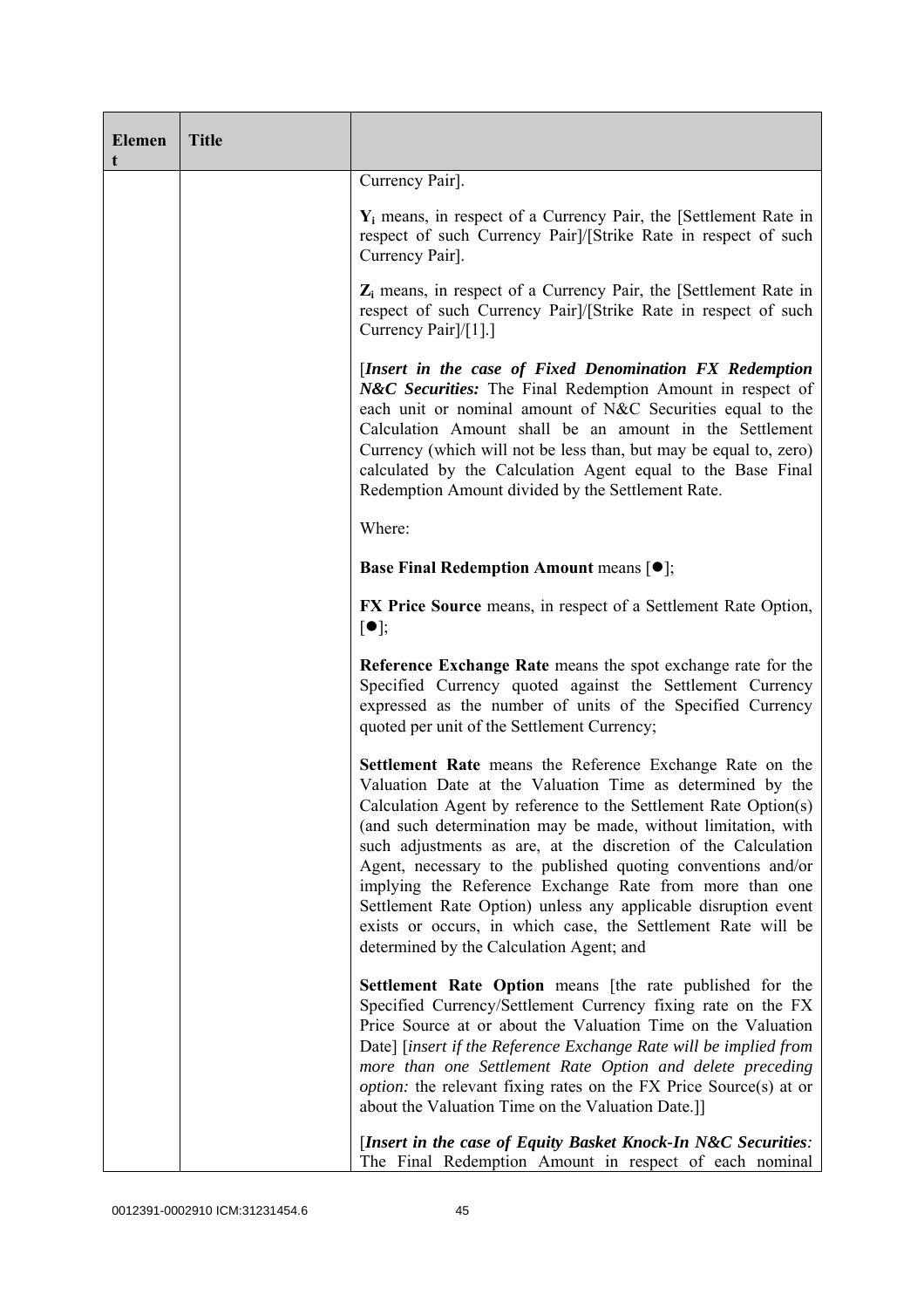| Element | Title | |
|---|---|---|
| | | Currency Pair].<br><br>$Y_i$ means, in respect of a Currency Pair, the [Settlement Rate in respect of such Currency Pair]/[Strike Rate in respect of such Currency Pair].<br><br>$Z_i$ means, in respect of a Currency Pair, the [Settlement Rate in respect of such Currency Pair]/[Strike Rate in respect of such Currency Pair]/[1].]<br><br>[*Insert in the case of Fixed Denomination FX Redemption N&C Securities:* The Final Redemption Amount in respect of each unit or nominal amount of N&C Securities equal to the Calculation Amount shall be an amount in the Settlement Currency (which will not be less than, but may be equal to, zero) calculated by the Calculation Agent equal to the Base Final Redemption Amount divided by the Settlement Rate.<br><br>Where:<br><br>**Base Final Redemption Amount** means [●];<br><br>**FX Price Source** means, in respect of a Settlement Rate Option, [●];<br><br>**Reference Exchange Rate** means the spot exchange rate for the Specified Currency quoted against the Settlement Currency expressed as the number of units of the Specified Currency quoted per unit of the Settlement Currency;<br><br>**Settlement Rate** means the Reference Exchange Rate on the Valuation Date at the Valuation Time as determined by the Calculation Agent by reference to the Settlement Rate Option(s) (and such determination may be made, without limitation, with such adjustments as are, at the discretion of the Calculation Agent, necessary to the published quoting conventions and/or implying the Reference Exchange Rate from more than one Settlement Rate Option) unless any applicable disruption event exists or occurs, in which case, the Settlement Rate will be determined by the Calculation Agent; and<br><br>**Settlement Rate Option** means [the rate published for the Specified Currency/Settlement Currency fixing rate on the FX Price Source at or about the Valuation Time on the Valuation Date] [*insert if the Reference Exchange Rate will be implied from more than one Settlement Rate Option and delete preceding option:* the relevant fixing rates on the FX Price Source(s) at or about the Valuation Time on the Valuation Date.]]<br><br>[*Insert in the case of Equity Basket Knock-In N&C Securities:* The Final Redemption Amount in respect of each nominal |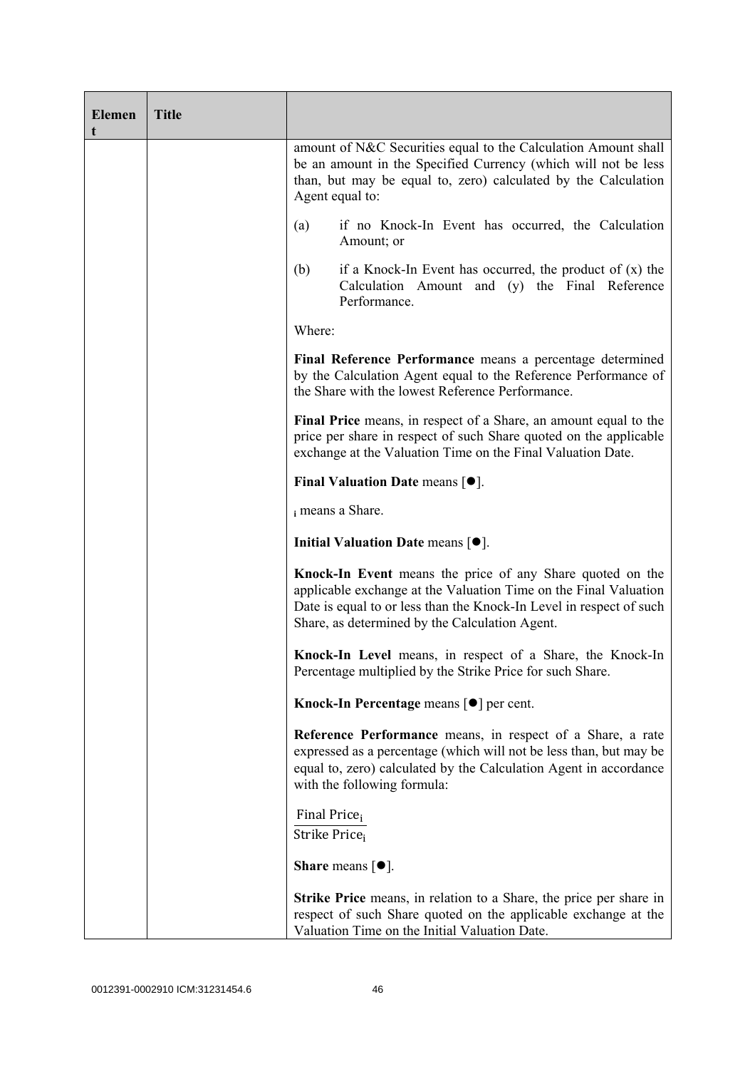| Element | Title | |
|---|---|---|
| | | amount of N&C Securities equal to the Calculation Amount shall be an amount in the Specified Currency (which will not be less than, but may be equal to, zero) calculated by the Calculation Agent equal to:<br><br>(a) if no Knock-In Event has occurred, the Calculation Amount; or<br><br>(b) if a Knock-In Event has occurred, the product of (x) the Calculation Amount and (y) the Final Reference Performance.<br><br>Where:<br><br>**Final Reference Performance** means a percentage determined by the Calculation Agent equal to the Reference Performance of the Share with the lowest Reference Performance.<br><br>**Final Price** means, in respect of a Share, an amount equal to the price per share in respect of such Share quoted on the applicable exchange at the Valuation Time on the Final Valuation Date.<br><br>**Final Valuation Date** means [●].<br><br>$_i$ means a Share.<br><br>**Initial Valuation Date** means [●].<br><br>**Knock-In Event** means the price of any Share quoted on the applicable exchange at the Valuation Time on the Final Valuation Date is equal to or less than the Knock-In Level in respect of such Share, as determined by the Calculation Agent.<br><br>**Knock-In Level** means, in respect of a Share, the Knock-In Percentage multiplied by the Strike Price for such Share.<br><br>**Knock-In Percentage** means [●] per cent.<br><br>**Reference Performance** means, in respect of a Share, a rate expressed as a percentage (which will not be less than, but may be equal to, zero) calculated by the Calculation Agent in accordance with the following formula:<br><br>$\frac{\text{Final Price}_i}{\text{Strike Price}_i}$<br><br>**Share** means [●].<br><br>**Strike Price** means, in relation to a Share, the price per share in respect of such Share quoted on the applicable exchange at the Valuation Time on the Initial Valuation Date. |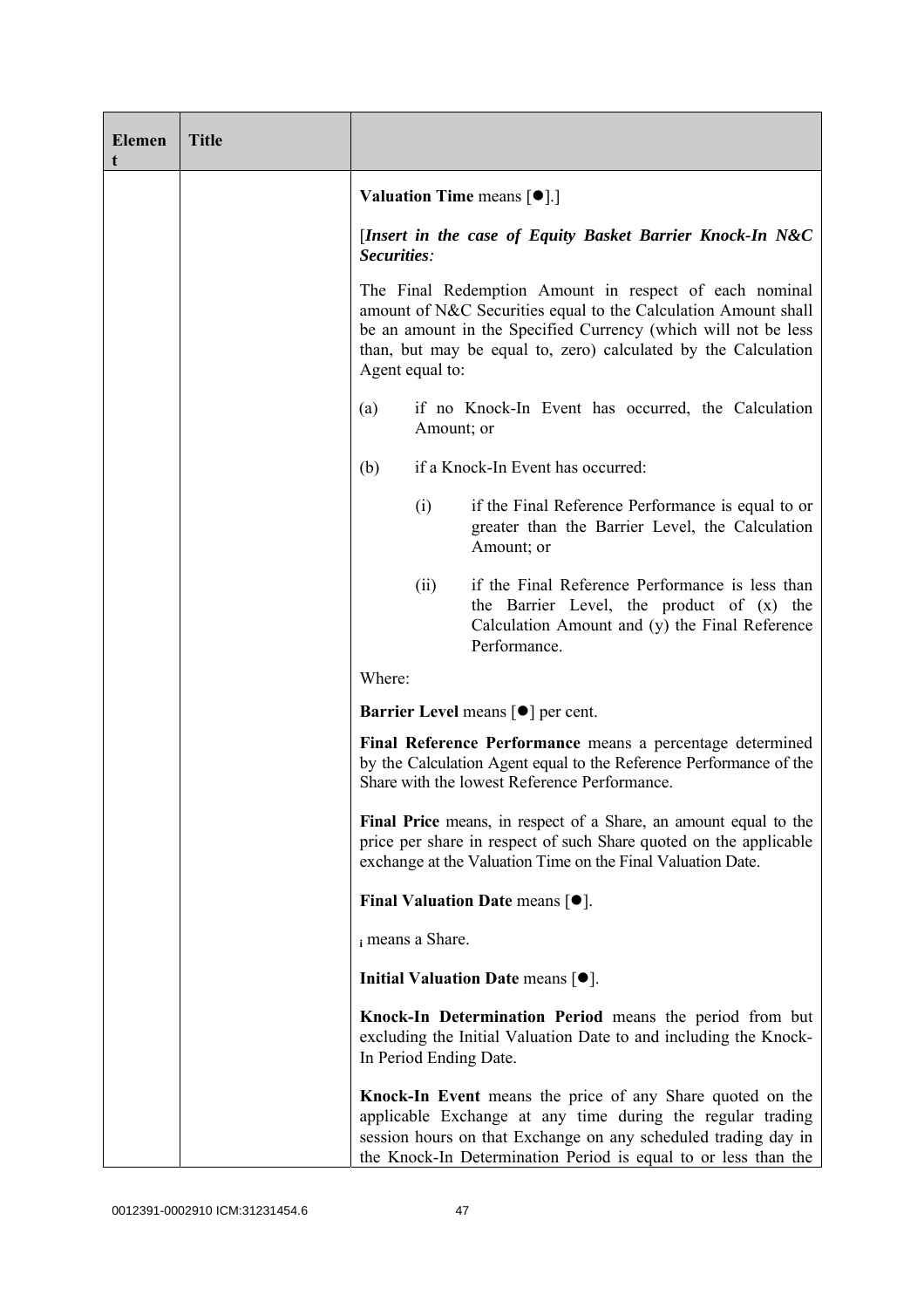| Element | Title | |
|---|---|---|
| | | **Valuation Time** means [●].]<br><br>[***Insert in the case of Equity Basket Barrier Knock-In N&C Securities:***<br><br>The Final Redemption Amount in respect of each nominal amount of N&C Securities equal to the Calculation Amount shall be an amount in the Specified Currency (which will not be less than, but may be equal to, zero) calculated by the Calculation Agent equal to:<br><br>(a) if no Knock-In Event has occurred, the Calculation Amount; or<br><br>(b) if a Knock-In Event has occurred:<br><br>(i) if the Final Reference Performance is equal to or greater than the Barrier Level, the Calculation Amount; or<br><br>(ii) if the Final Reference Performance is less than the Barrier Level, the product of (x) the Calculation Amount and (y) the Final Reference Performance.<br><br>Where:<br><br>**Barrier Level** means [●] per cent.<br><br>**Final Reference Performance** means a percentage determined by the Calculation Agent equal to the Reference Performance of the Share with the lowest Reference Performance.<br><br>**Final Price** means, in respect of a Share, an amount equal to the price per share in respect of such Share quoted on the applicable exchange at the Valuation Time on the Final Valuation Date.<br><br>**Final Valuation Date** means [●].<br><br>$_i$ means a Share.<br><br>**Initial Valuation Date** means [●].<br><br>**Knock-In Determination Period** means the period from but excluding the Initial Valuation Date to and including the Knock-In Period Ending Date.<br><br>**Knock-In Event** means the price of any Share quoted on the applicable Exchange at any time during the regular trading session hours on that Exchange on any scheduled trading day in the Knock-In Determination Period is equal to or less than the |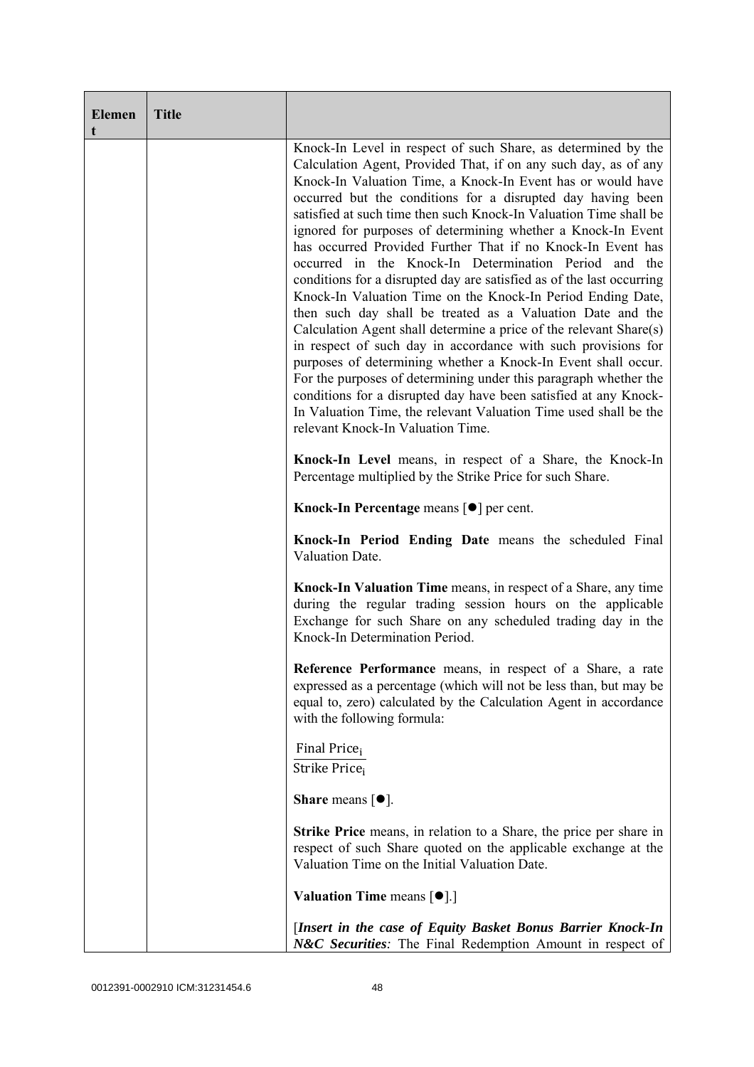| Element | Title | |
|---|---|---|
| | | Knock-In Level in respect of such Share, as determined by the Calculation Agent, Provided That, if on any such day, as of any Knock-In Valuation Time, a Knock-In Event has or would have occurred but the conditions for a disrupted day having been satisfied at such time then such Knock-In Valuation Time shall be ignored for purposes of determining whether a Knock-In Event has occurred Provided Further That if no Knock-In Event has occurred in the Knock-In Determination Period and the conditions for a disrupted day are satisfied as of the last occurring Knock-In Valuation Time on the Knock-In Period Ending Date, then such day shall be treated as a Valuation Date and the Calculation Agent shall determine a price of the relevant Share(s) in respect of such day in accordance with such provisions for purposes of determining whether a Knock-In Event shall occur. For the purposes of determining under this paragraph whether the conditions for a disrupted day have been satisfied at any Knock-In Valuation Time, the relevant Valuation Time used shall be the relevant Knock-In Valuation Time.<br><br>**Knock-In Level** means, in respect of a Share, the Knock-In Percentage multiplied by the Strike Price for such Share.<br><br>**Knock-In Percentage** means [●] per cent.<br><br>**Knock-In Period Ending Date** means the scheduled Final Valuation Date.<br><br>**Knock-In Valuation Time** means, in respect of a Share, any time during the regular trading session hours on the applicable Exchange for such Share on any scheduled trading day in the Knock-In Determination Period.<br><br>**Reference Performance** means, in respect of a Share, a rate expressed as a percentage (which will not be less than, but may be equal to, zero) calculated by the Calculation Agent in accordance with the following formula:<br><br>$\frac{\text{Final Price}_i}{\text{Strike Price}_i}$<br><br>**Share** means [●].<br><br>**Strike Price** means, in relation to a Share, the price per share in respect of such Share quoted on the applicable exchange at the Valuation Time on the Initial Valuation Date.<br><br>**Valuation Time** means [●].]<br><br>[***Insert in the case of Equity Basket Bonus Barrier Knock-In N&C Securities****:* The Final Redemption Amount in respect of |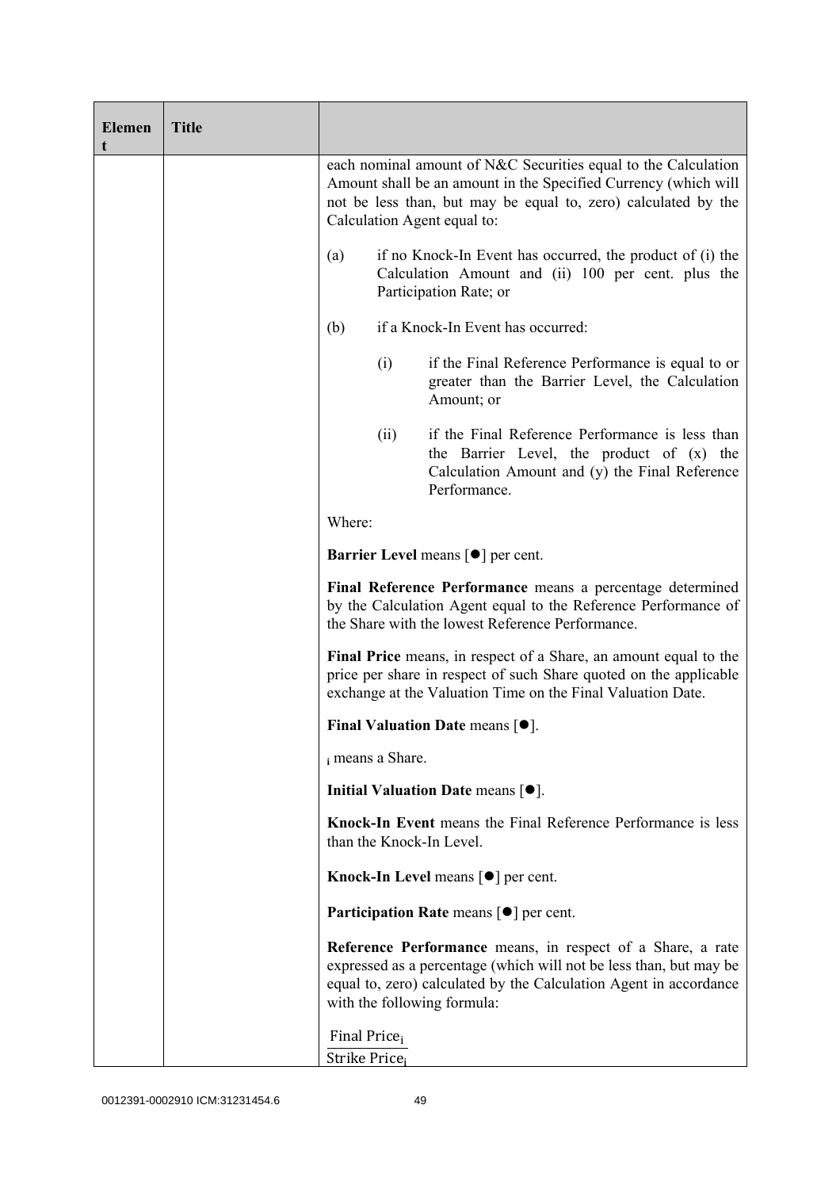| Element | Title | |
|---|---|---|
| | | each nominal amount of N&C Securities equal to the Calculation Amount shall be an amount in the Specified Currency (which will not be less than, but may be equal to, zero) calculated by the Calculation Agent equal to:<br><br>(a) if no Knock-In Event has occurred, the product of (i) the Calculation Amount and (ii) 100 per cent. plus the Participation Rate; or<br><br>(b) if a Knock-In Event has occurred:<br><br>(i) if the Final Reference Performance is equal to or greater than the Barrier Level, the Calculation Amount; or<br><br>(ii) if the Final Reference Performance is less than the Barrier Level, the product of (x) the Calculation Amount and (y) the Final Reference Performance.<br><br>Where:<br><br>**Barrier Level** means [●] per cent.<br><br>**Final Reference Performance** means a percentage determined by the Calculation Agent equal to the Reference Performance of the Share with the lowest Reference Performance.<br><br>**Final Price** means, in respect of a Share, an amount equal to the price per share in respect of such Share quoted on the applicable exchange at the Valuation Time on the Final Valuation Date.<br><br>**Final Valuation Date** means [●].<br><br>$_i$ means a Share.<br><br>**Initial Valuation Date** means [●].<br><br>**Knock-In Event** means the Final Reference Performance is less than the Knock-In Level.<br><br>**Knock-In Level** means [●] per cent.<br><br>**Participation Rate** means [●] per cent.<br><br>**Reference Performance** means, in respect of a Share, a rate expressed as a percentage (which will not be less than, but may be equal to, zero) calculated by the Calculation Agent in accordance with the following formula:<br><br>$\frac{\text{Final Price}_i}{\text{Strike Price}_i}$ |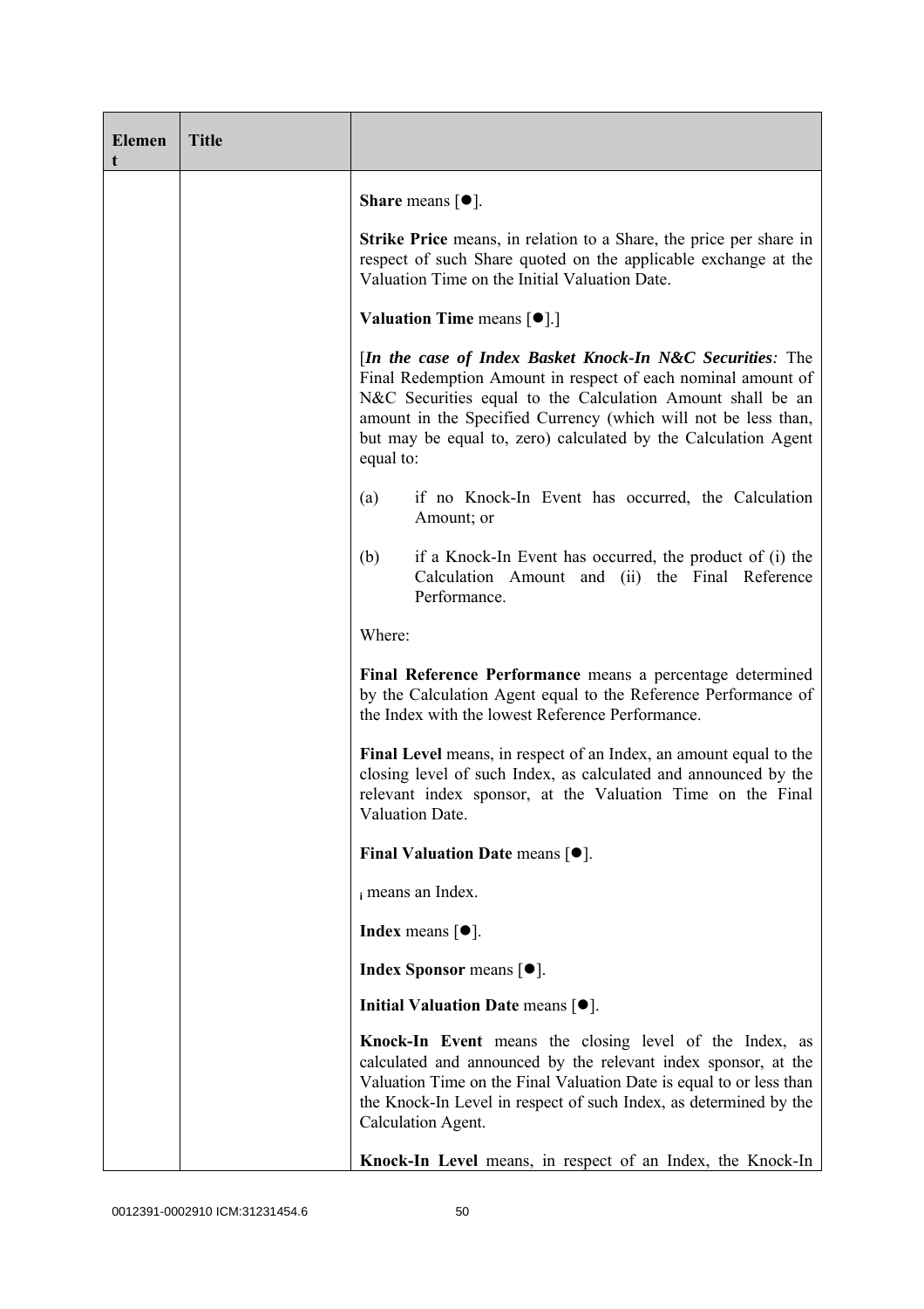| Element | Title | |
|---|---|---|
| | | **Share** means [●].<br><br>**Strike Price** means, in relation to a Share, the price per share in respect of such Share quoted on the applicable exchange at the Valuation Time on the Initial Valuation Date.<br><br>**Valuation Time** means [●].]<br><br>[***In the case of Index Basket Knock-In N&C Securities****:* The Final Redemption Amount in respect of each nominal amount of N&C Securities equal to the Calculation Amount shall be an amount in the Specified Currency (which will not be less than, but may be equal to, zero) calculated by the Calculation Agent equal to:<br><br>(a) if no Knock-In Event has occurred, the Calculation Amount; or<br><br>(b) if a Knock-In Event has occurred, the product of (i) the Calculation Amount and (ii) the Final Reference Performance.<br><br>Where:<br><br>**Final Reference Performance** means a percentage determined by the Calculation Agent equal to the Reference Performance of the Index with the lowest Reference Performance.<br><br>**Final Level** means, in respect of an Index, an amount equal to the closing level of such Index, as calculated and announced by the relevant index sponsor, at the Valuation Time on the Final Valuation Date.<br><br>**Final Valuation Date** means [●].<br><br>$_{i}$ means an Index.<br><br>**Index** means [●].<br><br>**Index Sponsor** means [●].<br><br>**Initial Valuation Date** means [●].<br><br>**Knock-In Event** means the closing level of the Index, as calculated and announced by the relevant index sponsor, at the Valuation Time on the Final Valuation Date is equal to or less than the Knock-In Level in respect of such Index, as determined by the Calculation Agent.<br><br>**Knock-In Level** means, in respect of an Index, the Knock-In |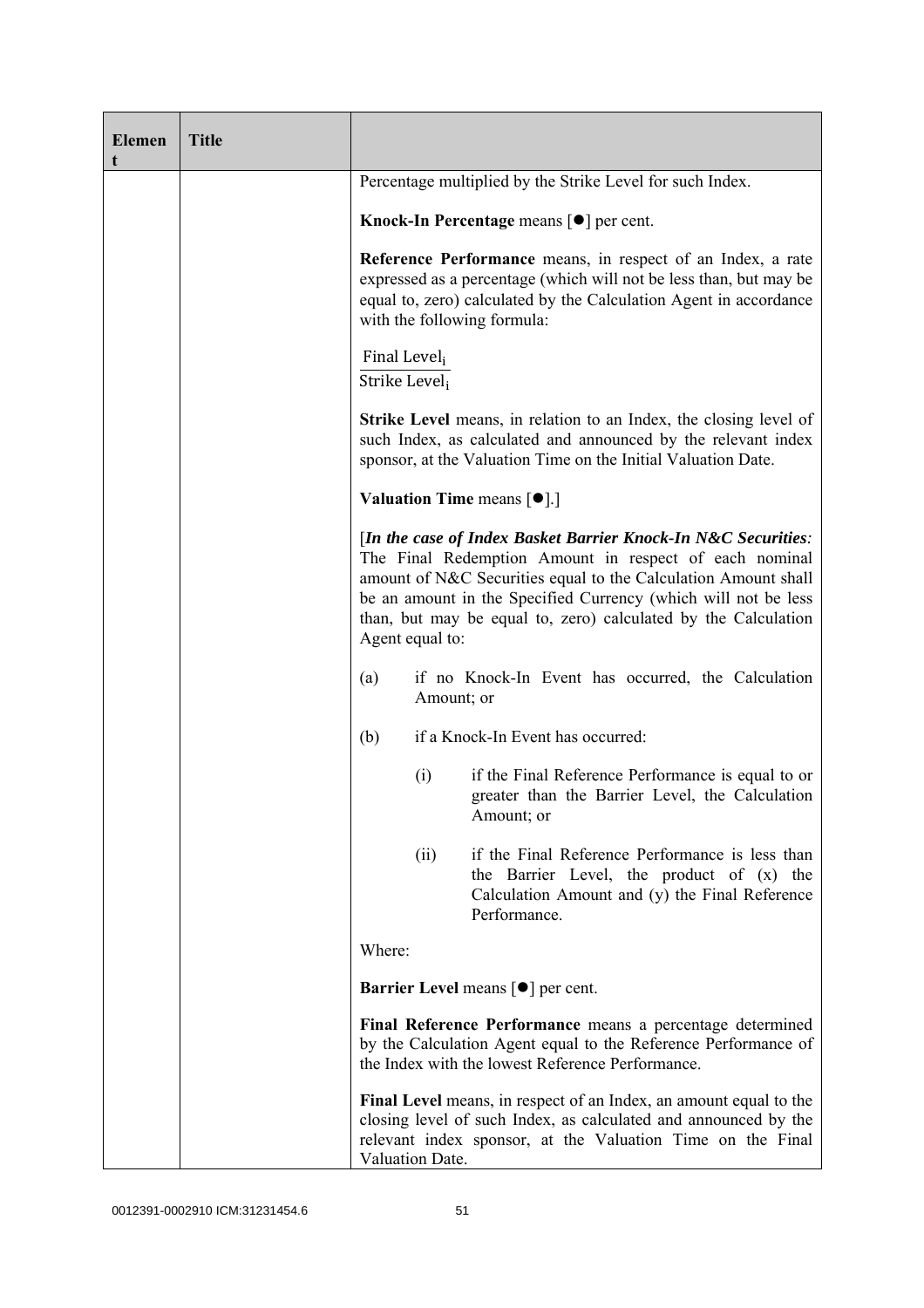| Element | Title | |
|---|---|---|
| | | Percentage multiplied by the Strike Level for such Index.<br><br>**Knock-In Percentage** means [●] per cent.<br><br>**Reference Performance** means, in respect of an Index, a rate expressed as a percentage (which will not be less than, but may be equal to, zero) calculated by the Calculation Agent in accordance with the following formula:<br><br>$\frac{\text{Final Level}_i}{\text{Strike Level}_i}$<br><br>**Strike Level** means, in relation to an Index, the closing level of such Index, as calculated and announced by the relevant index sponsor, at the Valuation Time on the Initial Valuation Date.<br><br>**Valuation Time** means [●].]<br><br>[***In the case of Index Basket Barrier Knock-In N&C Securities****:* The Final Redemption Amount in respect of each nominal amount of N&C Securities equal to the Calculation Amount shall be an amount in the Specified Currency (which will not be less than, but may be equal to, zero) calculated by the Calculation Agent equal to:<br><br>(a) if no Knock-In Event has occurred, the Calculation Amount; or<br><br>(b) if a Knock-In Event has occurred:<br><br>(i) if the Final Reference Performance is equal to or greater than the Barrier Level, the Calculation Amount; or<br><br>(ii) if the Final Reference Performance is less than the Barrier Level, the product of (x) the Calculation Amount and (y) the Final Reference Performance.<br><br>Where:<br><br>**Barrier Level** means [●] per cent.<br><br>**Final Reference Performance** means a percentage determined by the Calculation Agent equal to the Reference Performance of the Index with the lowest Reference Performance.<br><br>**Final Level** means, in respect of an Index, an amount equal to the closing level of such Index, as calculated and announced by the relevant index sponsor, at the Valuation Time on the Final Valuation Date. |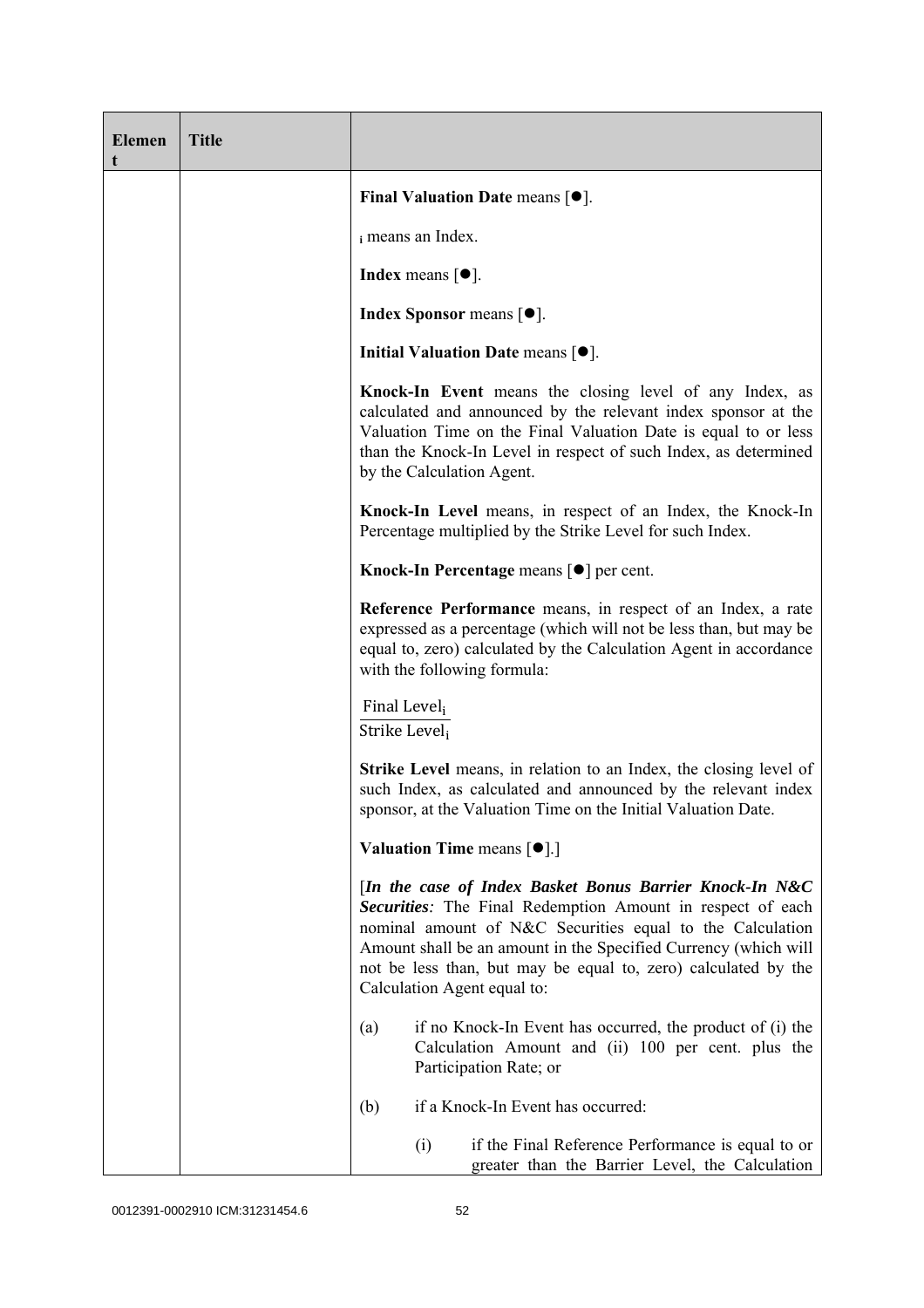| Element | Title | |
|---|---|---|
| | | **Final Valuation Date** means [●].<br><br>$_i$ means an Index.<br><br>**Index** means [●].<br><br>**Index Sponsor** means [●].<br><br>**Initial Valuation Date** means [●].<br><br>**Knock-In Event** means the closing level of any Index, as calculated and announced by the relevant index sponsor at the Valuation Time on the Final Valuation Date is equal to or less than the Knock-In Level in respect of such Index, as determined by the Calculation Agent.<br><br>**Knock-In Level** means, in respect of an Index, the Knock-In Percentage multiplied by the Strike Level for such Index.<br><br>**Knock-In Percentage** means [●] per cent.<br><br>**Reference Performance** means, in respect of an Index, a rate expressed as a percentage (which will not be less than, but may be equal to, zero) calculated by the Calculation Agent in accordance with the following formula:<br><br>$\frac{\text{Final Level}_i}{\text{Strike Level}_i}$<br><br>**Strike Level** means, in relation to an Index, the closing level of such Index, as calculated and announced by the relevant index sponsor, at the Valuation Time on the Initial Valuation Date.<br><br>**Valuation Time** means [●].]<br><br>[***In the case of Index Basket Bonus Barrier Knock-In N&C Securities****:* The Final Redemption Amount in respect of each nominal amount of N&C Securities equal to the Calculation Amount shall be an amount in the Specified Currency (which will not be less than, but may be equal to, zero) calculated by the Calculation Agent equal to:<br><br>(a) if no Knock-In Event has occurred, the product of (i) the Calculation Amount and (ii) 100 per cent. plus the Participation Rate; or<br><br>(b) if a Knock-In Event has occurred:<br><br>(i) if the Final Reference Performance is equal to or greater than the Barrier Level, the Calculation |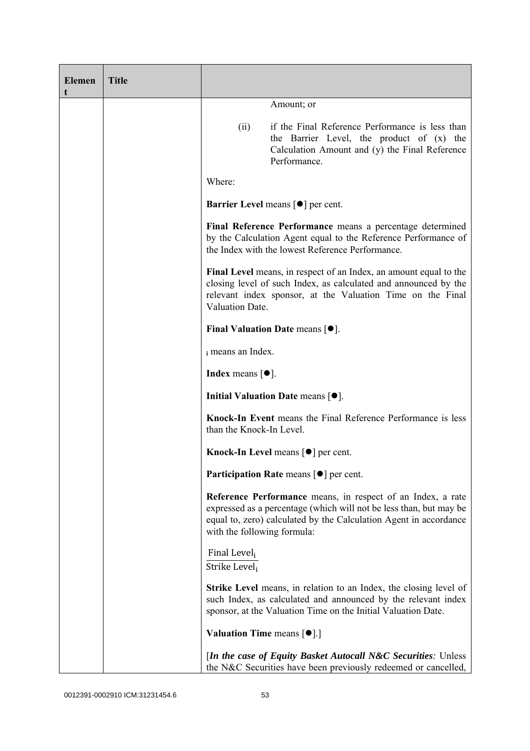| Element | Title | |
|---|---|---|
| | | Amount; or<br><br>(ii) if the Final Reference Performance is less than the Barrier Level, the product of (x) the Calculation Amount and (y) the Final Reference Performance.<br><br>Where:<br><br>**Barrier Level** means [●] per cent.<br><br>**Final Reference Performance** means a percentage determined by the Calculation Agent equal to the Reference Performance of the Index with the lowest Reference Performance.<br><br>**Final Level** means, in respect of an Index, an amount equal to the closing level of such Index, as calculated and announced by the relevant index sponsor, at the Valuation Time on the Final Valuation Date.<br><br>**Final Valuation Date** means [●].<br><br>$_i$ means an Index.<br><br>**Index** means [●].<br><br>**Initial Valuation Date** means [●].<br><br>**Knock-In Event** means the Final Reference Performance is less than the Knock-In Level.<br><br>**Knock-In Level** means [●] per cent.<br><br>**Participation Rate** means [●] per cent.<br><br>**Reference Performance** means, in respect of an Index, a rate expressed as a percentage (which will not be less than, but may be equal to, zero) calculated by the Calculation Agent in accordance with the following formula:<br><br>$\frac{\text{Final Level}_i}{\text{Strike Level}_i}$<br><br>**Strike Level** means, in relation to an Index, the closing level of such Index, as calculated and announced by the relevant index sponsor, at the Valuation Time on the Initial Valuation Date.<br><br>**Valuation Time** means [●].]<br><br>[***In the case of Equity Basket Autocall N&C Securities:*** Unless the N&C Securities have been previously redeemed or cancelled, |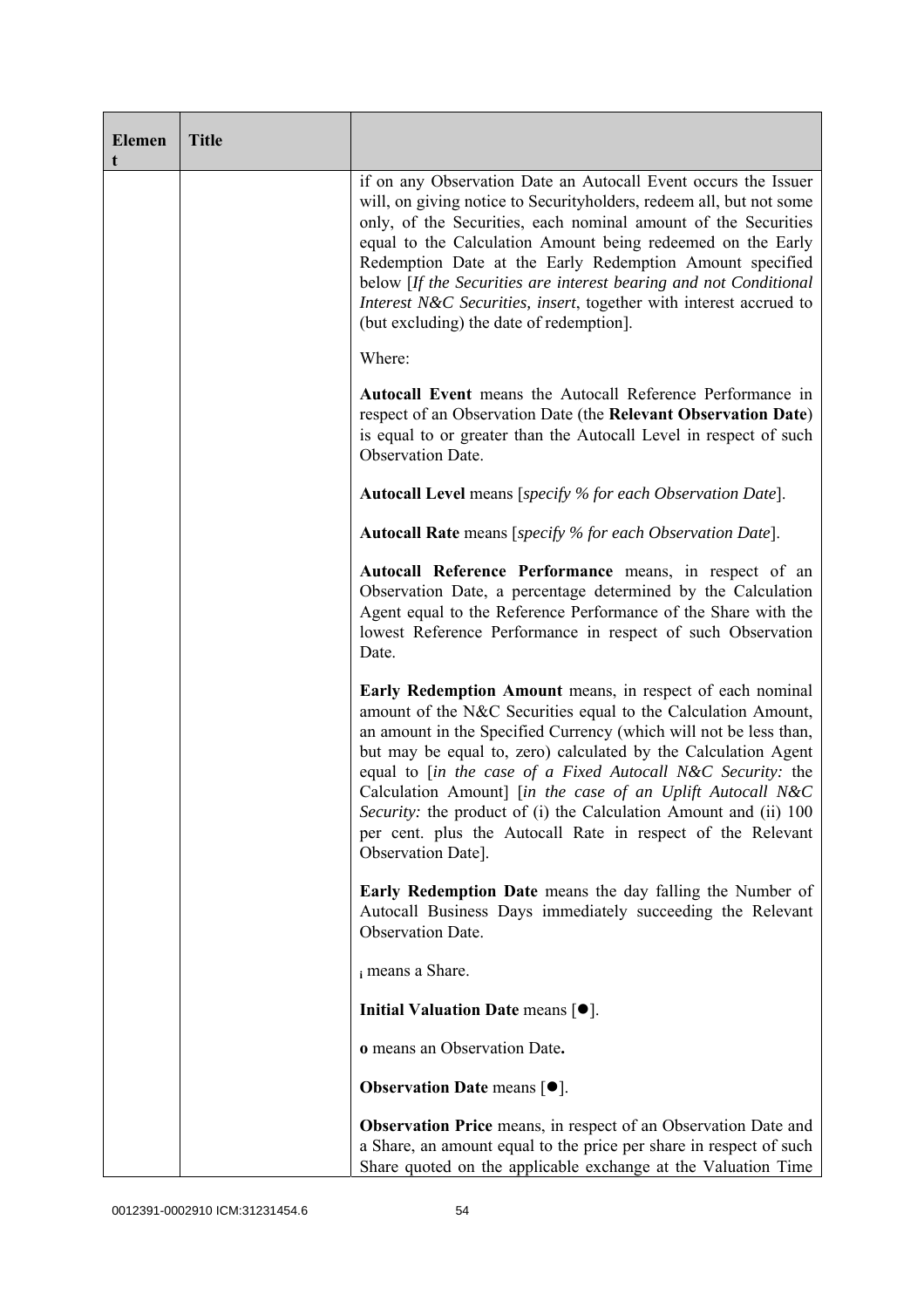| Element | Title | |
|---|---|---|
| | | if on any Observation Date an Autocall Event occurs the Issuer will, on giving notice to Securityholders, redeem all, but not some only, of the Securities, each nominal amount of the Securities equal to the Calculation Amount being redeemed on the Early Redemption Date at the Early Redemption Amount specified below [*If the Securities are interest bearing and not Conditional Interest N&C Securities, insert*, together with interest accrued to (but excluding) the date of redemption].<br><br>Where:<br><br>**Autocall Event** means the Autocall Reference Performance in respect of an Observation Date (the **Relevant Observation Date**) is equal to or greater than the Autocall Level in respect of such Observation Date.<br><br>**Autocall Level** means [*specify % for each Observation Date*].<br><br>**Autocall Rate** means [*specify % for each Observation Date*].<br><br>**Autocall Reference Performance** means, in respect of an Observation Date, a percentage determined by the Calculation Agent equal to the Reference Performance of the Share with the lowest Reference Performance in respect of such Observation Date.<br><br>**Early Redemption Amount** means, in respect of each nominal amount of the N&C Securities equal to the Calculation Amount, an amount in the Specified Currency (which will not be less than, but may be equal to, zero) calculated by the Calculation Agent equal to [*in the case of a Fixed Autocall N&C Security:* the Calculation Amount] [*in the case of an Uplift Autocall N&C Security:* the product of (i) the Calculation Amount and (ii) 100 per cent. plus the Autocall Rate in respect of the Relevant Observation Date].<br><br>**Early Redemption Date** means the day falling the Number of Autocall Business Days immediately succeeding the Relevant Observation Date.<br><br>$_{\mathbf{i}}$ means a Share.<br><br>**Initial Valuation Date** means [●].<br><br>**o** means an Observation Date**.**<br><br>**Observation Date** means [●].<br><br>**Observation Price** means, in respect of an Observation Date and a Share, an amount equal to the price per share in respect of such Share quoted on the applicable exchange at the Valuation Time |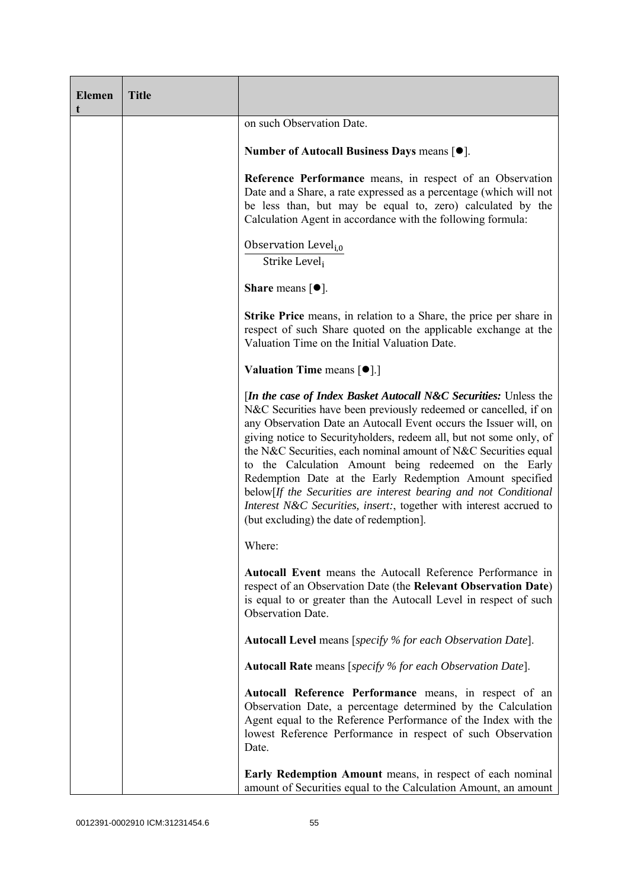| Element | Title | |
|---|---|---|
| | | on such Observation Date.<br><br>**Number of Autocall Business Days** means [●].<br><br>**Reference Performance** means, in respect of an Observation Date and a Share, a rate expressed as a percentage (which will not be less than, but may be equal to, zero) calculated by the Calculation Agent in accordance with the following formula:<br><br>$\frac{\text{Observation Level}_{i,0}}{\text{Strike Level}_{i}}$<br><br>**Share** means [●].<br><br>**Strike Price** means, in relation to a Share, the price per share in respect of such Share quoted on the applicable exchange at the Valuation Time on the Initial Valuation Date.<br><br>**Valuation Time** means [●].]<br><br>[***In the case of Index Basket Autocall N&C Securities:*** Unless the N&C Securities have been previously redeemed or cancelled, if on any Observation Date an Autocall Event occurs the Issuer will, on giving notice to Securityholders, redeem all, but not some only, of the N&C Securities, each nominal amount of N&C Securities equal to the Calculation Amount being redeemed on the Early Redemption Date at the Early Redemption Amount specified below[*If the Securities are interest bearing and not Conditional Interest N&C Securities, insert:*, together with interest accrued to (but excluding) the date of redemption].<br><br>Where:<br><br>**Autocall Event** means the Autocall Reference Performance in respect of an Observation Date (the **Relevant Observation Date**) is equal to or greater than the Autocall Level in respect of such Observation Date.<br><br>**Autocall Level** means [*specify % for each Observation Date*].<br><br>**Autocall Rate** means [*specify % for each Observation Date*].<br><br>**Autocall Reference Performance** means, in respect of an Observation Date, a percentage determined by the Calculation Agent equal to the Reference Performance of the Index with the lowest Reference Performance in respect of such Observation Date.<br><br>**Early Redemption Amount** means, in respect of each nominal amount of Securities equal to the Calculation Amount, an amount |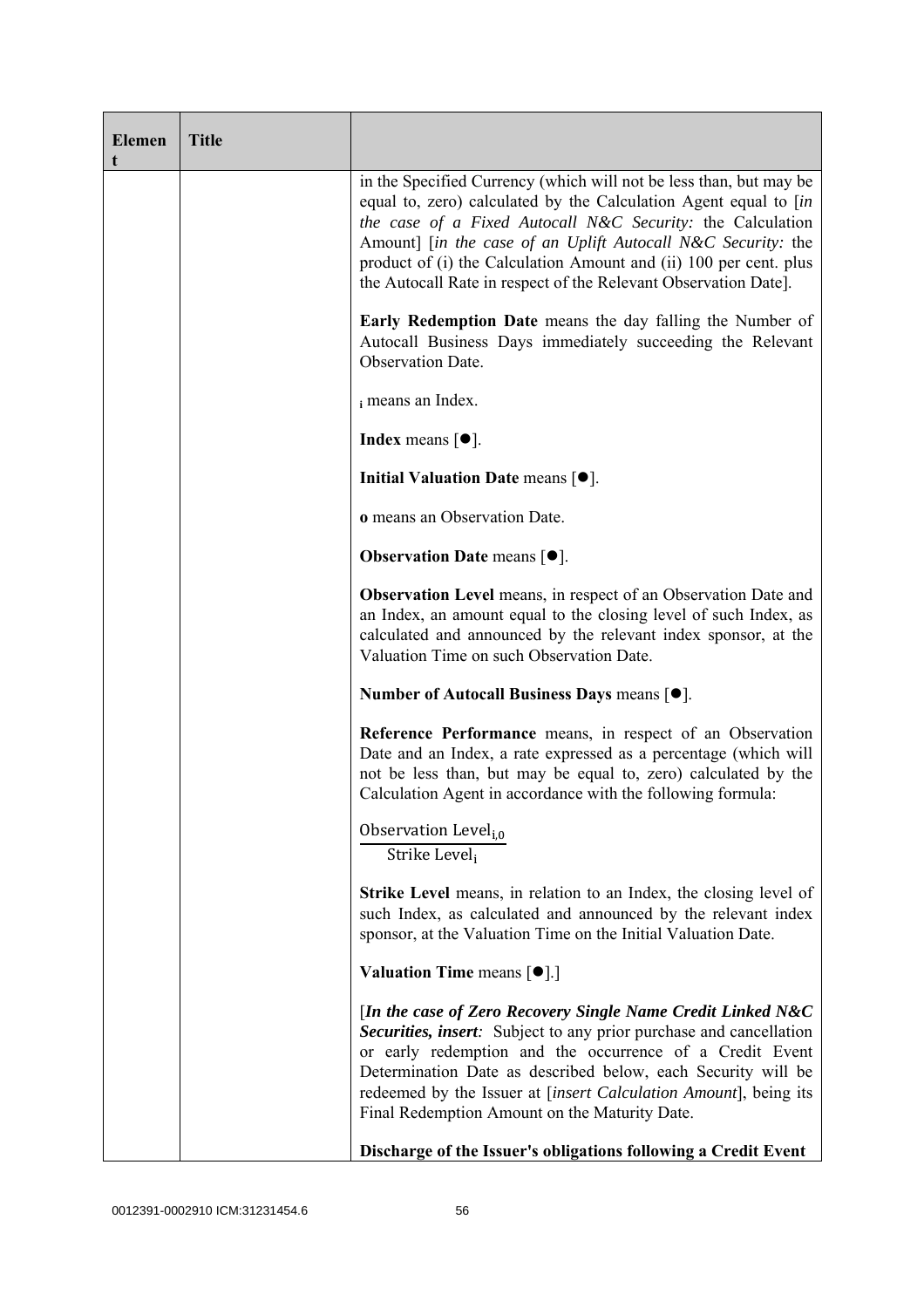| Element | Title | |
|---|---|---|
| | | in the Specified Currency (which will not be less than, but may be equal to, zero) calculated by the Calculation Agent equal to [*in the case of a Fixed Autocall N&C Security:* the Calculation Amount] [*in the case of an Uplift Autocall N&C Security:* the product of (i) the Calculation Amount and (ii) 100 per cent. plus the Autocall Rate in respect of the Relevant Observation Date].<br><br>**Early Redemption Date** means the day falling the Number of Autocall Business Days immediately succeeding the Relevant Observation Date.<br><br>$_i$ means an Index.<br><br>**Index** means [●].<br><br>**Initial Valuation Date** means [●].<br><br>**o** means an Observation Date.<br><br>**Observation Date** means [●].<br><br>**Observation Level** means, in respect of an Observation Date and an Index, an amount equal to the closing level of such Index, as calculated and announced by the relevant index sponsor, at the Valuation Time on such Observation Date.<br><br>**Number of Autocall Business Days** means [●].<br><br>**Reference Performance** means, in respect of an Observation Date and an Index, a rate expressed as a percentage (which will not be less than, but may be equal to, zero) calculated by the Calculation Agent in accordance with the following formula:<br><br>$$\frac{\text{Observation Level}_{i,0}}{\text{Strike Level}_{i}}$$<br><br>**Strike Level** means, in relation to an Index, the closing level of such Index, as calculated and announced by the relevant index sponsor, at the Valuation Time on the Initial Valuation Date.<br><br>**Valuation Time** means [●].]<br><br>[***In the case of Zero Recovery Single Name Credit Linked N&C Securities, insert**:* Subject to any prior purchase and cancellation or early redemption and the occurrence of a Credit Event Determination Date as described below, each Security will be redeemed by the Issuer at [*insert Calculation Amount*], being its Final Redemption Amount on the Maturity Date.<br><br>**Discharge of the Issuer's obligations following a Credit Event** |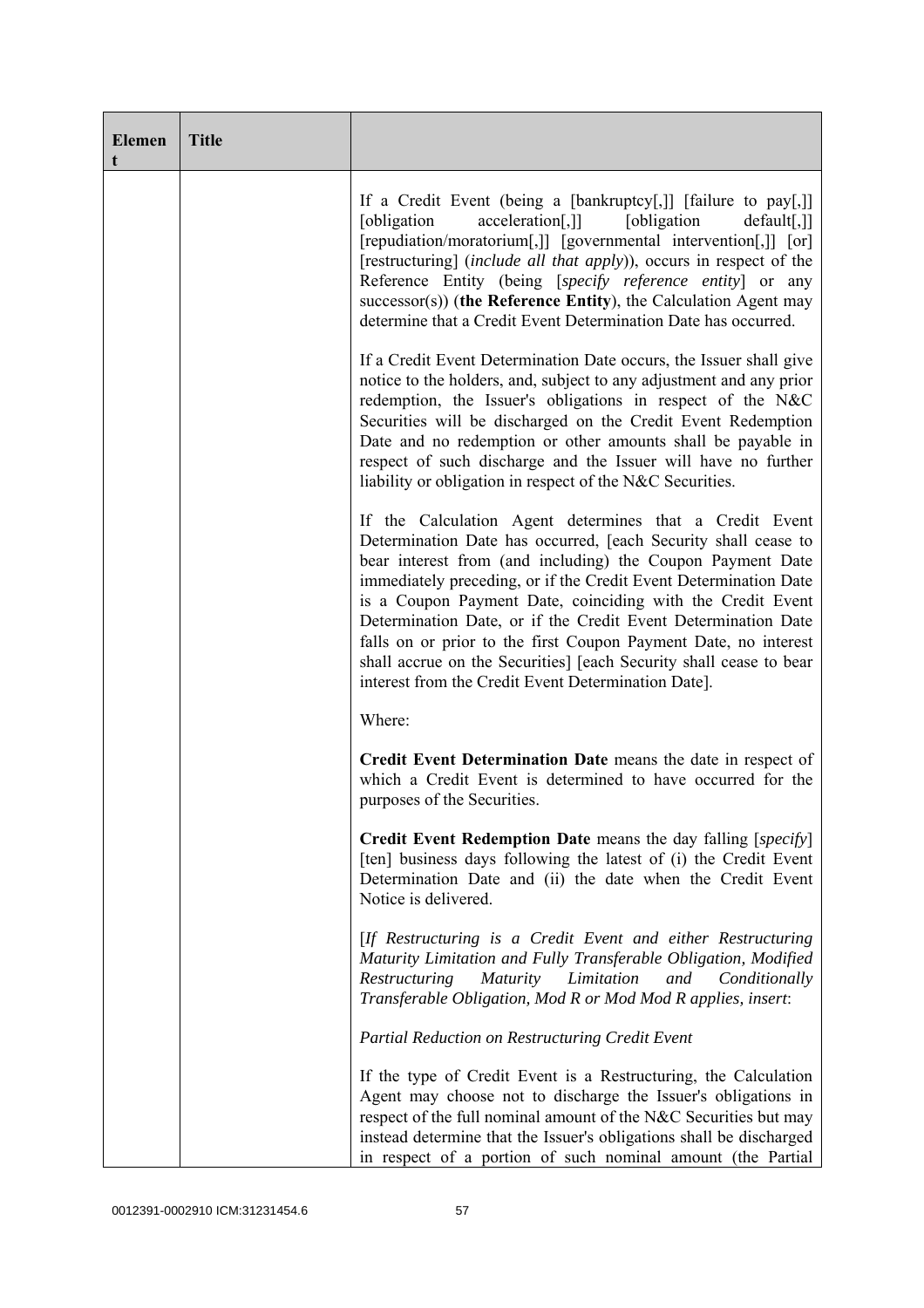| Element | Title | |
|---|---|---|
| | | If a Credit Event (being a [bankruptcy[,]] [failure to pay[,]] [obligation acceleration[,]] [obligation default[,]] [repudiation/moratorium[,]] [governmental intervention[,]] [or] [restructuring] (*include all that apply*)), occurs in respect of the Reference Entity (being [*specify reference entity*] or any successor(s)) (**the Reference Entity**), the Calculation Agent may determine that a Credit Event Determination Date has occurred.<br><br>If a Credit Event Determination Date occurs, the Issuer shall give notice to the holders, and, subject to any adjustment and any prior redemption, the Issuer's obligations in respect of the N&C Securities will be discharged on the Credit Event Redemption Date and no redemption or other amounts shall be payable in respect of such discharge and the Issuer will have no further liability or obligation in respect of the N&C Securities.<br><br>If the Calculation Agent determines that a Credit Event Determination Date has occurred, [each Security shall cease to bear interest from (and including) the Coupon Payment Date immediately preceding, or if the Credit Event Determination Date is a Coupon Payment Date, coinciding with the Credit Event Determination Date, or if the Credit Event Determination Date falls on or prior to the first Coupon Payment Date, no interest shall accrue on the Securities] [each Security shall cease to bear interest from the Credit Event Determination Date].<br><br>Where:<br><br>**Credit Event Determination Date** means the date in respect of which a Credit Event is determined to have occurred for the purposes of the Securities.<br><br>**Credit Event Redemption Date** means the day falling [*specify*] [ten] business days following the latest of (i) the Credit Event Determination Date and (ii) the date when the Credit Event Notice is delivered.<br><br>[*If Restructuring is a Credit Event and either Restructuring Maturity Limitation and Fully Transferable Obligation, Modified Restructuring Maturity Limitation and Conditionally Transferable Obligation, Mod R or Mod Mod R applies, insert*:<br><br>*Partial Reduction on Restructuring Credit Event*<br><br>If the type of Credit Event is a Restructuring, the Calculation Agent may choose not to discharge the Issuer's obligations in respect of the full nominal amount of the N&C Securities but may instead determine that the Issuer's obligations shall be discharged in respect of a portion of such nominal amount (the Partial |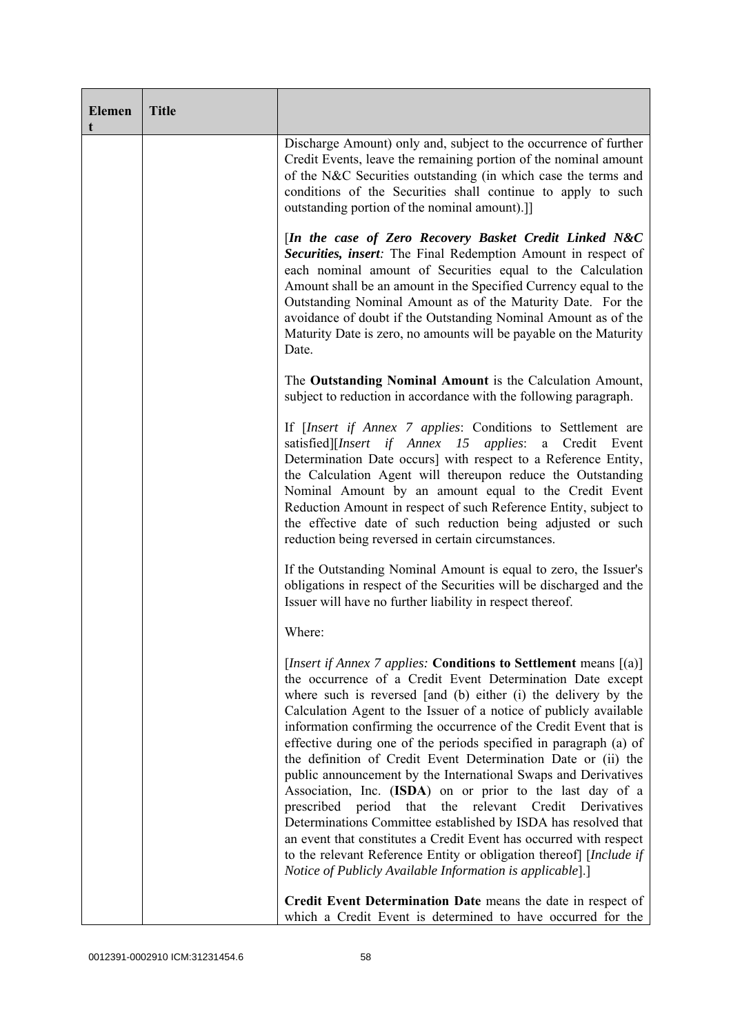| Element | Title | |
|---|---|---|
| | | Discharge Amount) only and, subject to the occurrence of further Credit Events, leave the remaining portion of the nominal amount of the N&C Securities outstanding (in which case the terms and conditions of the Securities shall continue to apply to such outstanding portion of the nominal amount).]]<br><br>[***In the case of Zero Recovery Basket Credit Linked N&C Securities, insert****:* The Final Redemption Amount in respect of each nominal amount of Securities equal to the Calculation Amount shall be an amount in the Specified Currency equal to the Outstanding Nominal Amount as of the Maturity Date. For the avoidance of doubt if the Outstanding Nominal Amount as of the Maturity Date is zero, no amounts will be payable on the Maturity Date.<br><br>The **Outstanding Nominal Amount** is the Calculation Amount, subject to reduction in accordance with the following paragraph.<br><br>If [*Insert if Annex 7 applies*: Conditions to Settlement are satisfied][*Insert if Annex 15 applies*: a Credit Event Determination Date occurs] with respect to a Reference Entity, the Calculation Agent will thereupon reduce the Outstanding Nominal Amount by an amount equal to the Credit Event Reduction Amount in respect of such Reference Entity, subject to the effective date of such reduction being adjusted or such reduction being reversed in certain circumstances.<br><br>If the Outstanding Nominal Amount is equal to zero, the Issuer's obligations in respect of the Securities will be discharged and the Issuer will have no further liability in respect thereof.<br><br>Where:<br><br>[*Insert if Annex 7 applies:* **Conditions to Settlement** means [(a)] the occurrence of a Credit Event Determination Date except where such is reversed [and (b) either (i) the delivery by the Calculation Agent to the Issuer of a notice of publicly available information confirming the occurrence of the Credit Event that is effective during one of the periods specified in paragraph (a) of the definition of Credit Event Determination Date or (ii) the public announcement by the International Swaps and Derivatives Association, Inc. (**ISDA**) on or prior to the last day of a prescribed period that the relevant Credit Derivatives Determinations Committee established by ISDA has resolved that an event that constitutes a Credit Event has occurred with respect to the relevant Reference Entity or obligation thereof] [*Include if Notice of Publicly Available Information is applicable*].]<br><br>**Credit Event Determination Date** means the date in respect of which a Credit Event is determined to have occurred for the |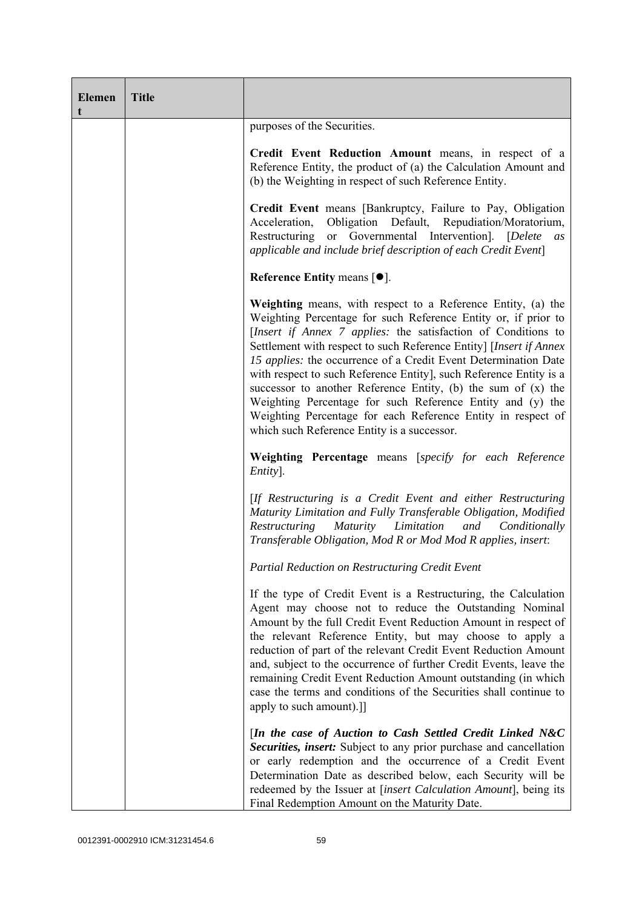| Element | Title | |
|---|---|---|
| | | purposes of the Securities.<br><br>**Credit Event Reduction Amount** means, in respect of a Reference Entity, the product of (a) the Calculation Amount and (b) the Weighting in respect of such Reference Entity.<br><br>**Credit Event** means [Bankruptcy, Failure to Pay, Obligation Acceleration, Obligation Default, Repudiation/Moratorium, Restructuring or Governmental Intervention]. [*Delete as applicable and include brief description of each Credit Event*]<br><br>**Reference Entity** means [●].<br><br>**Weighting** means, with respect to a Reference Entity, (a) the Weighting Percentage for such Reference Entity or, if prior to [*Insert if Annex 7 applies:* the satisfaction of Conditions to Settlement with respect to such Reference Entity] [*Insert if Annex 15 applies:* the occurrence of a Credit Event Determination Date with respect to such Reference Entity], such Reference Entity is a successor to another Reference Entity, (b) the sum of (x) the Weighting Percentage for such Reference Entity and (y) the Weighting Percentage for each Reference Entity in respect of which such Reference Entity is a successor.<br><br>**Weighting Percentage** means [*specify for each Reference Entity*].<br><br>[*If Restructuring is a Credit Event and either Restructuring Maturity Limitation and Fully Transferable Obligation, Modified Restructuring Maturity Limitation and Conditionally Transferable Obligation, Mod R or Mod Mod R applies, insert*:<br><br>*Partial Reduction on Restructuring Credit Event*<br><br>If the type of Credit Event is a Restructuring, the Calculation Agent may choose not to reduce the Outstanding Nominal Amount by the full Credit Event Reduction Amount in respect of the relevant Reference Entity, but may choose to apply a reduction of part of the relevant Credit Event Reduction Amount and, subject to the occurrence of further Credit Events, leave the remaining Credit Event Reduction Amount outstanding (in which case the terms and conditions of the Securities shall continue to apply to such amount).]]<br><br>[***In the case of Auction to Cash Settled Credit Linked N&C Securities, insert:*** Subject to any prior purchase and cancellation or early redemption and the occurrence of a Credit Event Determination Date as described below, each Security will be redeemed by the Issuer at [*insert Calculation Amount*], being its Final Redemption Amount on the Maturity Date. |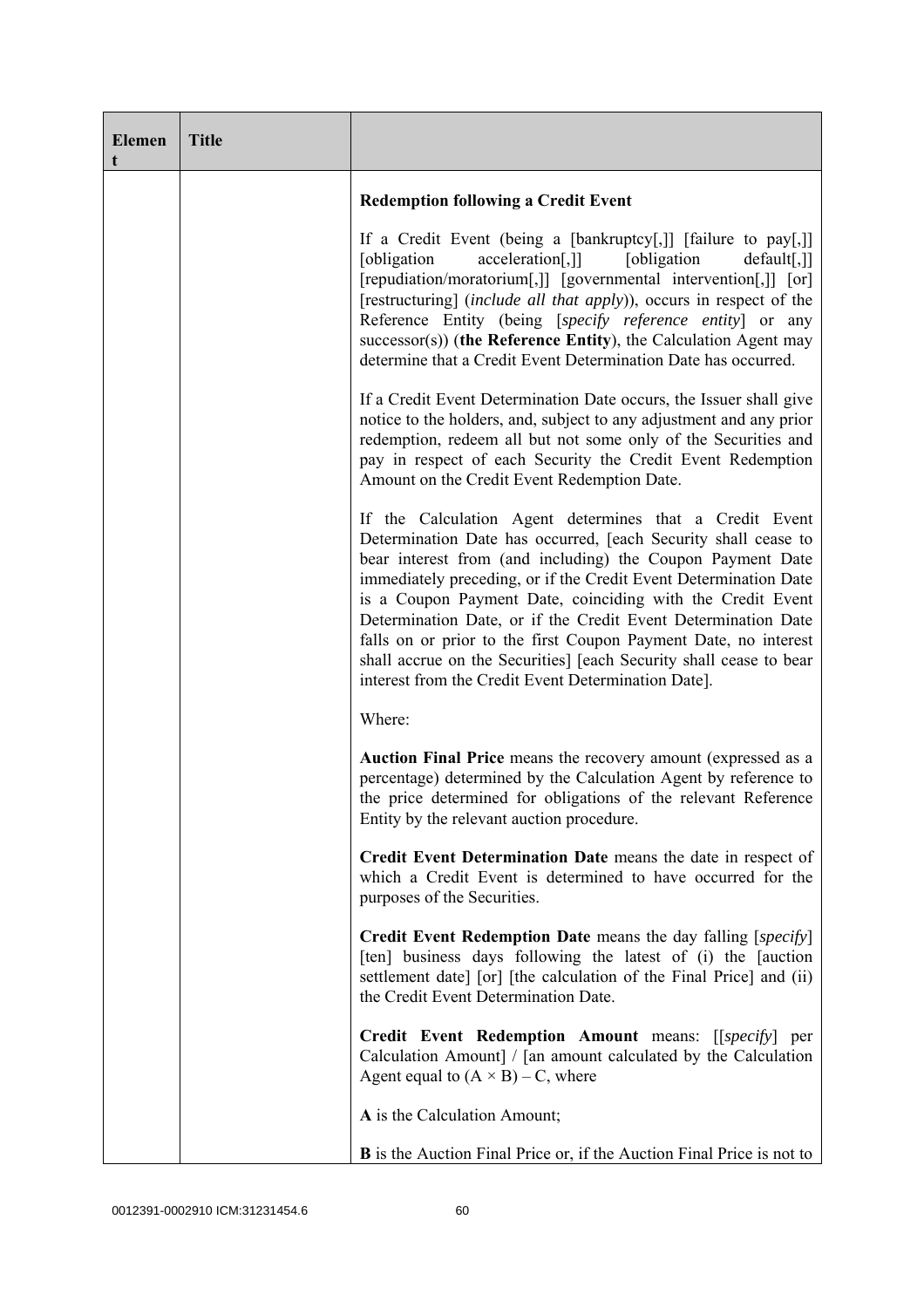| Element | Title | |
|---|---|---|
| | | **Redemption following a Credit Event**<br><br>If a Credit Event (being a [bankruptcy[,]] [failure to pay[,]] [obligation acceleration[,]] [obligation default[,]] [repudiation/moratorium[,]] [governmental intervention[,]] [or] [restructuring] (*include all that apply*)), occurs in respect of the Reference Entity (being [*specify reference entity*] or any successor(s)) (**the Reference Entity**), the Calculation Agent may determine that a Credit Event Determination Date has occurred.<br><br>If a Credit Event Determination Date occurs, the Issuer shall give notice to the holders, and, subject to any adjustment and any prior redemption, redeem all but not some only of the Securities and pay in respect of each Security the Credit Event Redemption Amount on the Credit Event Redemption Date.<br><br>If the Calculation Agent determines that a Credit Event Determination Date has occurred, [each Security shall cease to bear interest from (and including) the Coupon Payment Date immediately preceding, or if the Credit Event Determination Date is a Coupon Payment Date, coinciding with the Credit Event Determination Date, or if the Credit Event Determination Date falls on or prior to the first Coupon Payment Date, no interest shall accrue on the Securities] [each Security shall cease to bear interest from the Credit Event Determination Date].<br><br>Where:<br><br>**Auction Final Price** means the recovery amount (expressed as a percentage) determined by the Calculation Agent by reference to the price determined for obligations of the relevant Reference Entity by the relevant auction procedure.<br><br>**Credit Event Determination Date** means the date in respect of which a Credit Event is determined to have occurred for the purposes of the Securities.<br><br>**Credit Event Redemption Date** means the day falling [*specify*] [ten] business days following the latest of (i) the [auction settlement date] [or] [the calculation of the Final Price] and (ii) the Credit Event Determination Date.<br><br>**Credit Event Redemption Amount** means: [[*specify*] per Calculation Amount] / [an amount calculated by the Calculation Agent equal to $(A \times B) - C$, where<br><br>**A** is the Calculation Amount;<br><br>**B** is the Auction Final Price or, if the Auction Final Price is not to |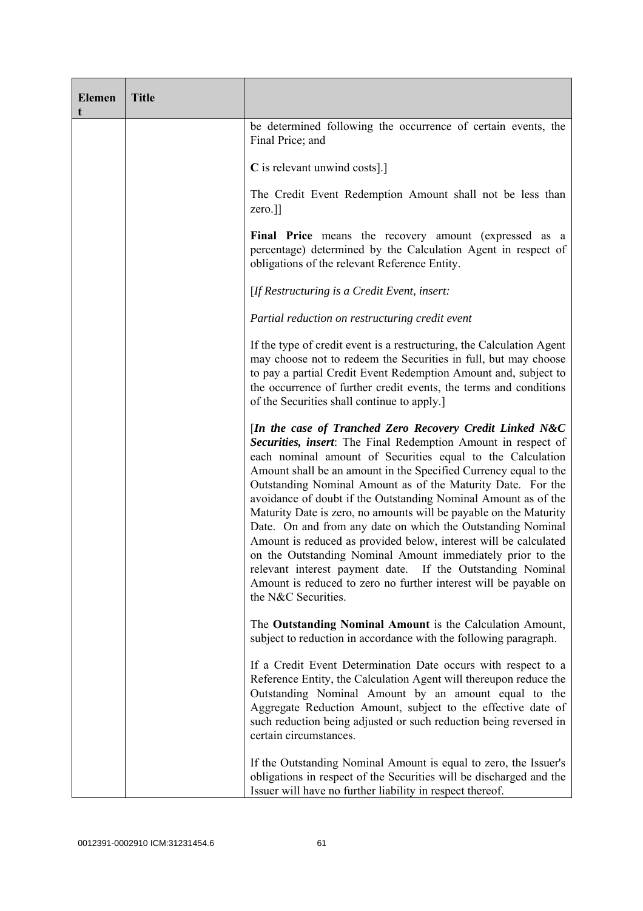| Element | Title | |
|---|---|---|
| | | be determined following the occurrence of certain events, the Final Price; and<br><br>**C** is relevant unwind costs].]<br><br>The Credit Event Redemption Amount shall not be less than zero.]]<br><br>**Final Price** means the recovery amount (expressed as a percentage) determined by the Calculation Agent in respect of obligations of the relevant Reference Entity.<br><br>[*If Restructuring is a Credit Event, insert:*<br><br>*Partial reduction on restructuring credit event*<br><br>If the type of credit event is a restructuring, the Calculation Agent may choose not to redeem the Securities in full, but may choose to pay a partial Credit Event Redemption Amount and, subject to the occurrence of further credit events, the terms and conditions of the Securities shall continue to apply.]<br><br>[***In the case of Tranched Zero Recovery Credit Linked N&C Securities, insert***: The Final Redemption Amount in respect of each nominal amount of Securities equal to the Calculation Amount shall be an amount in the Specified Currency equal to the Outstanding Nominal Amount as of the Maturity Date. For the avoidance of doubt if the Outstanding Nominal Amount as of the Maturity Date is zero, no amounts will be payable on the Maturity Date. On and from any date on which the Outstanding Nominal Amount is reduced as provided below, interest will be calculated on the Outstanding Nominal Amount immediately prior to the relevant interest payment date. If the Outstanding Nominal Amount is reduced to zero no further interest will be payable on the N&C Securities.<br><br>The **Outstanding Nominal Amount** is the Calculation Amount, subject to reduction in accordance with the following paragraph.<br><br>If a Credit Event Determination Date occurs with respect to a Reference Entity, the Calculation Agent will thereupon reduce the Outstanding Nominal Amount by an amount equal to the Aggregate Reduction Amount, subject to the effective date of such reduction being adjusted or such reduction being reversed in certain circumstances.<br><br>If the Outstanding Nominal Amount is equal to zero, the Issuer's obligations in respect of the Securities will be discharged and the Issuer will have no further liability in respect thereof. |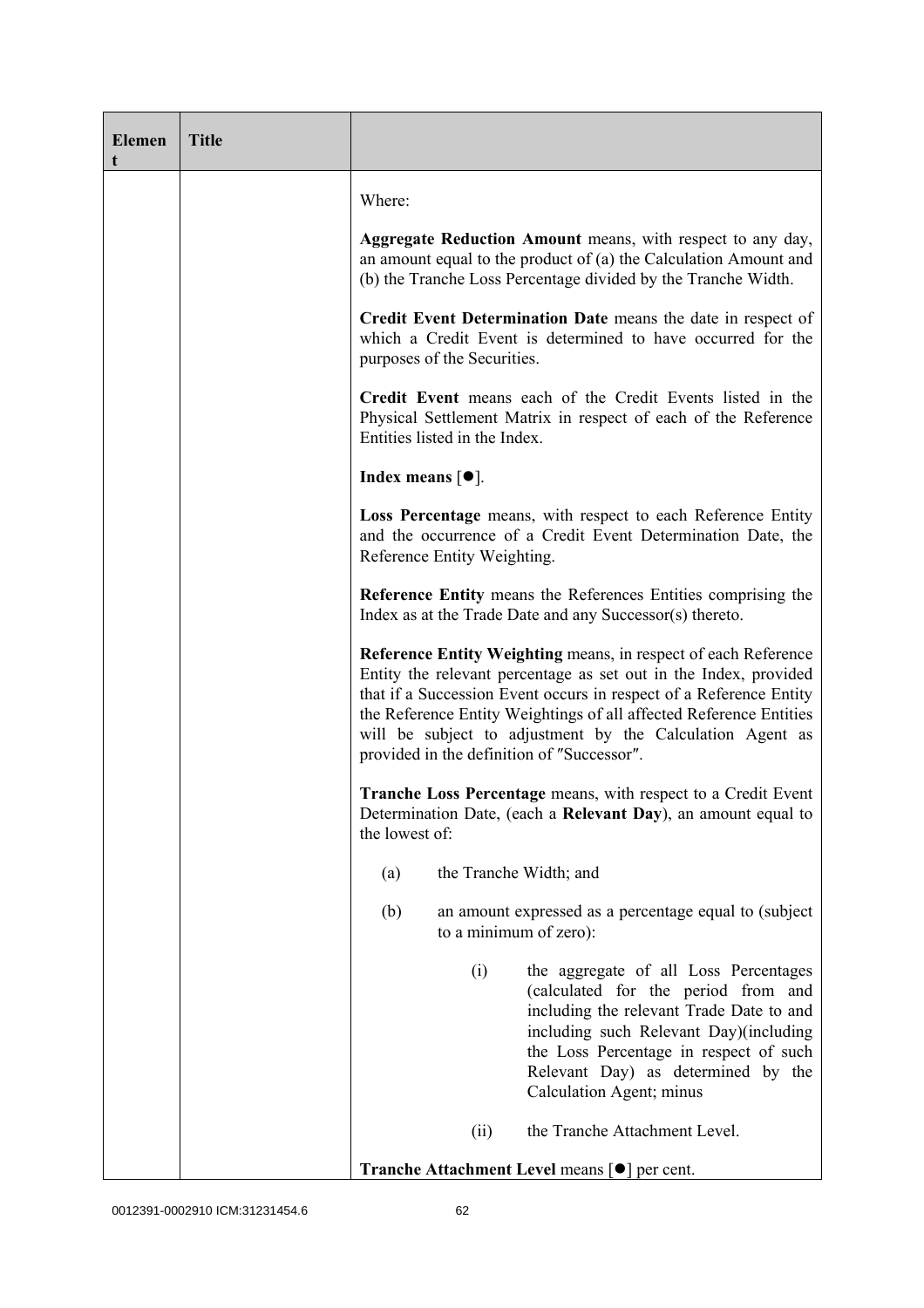| Element | Title | |
|---|---|---|
| | | Where:<br><br>**Aggregate Reduction Amount** means, with respect to any day, an amount equal to the product of (a) the Calculation Amount and (b) the Tranche Loss Percentage divided by the Tranche Width.<br><br>**Credit Event Determination Date** means the date in respect of which a Credit Event is determined to have occurred for the purposes of the Securities.<br><br>**Credit Event** means each of the Credit Events listed in the Physical Settlement Matrix in respect of each of the Reference Entities listed in the Index.<br><br>**Index means** [●].<br><br>**Loss Percentage** means, with respect to each Reference Entity and the occurrence of a Credit Event Determination Date, the Reference Entity Weighting.<br><br>**Reference Entity** means the References Entities comprising the Index as at the Trade Date and any Successor(s) thereto.<br><br>**Reference Entity Weighting** means, in respect of each Reference Entity the relevant percentage as set out in the Index, provided that if a Succession Event occurs in respect of a Reference Entity the Reference Entity Weightings of all affected Reference Entities will be subject to adjustment by the Calculation Agent as provided in the definition of "Successor".<br><br>**Tranche Loss Percentage** means, with respect to a Credit Event Determination Date, (each a **Relevant Day**), an amount equal to the lowest of:<br><br>(a) the Tranche Width; and<br><br>(b) an amount expressed as a percentage equal to (subject to a minimum of zero):<br><br>(i) the aggregate of all Loss Percentages (calculated for the period from and including the relevant Trade Date to and including such Relevant Day)(including the Loss Percentage in respect of such Relevant Day) as determined by the Calculation Agent; minus<br><br>(ii) the Tranche Attachment Level.<br><br>**Tranche Attachment Level** means [●] per cent. |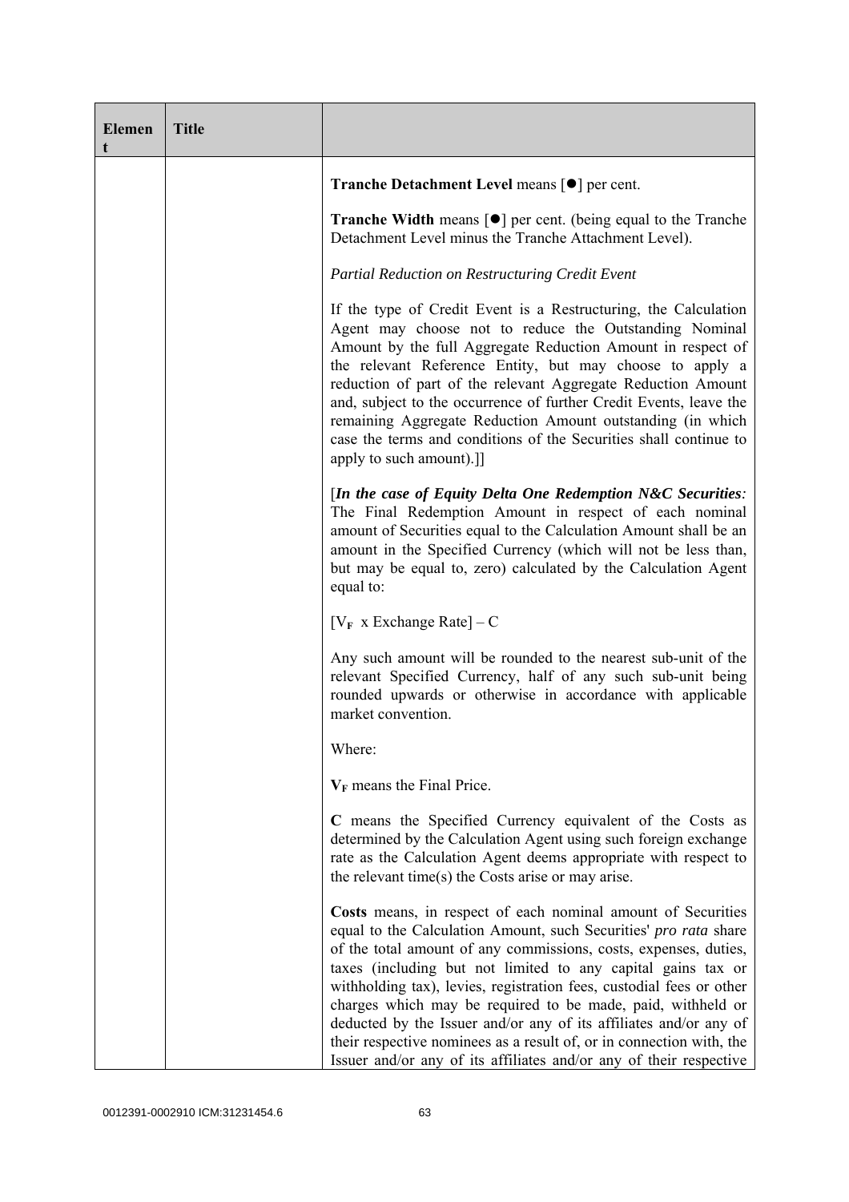| Element | Title | |
|---|---|---|
| | | **Tranche Detachment Level** means [●] per cent.<br><br>**Tranche Width** means [●] per cent. (being equal to the Tranche Detachment Level minus the Tranche Attachment Level).<br><br>*Partial Reduction on Restructuring Credit Event*<br><br>If the type of Credit Event is a Restructuring, the Calculation Agent may choose not to reduce the Outstanding Nominal Amount by the full Aggregate Reduction Amount in respect of the relevant Reference Entity, but may choose to apply a reduction of part of the relevant Aggregate Reduction Amount and, subject to the occurrence of further Credit Events, leave the remaining Aggregate Reduction Amount outstanding (in which case the terms and conditions of the Securities shall continue to apply to such amount).]]<br><br>[***In the case of Equity Delta One Redemption N&C Securities****:* The Final Redemption Amount in respect of each nominal amount of Securities equal to the Calculation Amount shall be an amount in the Specified Currency (which will not be less than, but may be equal to, zero) calculated by the Calculation Agent equal to:<br><br>$[V_F \text{ x Exchange Rate}] - C$<br><br>Any such amount will be rounded to the nearest sub-unit of the relevant Specified Currency, half of any such sub-unit being rounded upwards or otherwise in accordance with applicable market convention.<br><br>Where:<br><br>$\mathbf{V_F}$ means the Final Price.<br><br>**C** means the Specified Currency equivalent of the Costs as determined by the Calculation Agent using such foreign exchange rate as the Calculation Agent deems appropriate with respect to the relevant time(s) the Costs arise or may arise.<br><br>**Costs** means, in respect of each nominal amount of Securities equal to the Calculation Amount, such Securities' *pro rata* share of the total amount of any commissions, costs, expenses, duties, taxes (including but not limited to any capital gains tax or withholding tax), levies, registration fees, custodial fees or other charges which may be required to be made, paid, withheld or deducted by the Issuer and/or any of its affiliates and/or any of their respective nominees as a result of, or in connection with, the Issuer and/or any of its affiliates and/or any of their respective |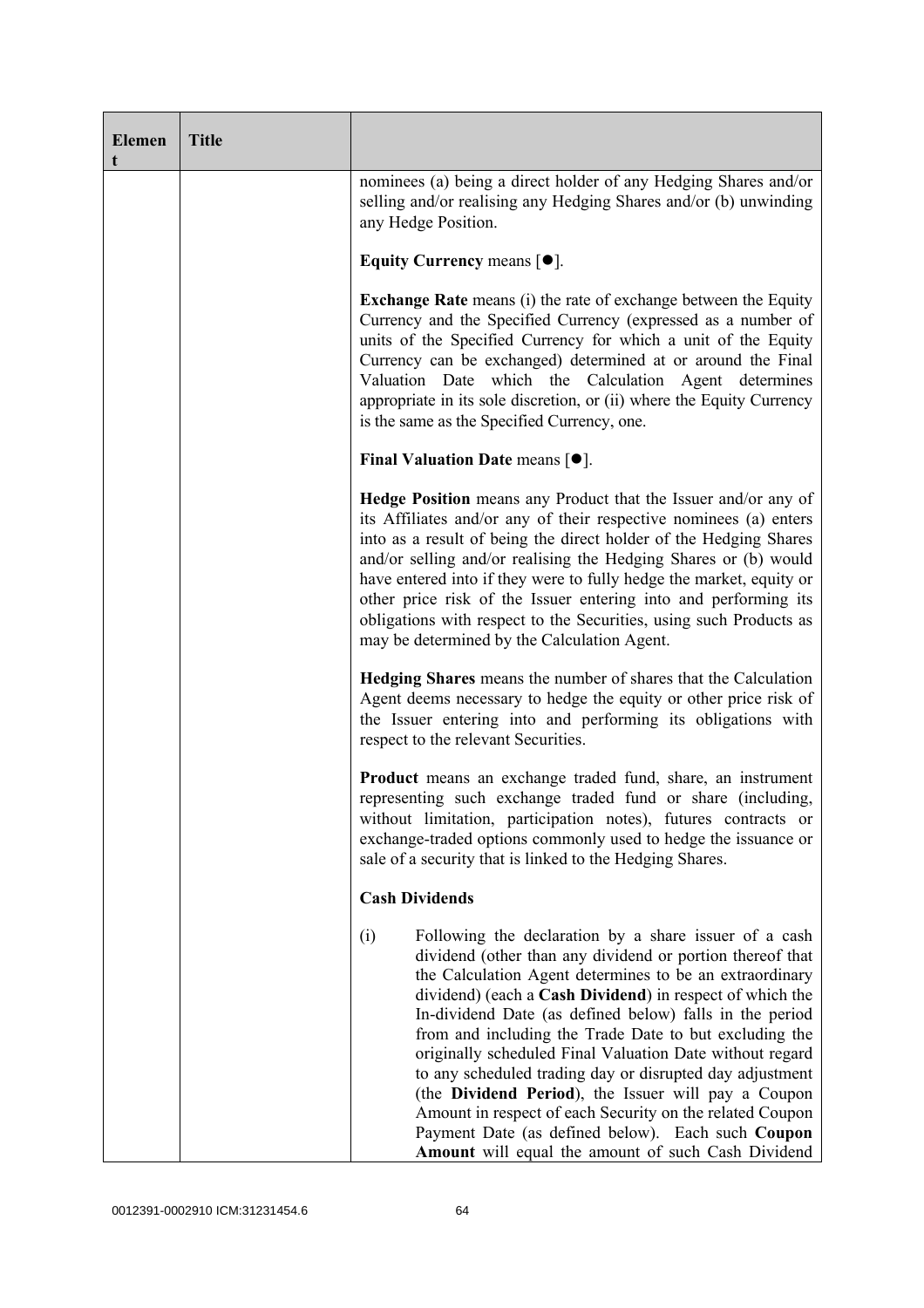| Element | Title | |
|---|---|---|
| | | nominees (a) being a direct holder of any Hedging Shares and/or selling and/or realising any Hedging Shares and/or (b) unwinding any Hedge Position.<br><br>**Equity Currency** means [●].<br><br>**Exchange Rate** means (i) the rate of exchange between the Equity Currency and the Specified Currency (expressed as a number of units of the Specified Currency for which a unit of the Equity Currency can be exchanged) determined at or around the Final Valuation Date which the Calculation Agent determines appropriate in its sole discretion, or (ii) where the Equity Currency is the same as the Specified Currency, one.<br><br>**Final Valuation Date** means [●].<br><br>**Hedge Position** means any Product that the Issuer and/or any of its Affiliates and/or any of their respective nominees (a) enters into as a result of being the direct holder of the Hedging Shares and/or selling and/or realising the Hedging Shares or (b) would have entered into if they were to fully hedge the market, equity or other price risk of the Issuer entering into and performing its obligations with respect to the Securities, using such Products as may be determined by the Calculation Agent.<br><br>**Hedging Shares** means the number of shares that the Calculation Agent deems necessary to hedge the equity or other price risk of the Issuer entering into and performing its obligations with respect to the relevant Securities.<br><br>**Product** means an exchange traded fund, share, an instrument representing such exchange traded fund or share (including, without limitation, participation notes), futures contracts or exchange-traded options commonly used to hedge the issuance or sale of a security that is linked to the Hedging Shares.<br><br>**Cash Dividends**<br><br>(i) Following the declaration by a share issuer of a cash dividend (other than any dividend or portion thereof that the Calculation Agent determines to be an extraordinary dividend) (each a **Cash Dividend**) in respect of which the In-dividend Date (as defined below) falls in the period from and including the Trade Date to but excluding the originally scheduled Final Valuation Date without regard to any scheduled trading day or disrupted day adjustment (the **Dividend Period**), the Issuer will pay a Coupon Amount in respect of each Security on the related Coupon Payment Date (as defined below). Each such **Coupon Amount** will equal the amount of such Cash Dividend |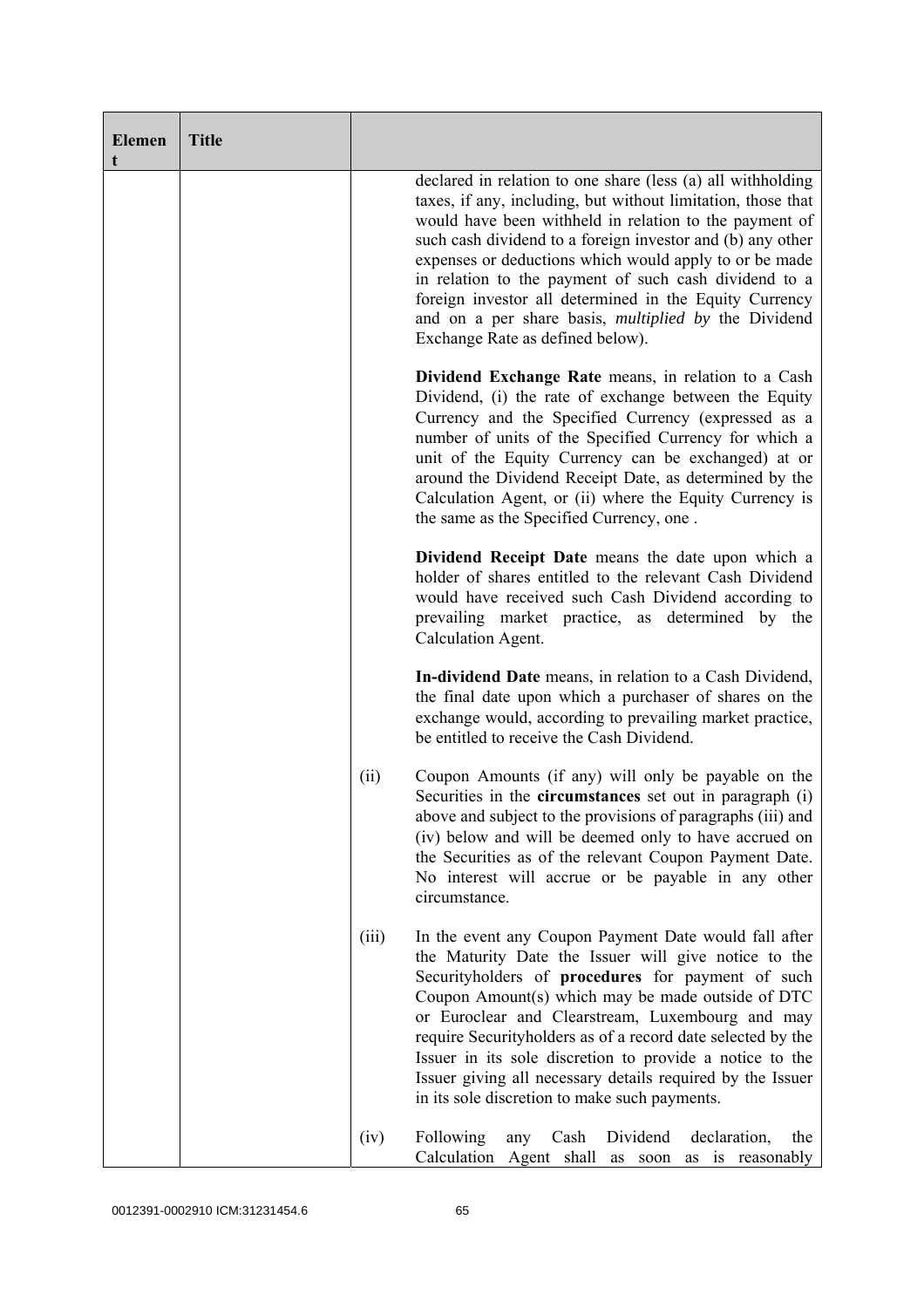| Element | Title | |
|---|---|---|
| | | declared in relation to one share (less (a) all withholding taxes, if any, including, but without limitation, those that would have been withheld in relation to the payment of such cash dividend to a foreign investor and (b) any other expenses or deductions which would apply to or be made in relation to the payment of such cash dividend to a foreign investor all determined in the Equity Currency and on a per share basis, *multiplied by* the Dividend Exchange Rate as defined below).<br><br>**Dividend Exchange Rate** means, in relation to a Cash Dividend, (i) the rate of exchange between the Equity Currency and the Specified Currency (expressed as a number of units of the Specified Currency for which a unit of the Equity Currency can be exchanged) at or around the Dividend Receipt Date, as determined by the Calculation Agent, or (ii) where the Equity Currency is the same as the Specified Currency, one .<br><br>**Dividend Receipt Date** means the date upon which a holder of shares entitled to the relevant Cash Dividend would have received such Cash Dividend according to prevailing market practice, as determined by the Calculation Agent.<br><br>**In-dividend Date** means, in relation to a Cash Dividend, the final date upon which a purchaser of shares on the exchange would, according to prevailing market practice, be entitled to receive the Cash Dividend.<br><br>(ii) Coupon Amounts (if any) will only be payable on the Securities in the **circumstances** set out in paragraph (i) above and subject to the provisions of paragraphs (iii) and (iv) below and will be deemed only to have accrued on the Securities as of the relevant Coupon Payment Date. No interest will accrue or be payable in any other circumstance.<br><br>(iii) In the event any Coupon Payment Date would fall after the Maturity Date the Issuer will give notice to the Securityholders of **procedures** for payment of such Coupon Amount(s) which may be made outside of DTC or Euroclear and Clearstream, Luxembourg and may require Securityholders as of a record date selected by the Issuer in its sole discretion to provide a notice to the Issuer giving all necessary details required by the Issuer in its sole discretion to make such payments.<br><br>(iv) Following any Cash Dividend declaration, the Calculation Agent shall as soon as is reasonably |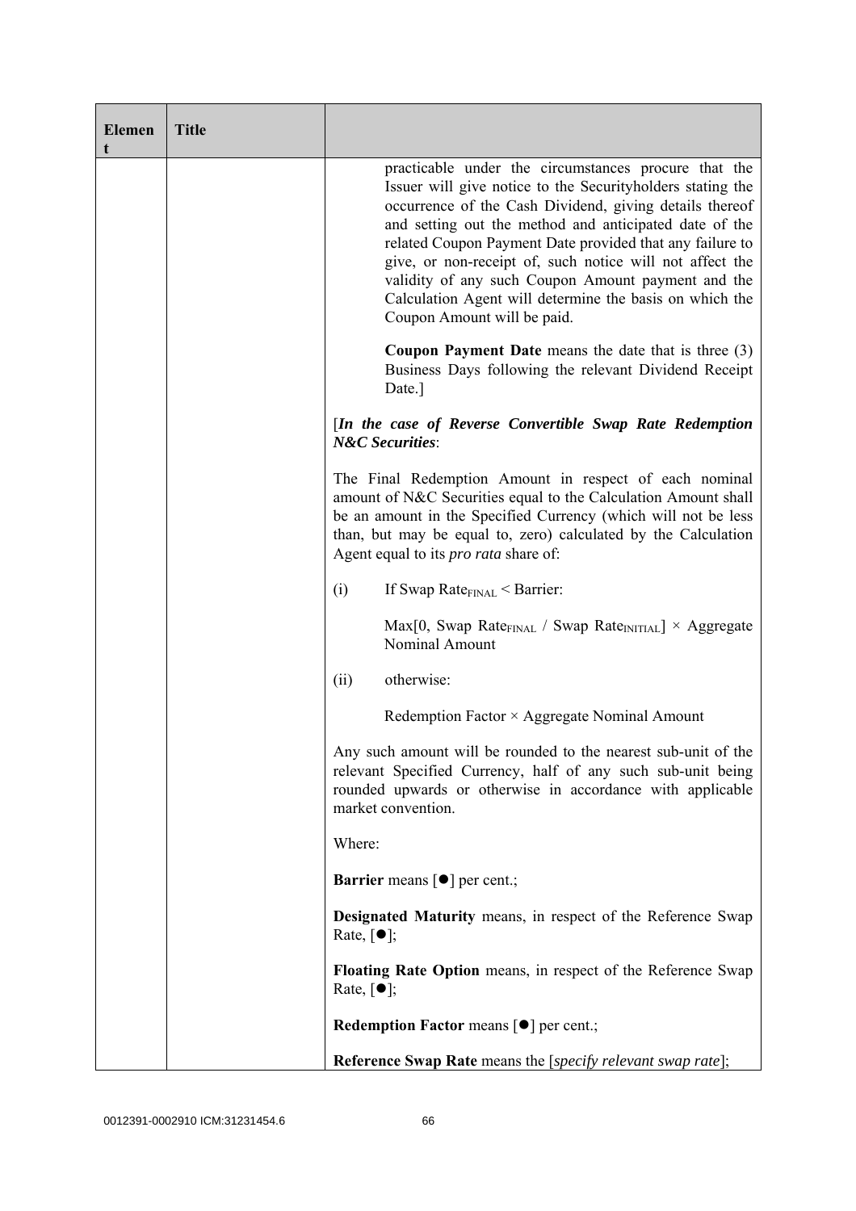| Element | Title | |
|---|---|---|
| | | practicable under the circumstances procure that the Issuer will give notice to the Securityholders stating the occurrence of the Cash Dividend, giving details thereof and setting out the method and anticipated date of the related Coupon Payment Date provided that any failure to give, or non-receipt of, such notice will not affect the validity of any such Coupon Amount payment and the Calculation Agent will determine the basis on which the Coupon Amount will be paid.<br><br>**Coupon Payment Date** means the date that is three (3) Business Days following the relevant Dividend Receipt Date.]<br><br>[***In the case of Reverse Convertible Swap Rate Redemption N&C Securities***:<br><br>The Final Redemption Amount in respect of each nominal amount of N&C Securities equal to the Calculation Amount shall be an amount in the Specified Currency (which will not be less than, but may be equal to, zero) calculated by the Calculation Agent equal to its *pro rata* share of:<br><br>(i) If Swap $Rate_{FINAL}$ < Barrier:<br><br>Max[0, Swap $Rate_{FINAL}$ / Swap $Rate_{INITIAL}$] × Aggregate Nominal Amount<br><br>(ii) otherwise:<br><br>Redemption Factor × Aggregate Nominal Amount<br><br>Any such amount will be rounded to the nearest sub-unit of the relevant Specified Currency, half of any such sub-unit being rounded upwards or otherwise in accordance with applicable market convention.<br><br>Where:<br><br>**Barrier** means [●] per cent.;<br><br>**Designated Maturity** means, in respect of the Reference Swap Rate, [●];<br><br>**Floating Rate Option** means, in respect of the Reference Swap Rate, [●];<br><br>**Redemption Factor** means [●] per cent.;<br><br>**Reference Swap Rate** means the [*specify relevant swap rate*]; |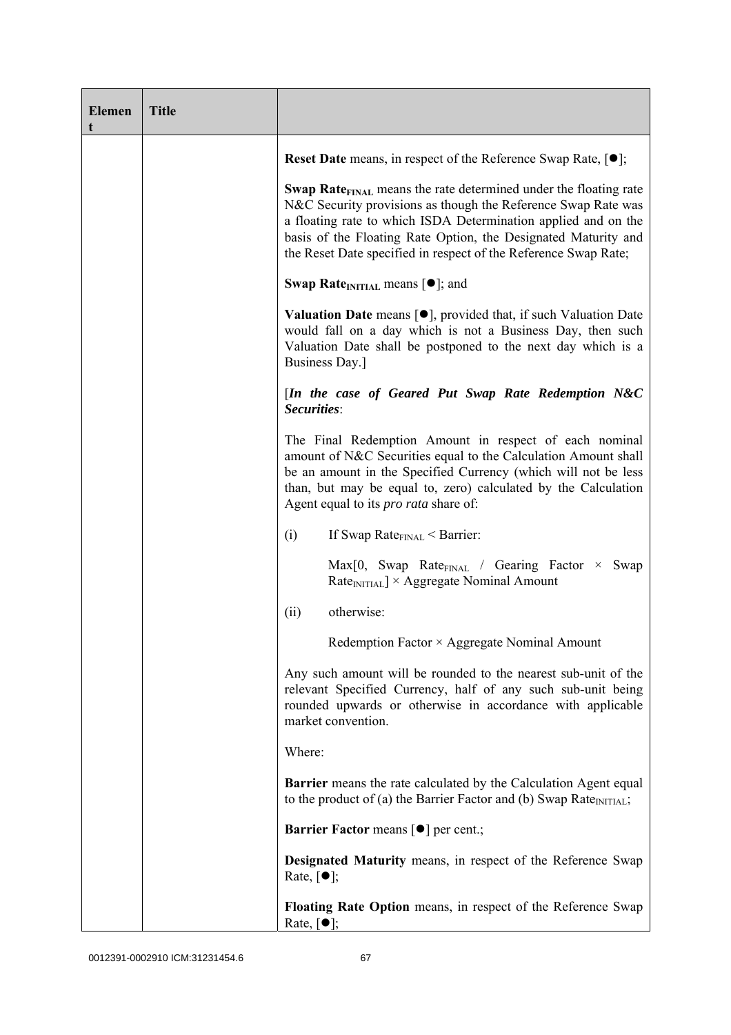| Element | Title | |
|---|---|---|
| | | **Reset Date** means, in respect of the Reference Swap Rate, [●];<br><br>**Swap Rate$_{FINAL}$** means the rate determined under the floating rate N&C Security provisions as though the Reference Swap Rate was a floating rate to which ISDA Determination applied and on the basis of the Floating Rate Option, the Designated Maturity and the Reset Date specified in respect of the Reference Swap Rate;<br><br>**Swap Rate$_{INITIAL}$** means [●]; and<br><br>**Valuation Date** means [●], provided that, if such Valuation Date would fall on a day which is not a Business Day, then such Valuation Date shall be postponed to the next day which is a Business Day.]<br><br>[***In the case of Geared Put Swap Rate Redemption N&C Securities***:<br><br>The Final Redemption Amount in respect of each nominal amount of N&C Securities equal to the Calculation Amount shall be an amount in the Specified Currency (which will not be less than, but may be equal to, zero) calculated by the Calculation Agent equal to its *pro rata* share of:<br><br>(i) If Swap Rate$_{FINAL}$ < Barrier:<br><br>Max[0, Swap Rate$_{FINAL}$ / Gearing Factor × Swap Rate$_{INITIAL}$] × Aggregate Nominal Amount<br><br>(ii) otherwise:<br><br>Redemption Factor × Aggregate Nominal Amount<br><br>Any such amount will be rounded to the nearest sub-unit of the relevant Specified Currency, half of any such sub-unit being rounded upwards or otherwise in accordance with applicable market convention.<br><br>Where:<br><br>**Barrier** means the rate calculated by the Calculation Agent equal to the product of (a) the Barrier Factor and (b) Swap Rate$_{INITIAL}$;<br><br>**Barrier Factor** means [●] per cent.;<br><br>**Designated Maturity** means, in respect of the Reference Swap Rate, [●];<br><br>**Floating Rate Option** means, in respect of the Reference Swap Rate, [●]; |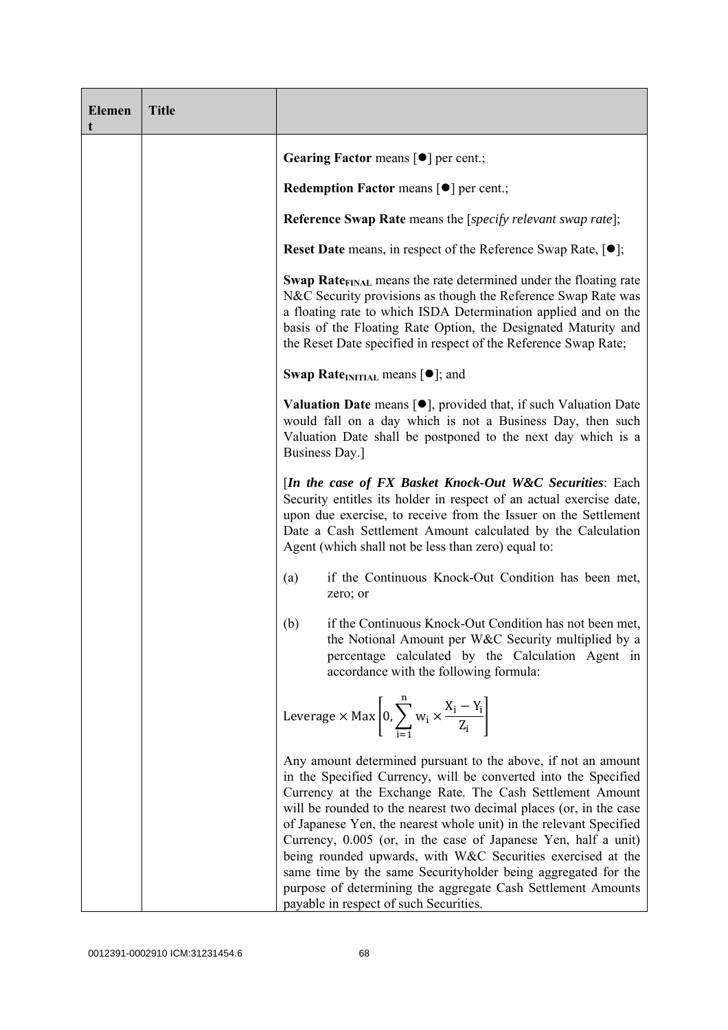| Element | Title | |
|---|---|---|
| | | **Gearing Factor** means [●] per cent.;<br><br>**Redemption Factor** means [●] per cent.;<br><br>**Reference Swap Rate** means the [*specify relevant swap rate*];<br><br>**Reset Date** means, in respect of the Reference Swap Rate, [●];<br><br>**Swap Rate$_{FINAL}$** means the rate determined under the floating rate N&C Security provisions as though the Reference Swap Rate was a floating rate to which ISDA Determination applied and on the basis of the Floating Rate Option, the Designated Maturity and the Reset Date specified in respect of the Reference Swap Rate;<br><br>**Swap Rate$_{INITIAL}$** means [●]; and<br><br>**Valuation Date** means [●], provided that, if such Valuation Date would fall on a day which is not a Business Day, then such Valuation Date shall be postponed to the next day which is a Business Day.]<br><br>[***In the case of FX Basket Knock-Out W&C Securities***: Each Security entitles its holder in respect of an actual exercise date, upon due exercise, to receive from the Issuer on the Settlement Date a Cash Settlement Amount calculated by the Calculation Agent (which shall not be less than zero) equal to:<br><br>(a) if the Continuous Knock-Out Condition has been met, zero; or<br><br>(b) if the Continuous Knock-Out Condition has not been met, the Notional Amount per W&C Security multiplied by a percentage calculated by the Calculation Agent in accordance with the following formula:<br><br>$$\text{Leverage} \times \text{Max}\left[0, \sum_{i=1}^{n} w_i \times \frac{X_i - Y_i}{Z_i}\right]$$<br><br>Any amount determined pursuant to the above, if not an amount in the Specified Currency, will be converted into the Specified Currency at the Exchange Rate. The Cash Settlement Amount will be rounded to the nearest two decimal places (or, in the case of Japanese Yen, the nearest whole unit) in the relevant Specified Currency, 0.005 (or, in the case of Japanese Yen, half a unit) being rounded upwards, with W&C Securities exercised at the same time by the same Securityholder being aggregated for the purpose of determining the aggregate Cash Settlement Amounts payable in respect of such Securities. |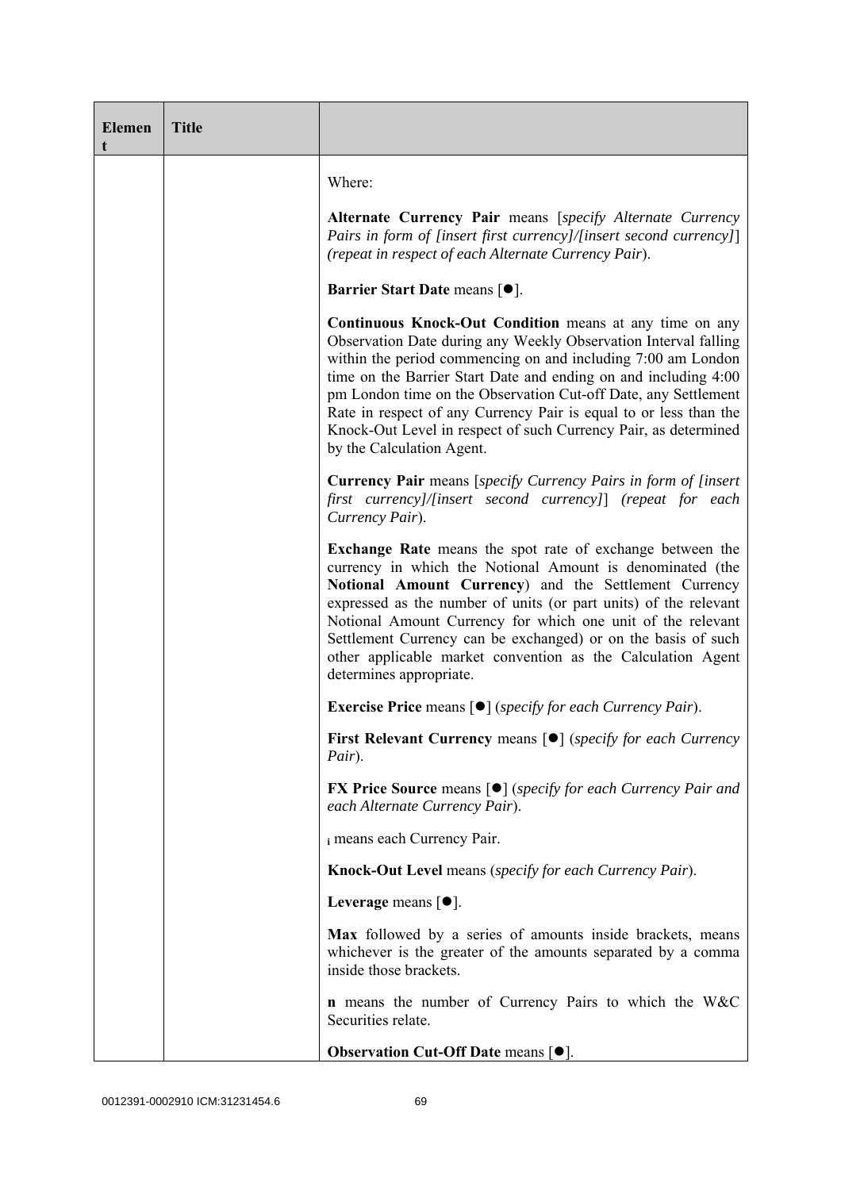| Element | Title | |
|---|---|---|
| | | Where:<br><br>**Alternate Currency Pair** means [*specify Alternate Currency Pairs in form of [insert first currency]/[insert second currency]*] (*repeat in respect of each Alternate Currency Pair*).<br><br>**Barrier Start Date** means [●].<br><br>**Continuous Knock-Out Condition** means at any time on any Observation Date during any Weekly Observation Interval falling within the period commencing on and including 7:00 am London time on the Barrier Start Date and ending on and including 4:00 pm London time on the Observation Cut-off Date, any Settlement Rate in respect of any Currency Pair is equal to or less than the Knock-Out Level in respect of such Currency Pair, as determined by the Calculation Agent.<br><br>**Currency Pair** means [*specify Currency Pairs in form of [insert first currency]/[insert second currency]*] (*repeat for each Currency Pair*).<br><br>**Exchange Rate** means the spot rate of exchange between the currency in which the Notional Amount is denominated (the **Notional Amount Currency**) and the Settlement Currency expressed as the number of units (or part units) of the relevant Notional Amount Currency for which one unit of the relevant Settlement Currency can be exchanged) or on the basis of such other applicable market convention as the Calculation Agent determines appropriate.<br><br>**Exercise Price** means [●] (*specify for each Currency Pair*).<br><br>**First Relevant Currency** means [●] (*specify for each Currency Pair*).<br><br>**FX Price Source** means [●] (*specify for each Currency Pair and each Alternate Currency Pair*).<br><br>$_i$ means each Currency Pair.<br><br>**Knock-Out Level** means (*specify for each Currency Pair*).<br><br>**Leverage** means [●].<br><br>**Max** followed by a series of amounts inside brackets, means whichever is the greater of the amounts separated by a comma inside those brackets.<br><br>**n** means the number of Currency Pairs to which the W&C Securities relate.<br><br>**Observation Cut-Off Date** means [●]. |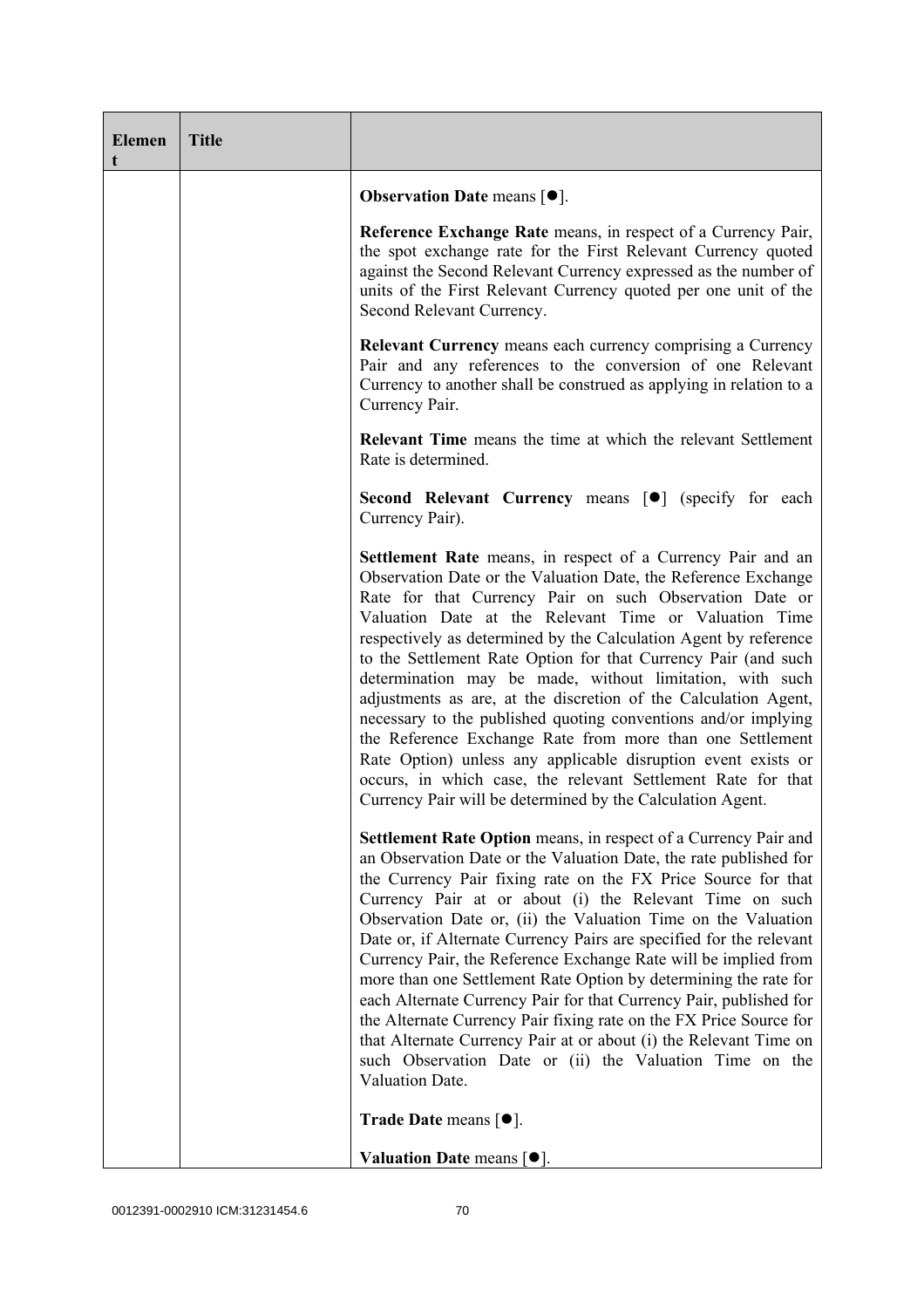| Element | Title | |
|---|---|---|
| | | **Observation Date** means [●]. |
| | | **Reference Exchange Rate** means, in respect of a Currency Pair, the spot exchange rate for the First Relevant Currency quoted against the Second Relevant Currency expressed as the number of units of the First Relevant Currency quoted per one unit of the Second Relevant Currency. |
| | | **Relevant Currency** means each currency comprising a Currency Pair and any references to the conversion of one Relevant Currency to another shall be construed as applying in relation to a Currency Pair. |
| | | **Relevant Time** means the time at which the relevant Settlement Rate is determined. |
| | | **Second Relevant Currency** means [●] (specify for each Currency Pair). |
| | | **Settlement Rate** means, in respect of a Currency Pair and an Observation Date or the Valuation Date, the Reference Exchange Rate for that Currency Pair on such Observation Date or Valuation Date at the Relevant Time or Valuation Time respectively as determined by the Calculation Agent by reference to the Settlement Rate Option for that Currency Pair (and such determination may be made, without limitation, with such adjustments as are, at the discretion of the Calculation Agent, necessary to the published quoting conventions and/or implying the Reference Exchange Rate from more than one Settlement Rate Option) unless any applicable disruption event exists or occurs, in which case, the relevant Settlement Rate for that Currency Pair will be determined by the Calculation Agent. |
| | | **Settlement Rate Option** means, in respect of a Currency Pair and an Observation Date or the Valuation Date, the rate published for the Currency Pair fixing rate on the FX Price Source for that Currency Pair at or about (i) the Relevant Time on such Observation Date or, (ii) the Valuation Time on the Valuation Date or, if Alternate Currency Pairs are specified for the relevant Currency Pair, the Reference Exchange Rate will be implied from more than one Settlement Rate Option by determining the rate for each Alternate Currency Pair for that Currency Pair, published for the Alternate Currency Pair fixing rate on the FX Price Source for that Alternate Currency Pair at or about (i) the Relevant Time on such Observation Date or (ii) the Valuation Time on the Valuation Date. |
| | | **Trade Date** means [●]. |
| | | **Valuation Date** means [●]. |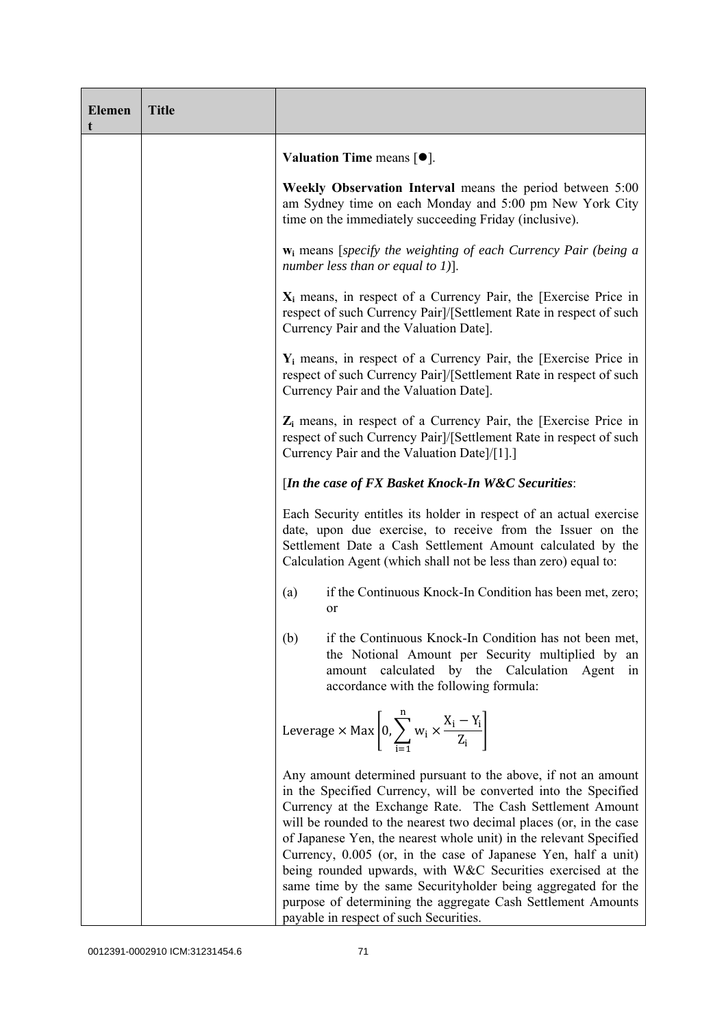| Element | Title | |
|---|---|---|
| | | **Valuation Time** means [●].<br><br>**Weekly Observation Interval** means the period between 5:00 am Sydney time on each Monday and 5:00 pm New York City time on the immediately succeeding Friday (inclusive).<br><br>**$w_i$** means [*specify the weighting of each Currency Pair (being a number less than or equal to 1)*].<br><br>**$X_i$** means, in respect of a Currency Pair, the [Exercise Price in respect of such Currency Pair]/[Settlement Rate in respect of such Currency Pair and the Valuation Date].<br><br>**$Y_i$** means, in respect of a Currency Pair, the [Exercise Price in respect of such Currency Pair]/[Settlement Rate in respect of such Currency Pair and the Valuation Date].<br><br>**$Z_i$** means, in respect of a Currency Pair, the [Exercise Price in respect of such Currency Pair]/[Settlement Rate in respect of such Currency Pair and the Valuation Date]/[1].]<br><br>[***In the case of FX Basket Knock-In W&C Securities***:<br><br>Each Security entitles its holder in respect of an actual exercise date, upon due exercise, to receive from the Issuer on the Settlement Date a Cash Settlement Amount calculated by the Calculation Agent (which shall not be less than zero) equal to:<br><br>(a) if the Continuous Knock-In Condition has been met, zero; or<br><br>(b) if the Continuous Knock-In Condition has not been met, the Notional Amount per Security multiplied by an amount calculated by the Calculation Agent in accordance with the following formula:<br><br>$$\text{Leverage} \times \text{Max}\left[0, \sum_{i=1}^{n} w_i \times \frac{X_i - Y_i}{Z_i}\right]$$<br><br>Any amount determined pursuant to the above, if not an amount in the Specified Currency, will be converted into the Specified Currency at the Exchange Rate. The Cash Settlement Amount will be rounded to the nearest two decimal places (or, in the case of Japanese Yen, the nearest whole unit) in the relevant Specified Currency, 0.005 (or, in the case of Japanese Yen, half a unit) being rounded upwards, with W&C Securities exercised at the same time by the same Securityholder being aggregated for the purpose of determining the aggregate Cash Settlement Amounts payable in respect of such Securities. |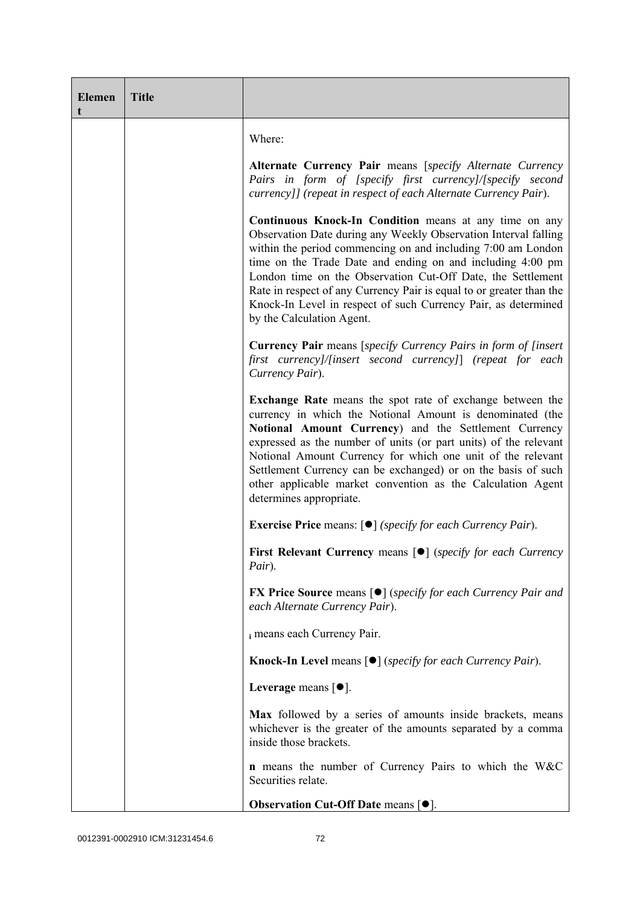| Element | Title | |
|---|---|---|
| | | Where:<br><br>**Alternate Currency Pair** means [*specify Alternate Currency Pairs in form of [specify first currency]/[specify second currency]] (repeat in respect of each Alternate Currency Pair*).<br><br>**Continuous Knock-In Condition** means at any time on any Observation Date during any Weekly Observation Interval falling within the period commencing on and including 7:00 am London time on the Trade Date and ending on and including 4:00 pm London time on the Observation Cut-Off Date, the Settlement Rate in respect of any Currency Pair is equal to or greater than the Knock-In Level in respect of such Currency Pair, as determined by the Calculation Agent.<br><br>**Currency Pair** means [*specify Currency Pairs in form of [insert first currency]/[insert second currency]*] *(repeat for each Currency Pair*).<br><br>**Exchange Rate** means the spot rate of exchange between the currency in which the Notional Amount is denominated (the **Notional Amount Currency**) and the Settlement Currency expressed as the number of units (or part units) of the relevant Notional Amount Currency for which one unit of the relevant Settlement Currency can be exchanged) or on the basis of such other applicable market convention as the Calculation Agent determines appropriate.<br><br>**Exercise Price** means: [●] *(specify for each Currency Pair*).<br><br>**First Relevant Currency** means [●] (*specify for each Currency Pair*).<br><br>**FX Price Source** means [●] (*specify for each Currency Pair and each Alternate Currency Pair*).<br><br>$_i$ means each Currency Pair.<br><br>**Knock-In Level** means [●] (*specify for each Currency Pair*).<br><br>**Leverage** means [●].<br><br>**Max** followed by a series of amounts inside brackets, means whichever is the greater of the amounts separated by a comma inside those brackets.<br><br>**n** means the number of Currency Pairs to which the W&C Securities relate.<br><br>**Observation Cut-Off Date** means [●]. |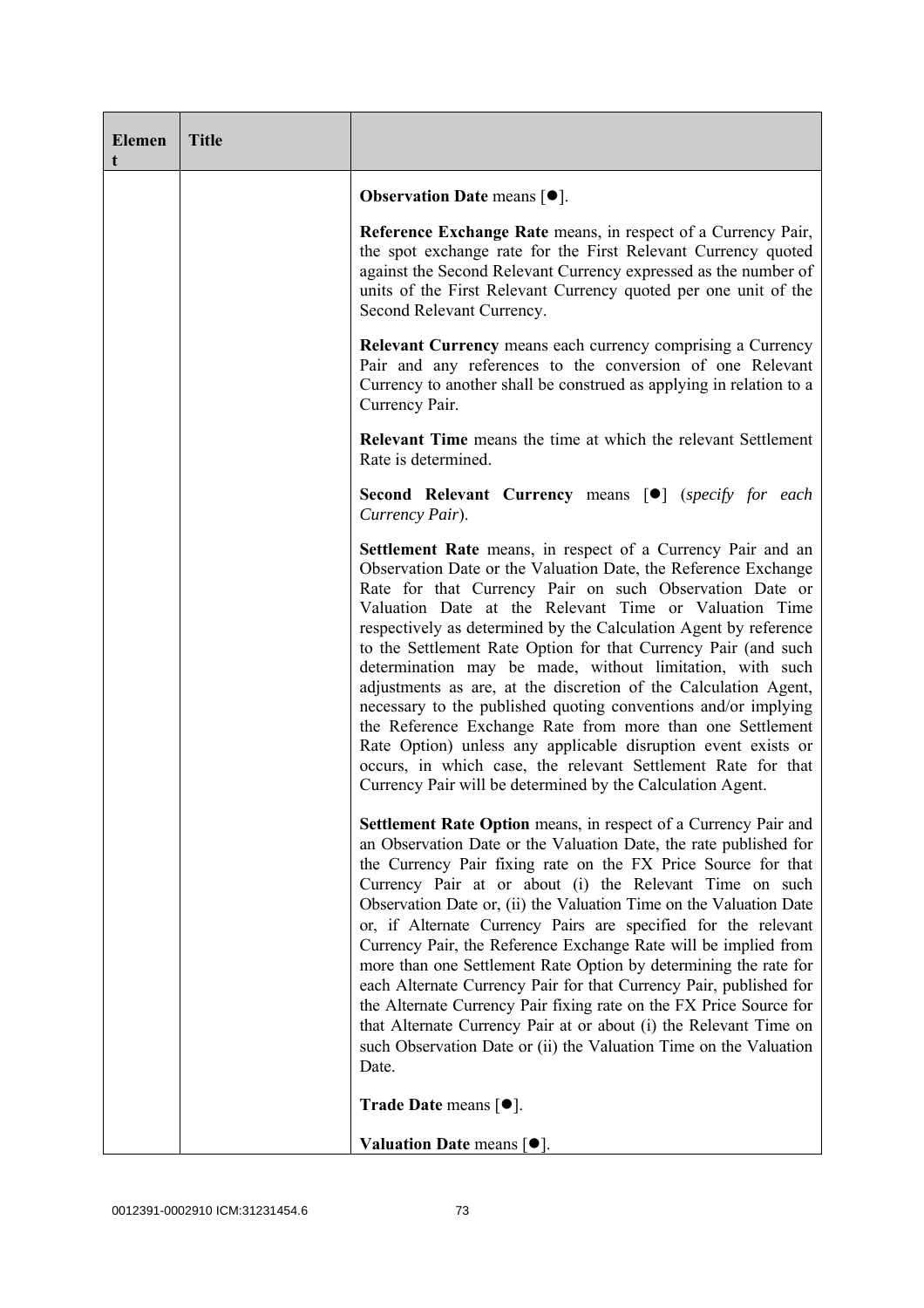| Element | Title | |
|---|---|---|
| | | **Observation Date** means [●].<br><br>**Reference Exchange Rate** means, in respect of a Currency Pair, the spot exchange rate for the First Relevant Currency quoted against the Second Relevant Currency expressed as the number of units of the First Relevant Currency quoted per one unit of the Second Relevant Currency.<br><br>**Relevant Currency** means each currency comprising a Currency Pair and any references to the conversion of one Relevant Currency to another shall be construed as applying in relation to a Currency Pair.<br><br>**Relevant Time** means the time at which the relevant Settlement Rate is determined.<br><br>**Second Relevant Currency** means [●] (*specify for each Currency Pair*).<br><br>**Settlement Rate** means, in respect of a Currency Pair and an Observation Date or the Valuation Date, the Reference Exchange Rate for that Currency Pair on such Observation Date or Valuation Date at the Relevant Time or Valuation Time respectively as determined by the Calculation Agent by reference to the Settlement Rate Option for that Currency Pair (and such determination may be made, without limitation, with such adjustments as are, at the discretion of the Calculation Agent, necessary to the published quoting conventions and/or implying the Reference Exchange Rate from more than one Settlement Rate Option) unless any applicable disruption event exists or occurs, in which case, the relevant Settlement Rate for that Currency Pair will be determined by the Calculation Agent.<br><br>**Settlement Rate Option** means, in respect of a Currency Pair and an Observation Date or the Valuation Date, the rate published for the Currency Pair fixing rate on the FX Price Source for that Currency Pair at or about (i) the Relevant Time on such Observation Date or, (ii) the Valuation Time on the Valuation Date or, if Alternate Currency Pairs are specified for the relevant Currency Pair, the Reference Exchange Rate will be implied from more than one Settlement Rate Option by determining the rate for each Alternate Currency Pair for that Currency Pair, published for the Alternate Currency Pair fixing rate on the FX Price Source for that Alternate Currency Pair at or about (i) the Relevant Time on such Observation Date or (ii) the Valuation Time on the Valuation Date.<br><br>**Trade Date** means [●].<br><br>**Valuation Date** means [●]. |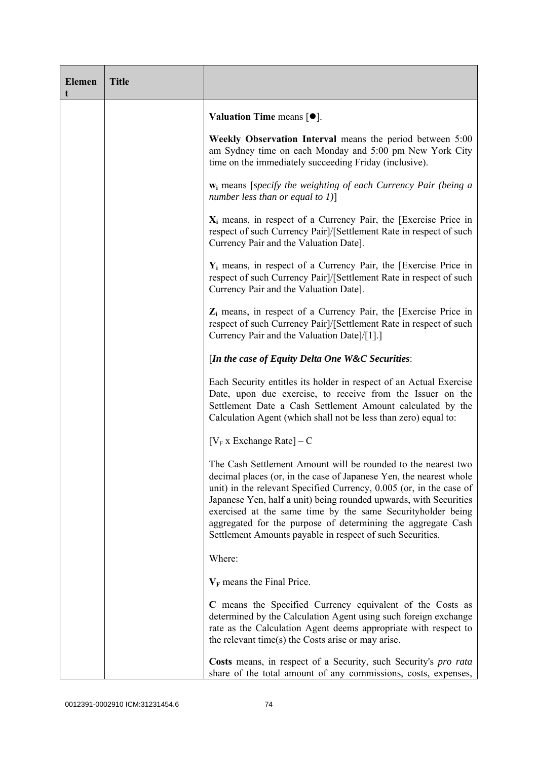| Element | Title | |
|---|---|---|
| | | **Valuation Time** means [●].<br><br>**Weekly Observation Interval** means the period between 5:00 am Sydney time on each Monday and 5:00 pm New York City time on the immediately succeeding Friday (inclusive).<br><br>$\mathbf{w_i}$ means [*specify the weighting of each Currency Pair (being a number less than or equal to 1)*]<br><br>$\mathbf{X_i}$ means, in respect of a Currency Pair, the [Exercise Price in respect of such Currency Pair]/[Settlement Rate in respect of such Currency Pair and the Valuation Date].<br><br>$\mathbf{Y_i}$ means, in respect of a Currency Pair, the [Exercise Price in respect of such Currency Pair]/[Settlement Rate in respect of such Currency Pair and the Valuation Date].<br><br>$\mathbf{Z_i}$ means, in respect of a Currency Pair, the [Exercise Price in respect of such Currency Pair]/[Settlement Rate in respect of such Currency Pair and the Valuation Date]/[1].]<br><br>[***In the case of Equity Delta One W&C Securities***:<br><br>Each Security entitles its holder in respect of an Actual Exercise Date, upon due exercise, to receive from the Issuer on the Settlement Date a Cash Settlement Amount calculated by the Calculation Agent (which shall not be less than zero) equal to:<br><br>$[V_F \text{ x Exchange Rate}] - C$<br><br>The Cash Settlement Amount will be rounded to the nearest two decimal places (or, in the case of Japanese Yen, the nearest whole unit) in the relevant Specified Currency, 0.005 (or, in the case of Japanese Yen, half a unit) being rounded upwards, with Securities exercised at the same time by the same Securityholder being aggregated for the purpose of determining the aggregate Cash Settlement Amounts payable in respect of such Securities.<br><br>Where:<br><br>$\mathbf{V_F}$ means the Final Price.<br><br>**C** means the Specified Currency equivalent of the Costs as determined by the Calculation Agent using such foreign exchange rate as the Calculation Agent deems appropriate with respect to the relevant time(s) the Costs arise or may arise.<br><br>**Costs** means, in respect of a Security, such Security's *pro rata* share of the total amount of any commissions, costs, expenses, |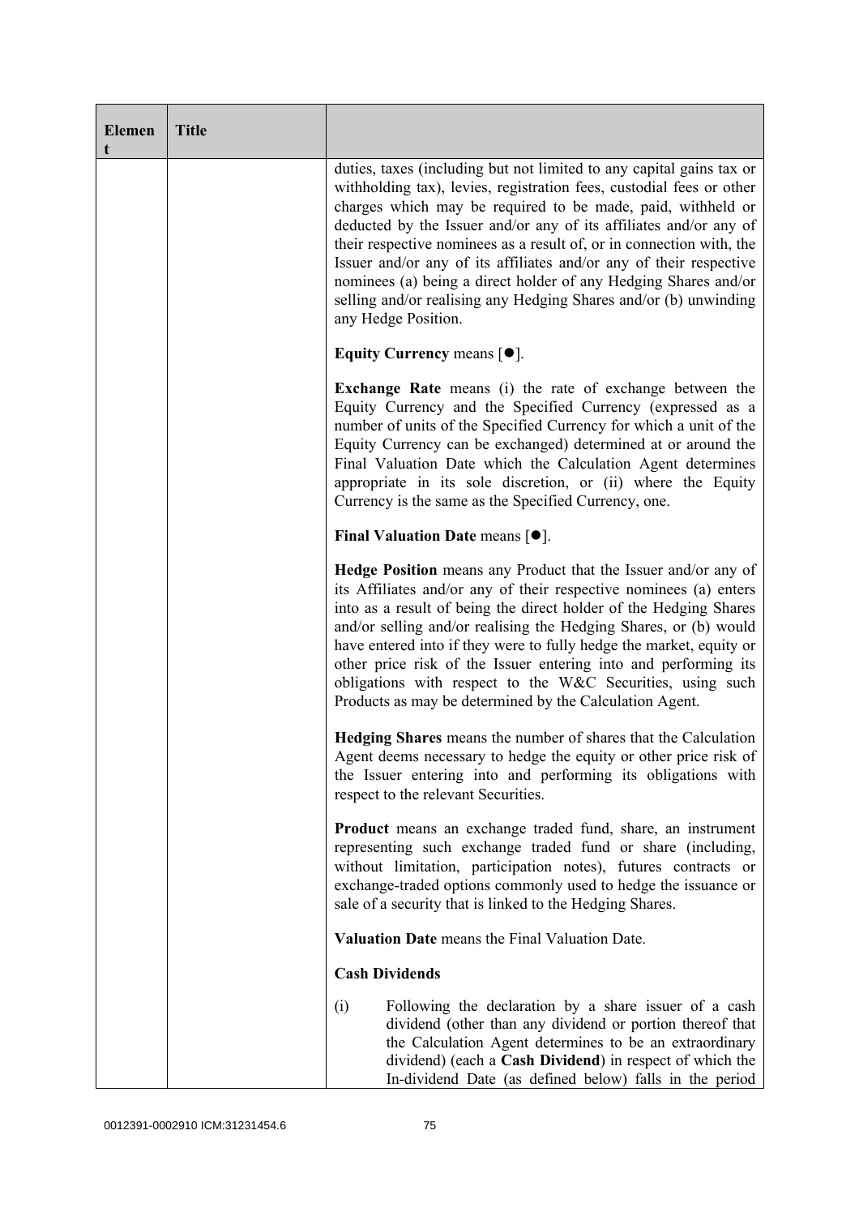| Element | Title | |
|---|---|---|
| | | duties, taxes (including but not limited to any capital gains tax or withholding tax), levies, registration fees, custodial fees or other charges which may be required to be made, paid, withheld or deducted by the Issuer and/or any of its affiliates and/or any of their respective nominees as a result of, or in connection with, the Issuer and/or any of its affiliates and/or any of their respective nominees (a) being a direct holder of any Hedging Shares and/or selling and/or realising any Hedging Shares and/or (b) unwinding any Hedge Position.<br><br>**Equity Currency** means [●].<br><br>**Exchange Rate** means (i) the rate of exchange between the Equity Currency and the Specified Currency (expressed as a number of units of the Specified Currency for which a unit of the Equity Currency can be exchanged) determined at or around the Final Valuation Date which the Calculation Agent determines appropriate in its sole discretion, or (ii) where the Equity Currency is the same as the Specified Currency, one.<br><br>**Final Valuation Date** means [●].<br><br>**Hedge Position** means any Product that the Issuer and/or any of its Affiliates and/or any of their respective nominees (a) enters into as a result of being the direct holder of the Hedging Shares and/or selling and/or realising the Hedging Shares, or (b) would have entered into if they were to fully hedge the market, equity or other price risk of the Issuer entering into and performing its obligations with respect to the W&C Securities, using such Products as may be determined by the Calculation Agent.<br><br>**Hedging Shares** means the number of shares that the Calculation Agent deems necessary to hedge the equity or other price risk of the Issuer entering into and performing its obligations with respect to the relevant Securities.<br><br>**Product** means an exchange traded fund, share, an instrument representing such exchange traded fund or share (including, without limitation, participation notes), futures contracts or exchange-traded options commonly used to hedge the issuance or sale of a security that is linked to the Hedging Shares.<br><br>**Valuation Date** means the Final Valuation Date.<br><br>**Cash Dividends**<br><br>(i) Following the declaration by a share issuer of a cash dividend (other than any dividend or portion thereof that the Calculation Agent determines to be an extraordinary dividend) (each a **Cash Dividend**) in respect of which the In-dividend Date (as defined below) falls in the period |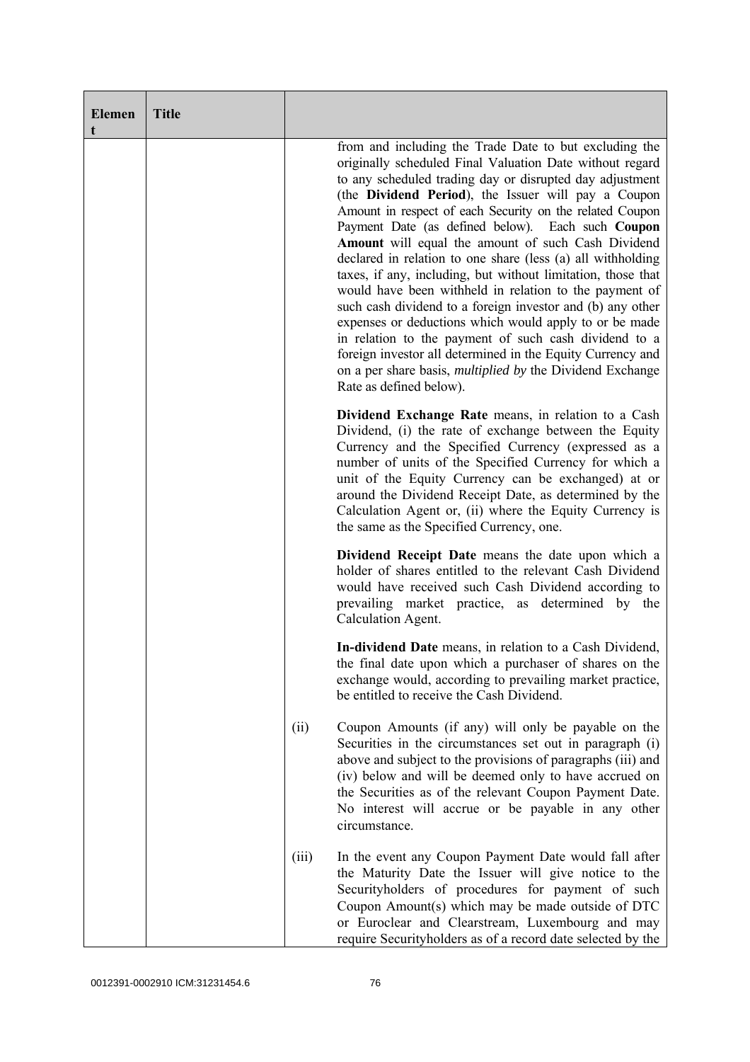| Element | Title | | |
|---|---|---|---|
| | | | from and including the Trade Date to but excluding the originally scheduled Final Valuation Date without regard to any scheduled trading day or disrupted day adjustment (the **Dividend Period**), the Issuer will pay a Coupon Amount in respect of each Security on the related Coupon Payment Date (as defined below). Each such **Coupon Amount** will equal the amount of such Cash Dividend declared in relation to one share (less (a) all withholding taxes, if any, including, but without limitation, those that would have been withheld in relation to the payment of such cash dividend to a foreign investor and (b) any other expenses or deductions which would apply to or be made in relation to the payment of such cash dividend to a foreign investor all determined in the Equity Currency and on a per share basis, *multiplied by* the Dividend Exchange Rate as defined below).<br><br>**Dividend Exchange Rate** means, in relation to a Cash Dividend, (i) the rate of exchange between the Equity Currency and the Specified Currency (expressed as a number of units of the Specified Currency for which a unit of the Equity Currency can be exchanged) at or around the Dividend Receipt Date, as determined by the Calculation Agent or, (ii) where the Equity Currency is the same as the Specified Currency, one.<br><br>**Dividend Receipt Date** means the date upon which a holder of shares entitled to the relevant Cash Dividend would have received such Cash Dividend according to prevailing market practice, as determined by the Calculation Agent.<br><br>**In-dividend Date** means, in relation to a Cash Dividend, the final date upon which a purchaser of shares on the exchange would, according to prevailing market practice, be entitled to receive the Cash Dividend. |
| | | (ii) | Coupon Amounts (if any) will only be payable on the Securities in the circumstances set out in paragraph (i) above and subject to the provisions of paragraphs (iii) and (iv) below and will be deemed only to have accrued on the Securities as of the relevant Coupon Payment Date. No interest will accrue or be payable in any other circumstance. |
| | | (iii) | In the event any Coupon Payment Date would fall after the Maturity Date the Issuer will give notice to the Securityholders of procedures for payment of such Coupon Amount(s) which may be made outside of DTC or Euroclear and Clearstream, Luxembourg and may require Securityholders as of a record date selected by the |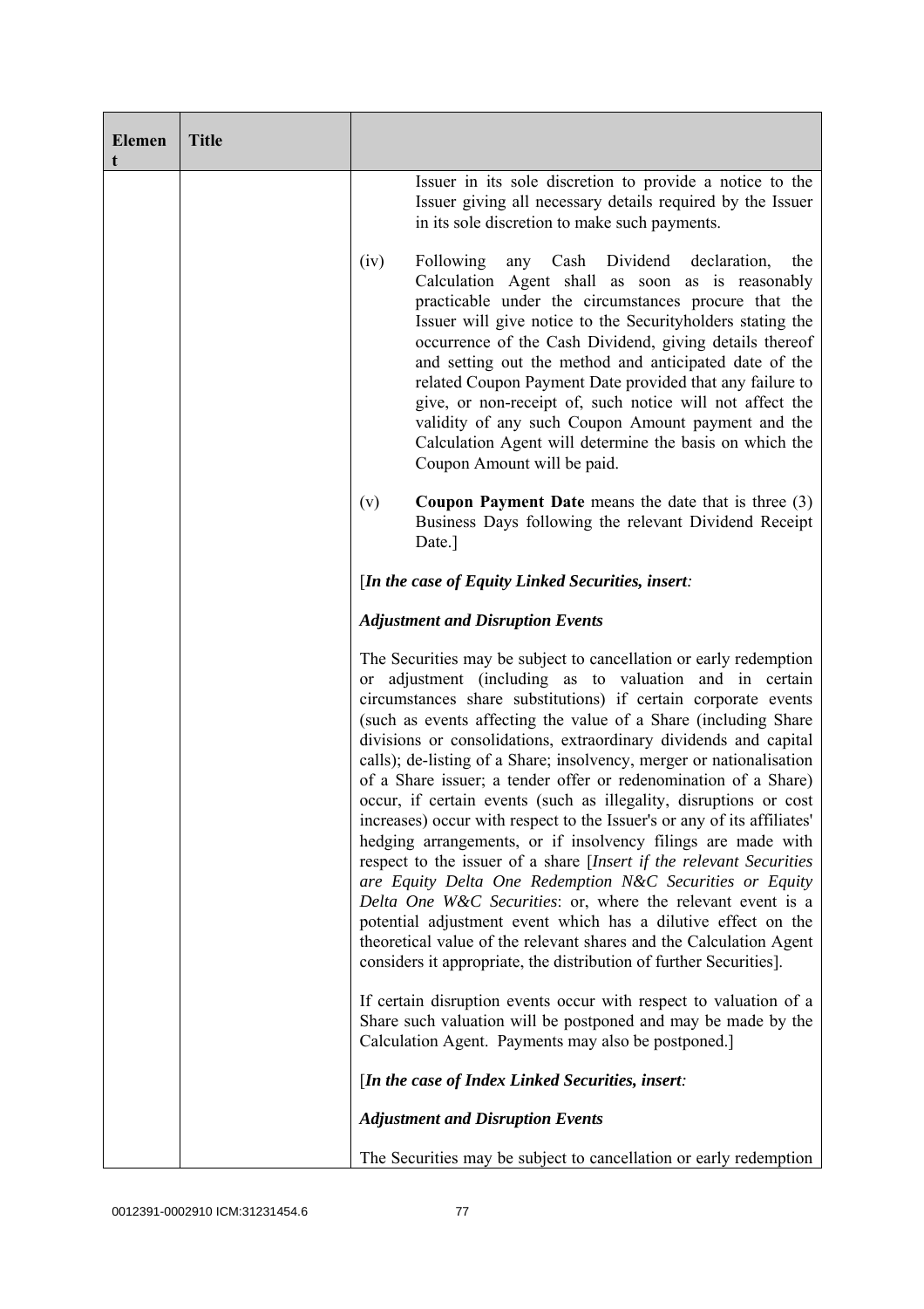| Element | Title | |
|---|---|---|
| | | Issuer in its sole discretion to provide a notice to the Issuer giving all necessary details required by the Issuer in its sole discretion to make such payments.<br><br>(iv) Following any Cash Dividend declaration, the Calculation Agent shall as soon as is reasonably practicable under the circumstances procure that the Issuer will give notice to the Securityholders stating the occurrence of the Cash Dividend, giving details thereof and setting out the method and anticipated date of the related Coupon Payment Date provided that any failure to give, or non-receipt of, such notice will not affect the validity of any such Coupon Amount payment and the Calculation Agent will determine the basis on which the Coupon Amount will be paid.<br><br>(v) **Coupon Payment Date** means the date that is three (3) Business Days following the relevant Dividend Receipt Date.]<br><br>[***In the case of Equity Linked Securities, insert:***<br><br>***Adjustment and Disruption Events***<br><br>The Securities may be subject to cancellation or early redemption or adjustment (including as to valuation and in certain circumstances share substitutions) if certain corporate events (such as events affecting the value of a Share (including Share divisions or consolidations, extraordinary dividends and capital calls); de-listing of a Share; insolvency, merger or nationalisation of a Share issuer; a tender offer or redenomination of a Share) occur, if certain events (such as illegality, disruptions or cost increases) occur with respect to the Issuer's or any of its affiliates' hedging arrangements, or if insolvency filings are made with respect to the issuer of a share [*Insert if the relevant Securities are Equity Delta One Redemption N&C Securities or Equity Delta One W&C Securities*: or, where the relevant event is a potential adjustment event which has a dilutive effect on the theoretical value of the relevant shares and the Calculation Agent considers it appropriate, the distribution of further Securities].<br><br>If certain disruption events occur with respect to valuation of a Share such valuation will be postponed and may be made by the Calculation Agent. Payments may also be postponed.]<br><br>[***In the case of Index Linked Securities, insert:***<br><br>***Adjustment and Disruption Events***<br><br>The Securities may be subject to cancellation or early redemption |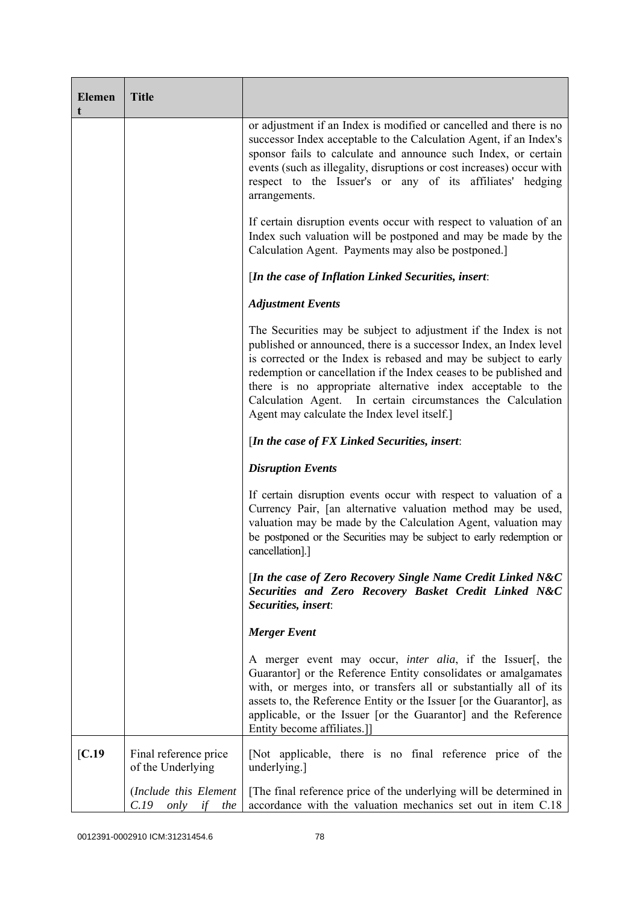| Element | Title | |
|---|---|---|
| | | or adjustment if an Index is modified or cancelled and there is no successor Index acceptable to the Calculation Agent, if an Index's sponsor fails to calculate and announce such Index, or certain events (such as illegality, disruptions or cost increases) occur with respect to the Issuer's or any of its affiliates' hedging arrangements.<br><br>If certain disruption events occur with respect to valuation of an Index such valuation will be postponed and may be made by the Calculation Agent. Payments may also be postponed.]<br><br>[***In the case of Inflation Linked Securities, insert***:<br><br>***Adjustment Events***<br><br>The Securities may be subject to adjustment if the Index is not published or announced, there is a successor Index, an Index level is corrected or the Index is rebased and may be subject to early redemption or cancellation if the Index ceases to be published and there is no appropriate alternative index acceptable to the Calculation Agent. In certain circumstances the Calculation Agent may calculate the Index level itself.]<br><br>[***In the case of FX Linked Securities, insert***:<br><br>***Disruption Events***<br><br>If certain disruption events occur with respect to valuation of a Currency Pair, [an alternative valuation method may be used, valuation may be made by the Calculation Agent, valuation may be postponed or the Securities may be subject to early redemption or cancellation].]<br><br>[***In the case of Zero Recovery Single Name Credit Linked N&C Securities and Zero Recovery Basket Credit Linked N&C Securities, insert***:<br><br>***Merger Event***<br><br>A merger event may occur, *inter alia*, if the Issuer[, the Guarantor] or the Reference Entity consolidates or amalgamates with, or merges into, or transfers all or substantially all of its assets to, the Reference Entity or the Issuer [or the Guarantor], as applicable, or the Issuer [or the Guarantor] and the Reference Entity become affiliates.]] |
| [**C.19** | Final reference price of the Underlying<br><br>(*Include this Element C.19 only if the* | [Not applicable, there is no final reference price of the underlying.]<br><br>[The final reference price of the underlying will be determined in accordance with the valuation mechanics set out in item C.18 |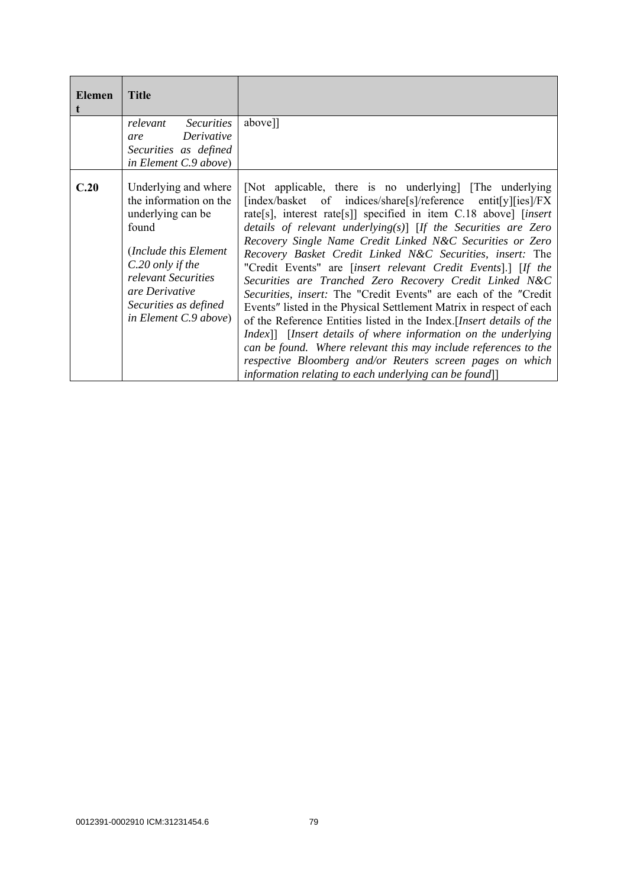| Element | Title | |
|---|---|---|
| | *relevant Securities are Derivative Securities as defined in Element C.9 above*) | above]] |
| **C.20** | Underlying and where the information on the underlying can be found<br><br>(*Include this Element C.20 only if the relevant Securities are Derivative Securities as defined in Element C.9 above*) | [Not applicable, there is no underlying] [The underlying [index/basket of indices/share[s]/reference entit[y][ies]/FX rate[s], interest rate[s]] specified in item C.18 above] [*insert details of relevant underlying(s)*] [*If the Securities are Zero Recovery Single Name Credit Linked N&C Securities or Zero Recovery Basket Credit Linked N&C Securities, insert:* The "Credit Events" are [*insert relevant Credit Events*].] [*If the Securities are Tranched Zero Recovery Credit Linked N&C Securities, insert:* The "Credit Events" are each of the "Credit Events" listed in the Physical Settlement Matrix in respect of each of the Reference Entities listed in the Index.[*Insert details of the Index*]] [*Insert details of where information on the underlying can be found. Where relevant this may include references to the respective Bloomberg and/or Reuters screen pages on which information relating to each underlying can be found*]] |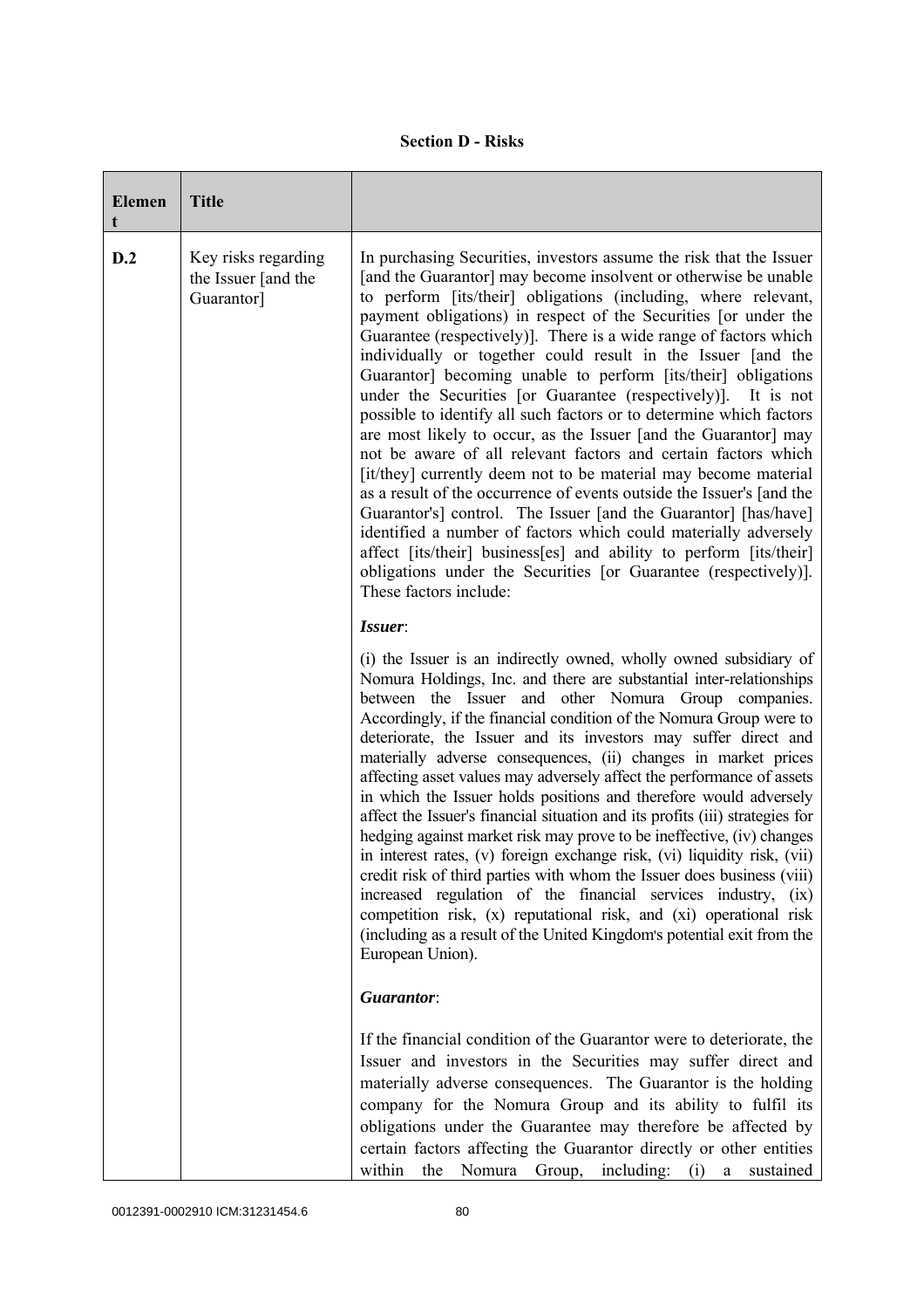**Section D - Risks**

| Element | Title | |
|---|---|---|
| D.2 | Key risks regarding the Issuer [and the Guarantor] | In purchasing Securities, investors assume the risk that the Issuer [and the Guarantor] may become insolvent or otherwise be unable to perform [its/their] obligations (including, where relevant, payment obligations) in respect of the Securities [or under the Guarantee (respectively)]. There is a wide range of factors which individually or together could result in the Issuer [and the Guarantor] becoming unable to perform [its/their] obligations under the Securities [or Guarantee (respectively)]. It is not possible to identify all such factors or to determine which factors are most likely to occur, as the Issuer [and the Guarantor] may not be aware of all relevant factors and certain factors which [it/they] currently deem not to be material may become material as a result of the occurrence of events outside the Issuer's [and the Guarantor's] control. The Issuer [and the Guarantor] [has/have] identified a number of factors which could materially adversely affect [its/their] business[es] and ability to perform [its/their] obligations under the Securities [or Guarantee (respectively)]. These factors include:<br><br>***Issuer***:<br><br>(i) the Issuer is an indirectly owned, wholly owned subsidiary of Nomura Holdings, Inc. and there are substantial inter-relationships between the Issuer and other Nomura Group companies. Accordingly, if the financial condition of the Nomura Group were to deteriorate, the Issuer and its investors may suffer direct and materially adverse consequences, (ii) changes in market prices affecting asset values may adversely affect the performance of assets in which the Issuer holds positions and therefore would adversely affect the Issuer's financial situation and its profits (iii) strategies for hedging against market risk may prove to be ineffective, (iv) changes in interest rates, (v) foreign exchange risk, (vi) liquidity risk, (vii) credit risk of third parties with whom the Issuer does business (viii) increased regulation of the financial services industry, (ix) competition risk, (x) reputational risk, and (xi) operational risk (including as a result of the United Kingdom's potential exit from the European Union).<br><br>***Guarantor***:<br><br>If the financial condition of the Guarantor were to deteriorate, the Issuer and investors in the Securities may suffer direct and materially adverse consequences. The Guarantor is the holding company for the Nomura Group and its ability to fulfil its obligations under the Guarantee may therefore be affected by certain factors affecting the Guarantor directly or other entities within the Nomura Group, including: (i) a sustained |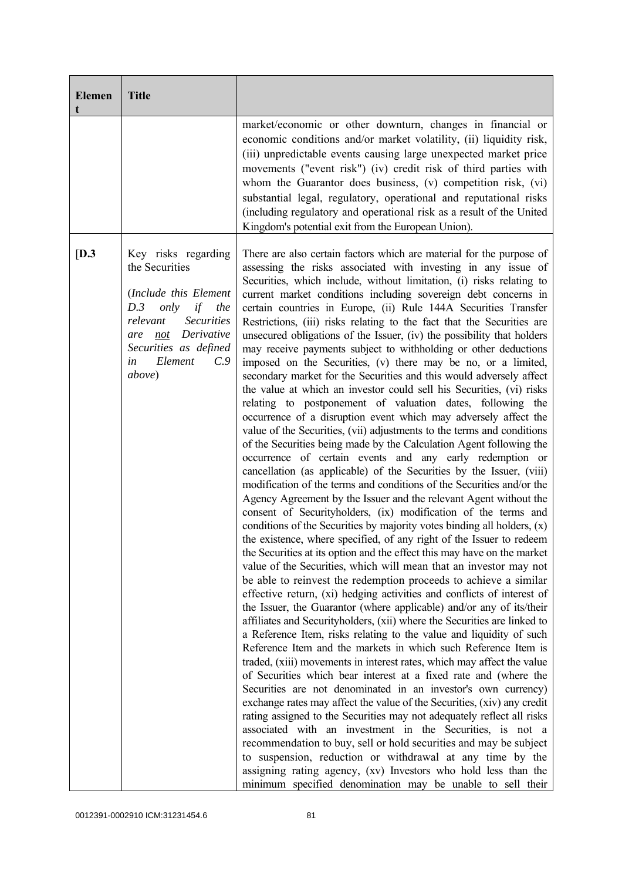| Element | Title | |
|---|---|---|
| | | market/economic or other downturn, changes in financial or economic conditions and/or market volatility, (ii) liquidity risk, (iii) unpredictable events causing large unexpected market price movements ("event risk") (iv) credit risk of third parties with whom the Guarantor does business, (v) competition risk, (vi) substantial legal, regulatory, operational and reputational risks (including regulatory and operational risk as a result of the United Kingdom's potential exit from the European Union). |
| [**D.3** | Key risks regarding the Securities<br><br>(*Include this Element D.3 only if the relevant Securities are <u>not</u> Derivative Securities as defined in Element C.9 above*) | There are also certain factors which are material for the purpose of assessing the risks associated with investing in any issue of Securities, which include, without limitation, (i) risks relating to current market conditions including sovereign debt concerns in certain countries in Europe, (ii) Rule 144A Securities Transfer Restrictions, (iii) risks relating to the fact that the Securities are unsecured obligations of the Issuer, (iv) the possibility that holders may receive payments subject to withholding or other deductions imposed on the Securities, (v) there may be no, or a limited, secondary market for the Securities and this would adversely affect the value at which an investor could sell his Securities, (vi) risks relating to postponement of valuation dates, following the occurrence of a disruption event which may adversely affect the value of the Securities, (vii) adjustments to the terms and conditions of the Securities being made by the Calculation Agent following the occurrence of certain events and any early redemption or cancellation (as applicable) of the Securities by the Issuer, (viii) modification of the terms and conditions of the Securities and/or the Agency Agreement by the Issuer and the relevant Agent without the consent of Securityholders, (ix) modification of the terms and conditions of the Securities by majority votes binding all holders, (x) the existence, where specified, of any right of the Issuer to redeem the Securities at its option and the effect this may have on the market value of the Securities, which will mean that an investor may not be able to reinvest the redemption proceeds to achieve a similar effective return, (xi) hedging activities and conflicts of interest of the Issuer, the Guarantor (where applicable) and/or any of its/their affiliates and Securityholders, (xii) where the Securities are linked to a Reference Item, risks relating to the value and liquidity of such Reference Item and the markets in which such Reference Item is traded, (xiii) movements in interest rates, which may affect the value of Securities which bear interest at a fixed rate and (where the Securities are not denominated in an investor's own currency) exchange rates may affect the value of the Securities, (xiv) any credit rating assigned to the Securities may not adequately reflect all risks associated with an investment in the Securities, is not a recommendation to buy, sell or hold securities and may be subject to suspension, reduction or withdrawal at any time by the assigning rating agency, (xv) Investors who hold less than the minimum specified denomination may be unable to sell their |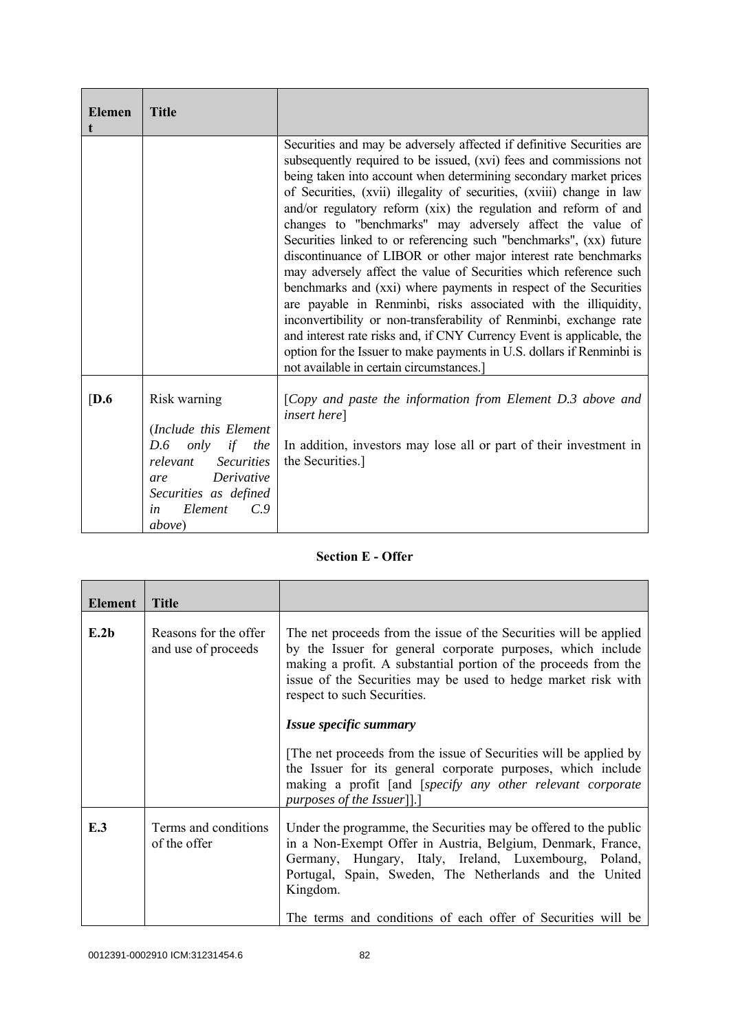| Element | Title | |
|---|---|---|
| | | Securities and may be adversely affected if definitive Securities are subsequently required to be issued, (xvi) fees and commissions not being taken into account when determining secondary market prices of Securities, (xvii) illegality of securities, (xviii) change in law and/or regulatory reform (xix) the regulation and reform of and changes to "benchmarks" may adversely affect the value of Securities linked to or referencing such "benchmarks", (xx) future discontinuance of LIBOR or other major interest rate benchmarks may adversely affect the value of Securities which reference such benchmarks and (xxi) where payments in respect of the Securities are payable in Renminbi, risks associated with the illiquidity, inconvertibility or non-transferability of Renminbi, exchange rate and interest rate risks and, if CNY Currency Event is applicable, the option for the Issuer to make payments in U.S. dollars if Renminbi is not available in certain circumstances.] |
| [**D.6** | Risk warning<br><br>(*Include this Element D.6 only if the relevant Securities are Derivative Securities as defined in Element C.9 above*) | [*Copy and paste the information from Element D.3 above and insert here*]<br><br>In addition, investors may lose all or part of their investment in the Securities.] |

**Section E - Offer**

| Element | Title | |
|---|---|---|
| **E.2b** | Reasons for the offer and use of proceeds | The net proceeds from the issue of the Securities will be applied by the Issuer for general corporate purposes, which include making a profit. A substantial portion of the proceeds from the issue of the Securities may be used to hedge market risk with respect to such Securities.<br><br>***Issue specific summary***<br><br>[The net proceeds from the issue of Securities will be applied by the Issuer for its general corporate purposes, which include making a profit [and [*specify any other relevant corporate purposes of the Issuer*]].] |
| **E.3** | Terms and conditions of the offer | Under the programme, the Securities may be offered to the public in a Non-Exempt Offer in Austria, Belgium, Denmark, France, Germany, Hungary, Italy, Ireland, Luxembourg, Poland, Portugal, Spain, Sweden, The Netherlands and the United Kingdom.<br><br>The terms and conditions of each offer of Securities will be |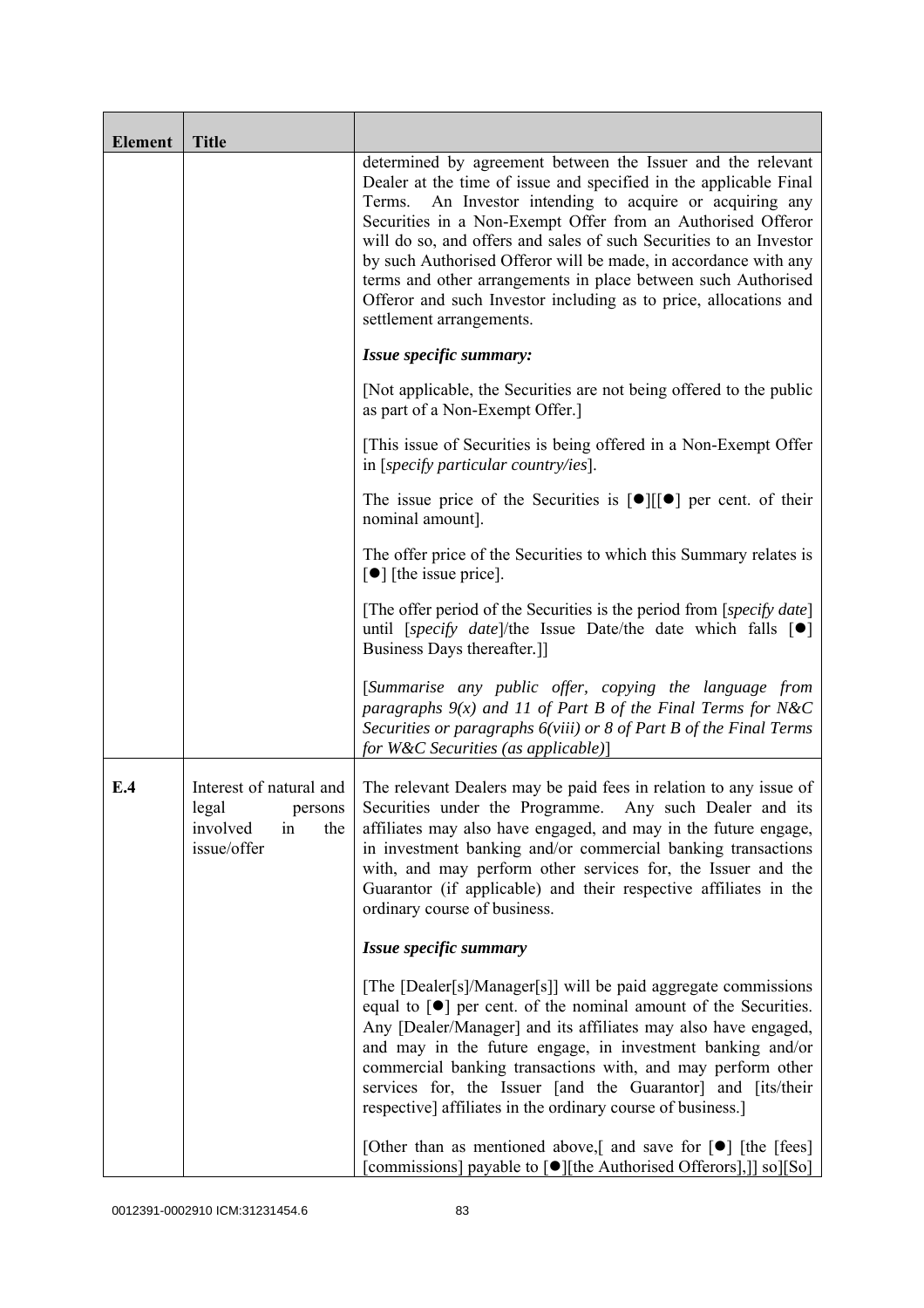| Element | Title | |
|---|---|---|
| | | determined by agreement between the Issuer and the relevant Dealer at the time of issue and specified in the applicable Final Terms. An Investor intending to acquire or acquiring any Securities in a Non-Exempt Offer from an Authorised Offeror will do so, and offers and sales of such Securities to an Investor by such Authorised Offeror will be made, in accordance with any terms and other arrangements in place between such Authorised Offeror and such Investor including as to price, allocations and settlement arrangements.<br><br>***Issue specific summary:***<br><br>[Not applicable, the Securities are not being offered to the public as part of a Non-Exempt Offer.]<br><br>[This issue of Securities is being offered in a Non-Exempt Offer in [*specify particular country/ies*].<br><br>The issue price of the Securities is [●][[●] per cent. of their nominal amount].<br><br>The offer price of the Securities to which this Summary relates is [●] [the issue price].<br><br>[The offer period of the Securities is the period from [*specify date*] until [*specify date*]/the Issue Date/the date which falls [●] Business Days thereafter.]]<br><br>[*Summarise any public offer, copying the language from paragraphs 9(x) and 11 of Part B of the Final Terms for N&C Securities or paragraphs 6(viii) or 8 of Part B of the Final Terms for W&C Securities (as applicable)*] |
| **E.4** | Interest of natural and legal persons involved in the issue/offer | The relevant Dealers may be paid fees in relation to any issue of Securities under the Programme. Any such Dealer and its affiliates may also have engaged, and may in the future engage, in investment banking and/or commercial banking transactions with, and may perform other services for, the Issuer and the Guarantor (if applicable) and their respective affiliates in the ordinary course of business.<br><br>***Issue specific summary***<br><br>[The [Dealer[s]/Manager[s]] will be paid aggregate commissions equal to [●] per cent. of the nominal amount of the Securities. Any [Dealer/Manager] and its affiliates may also have engaged, and may in the future engage, in investment banking and/or commercial banking transactions with, and may perform other services for, the Issuer [and the Guarantor] and [its/their respective] affiliates in the ordinary course of business.]<br><br>[Other than as mentioned above,[ and save for [●] [the [fees] [commissions] payable to [●][the Authorised Offerors],]] so][So] |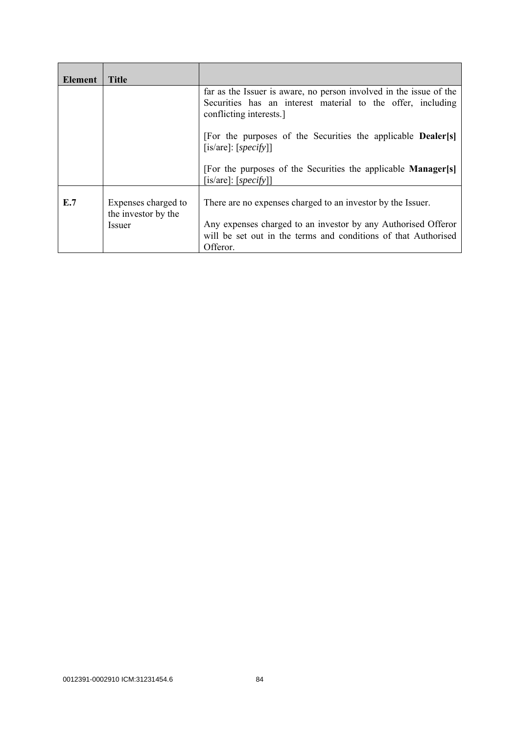| Element | Title | |
|---|---|---|
| | | far as the Issuer is aware, no person involved in the issue of the Securities has an interest material to the offer, including conflicting interests.]<br><br>[For the purposes of the Securities the applicable **Dealer[s]** [is/are]: [*specify*]]<br><br>[For the purposes of the Securities the applicable **Manager[s]** [is/are]: [*specify*]] |
| **E.7** | Expenses charged to the investor by the Issuer | There are no expenses charged to an investor by the Issuer.<br><br>Any expenses charged to an investor by any Authorised Offeror will be set out in the terms and conditions of that Authorised Offeror. |